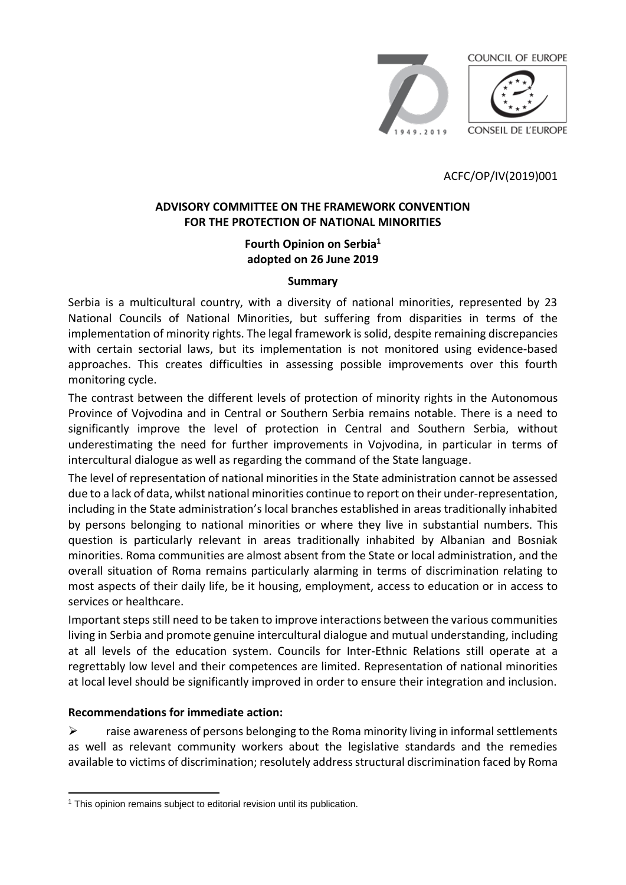ACFC/OP/IV(2019)001

**ADVISORY COMMITTEE ON THE FRAMEWORK CONVENTION FOR THE PROTECTION OF NATIONAL MINORITIES**

**Fourth Opinion on Serbia[1]**
**adopted on 26 June 2019**

**Summary**

Serbia is a multicultural country, with a diversity of national minorities, represented by 23 National Councils of National Minorities, but suffering from disparities in terms of the implementation of minority rights. The legal framework is solid, despite remaining discrepancies with certain sectorial laws, but its implementation is not monitored using evidence-based approaches. This creates difficulties in assessing possible improvements over this fourth monitoring cycle.

The contrast between the different levels of protection of minority rights in the Autonomous Province of Vojvodina and in Central or Southern Serbia remains notable. There is a need to significantly improve the level of protection in Central and Southern Serbia, without underestimating the need for further improvements in Vojvodina, in particular in terms of intercultural dialogue as well as regarding the command of the State language.

The level of representation of national minorities in the State administration cannot be assessed due to a lack of data, whilst national minorities continue to report on their under-representation, including in the State administration's local branches established in areas traditionally inhabited by persons belonging to national minorities or where they live in substantial numbers. This question is particularly relevant in areas traditionally inhabited by Albanian and Bosniak minorities. Roma communities are almost absent from the State or local administration, and the overall situation of Roma remains particularly alarming in terms of discrimination relating to most aspects of their daily life, be it housing, employment, access to education or in access to services or healthcare.

Important steps still need to be taken to improve interactions between the various communities living in Serbia and promote genuine intercultural dialogue and mutual understanding, including at all levels of the education system. Councils for Inter-Ethnic Relations still operate at a regrettably low level and their competences are limited. Representation of national minorities at local level should be significantly improved in order to ensure their integration and inclusion.

**Recommendations for immediate action:**

- raise awareness of persons belonging to the Roma minority living in informal settlements as well as relevant community workers about the legislative standards and the remedies available to victims of discrimination; resolutely address structural discrimination faced by Roma

[1] This opinion remains subject to editorial revision until its publication.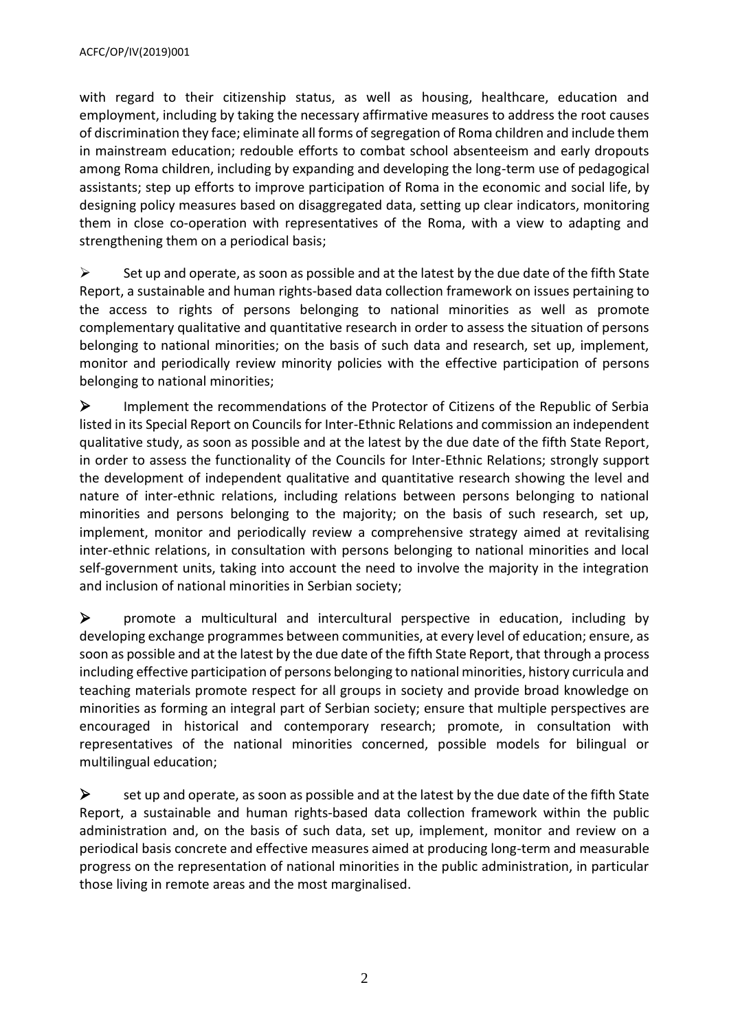with regard to their citizenship status, as well as housing, healthcare, education and employment, including by taking the necessary affirmative measures to address the root causes of discrimination they face; eliminate all forms of segregation of Roma children and include them in mainstream education; redouble efforts to combat school absenteeism and early dropouts among Roma children, including by expanding and developing the long-term use of pedagogical assistants; step up efforts to improve participation of Roma in the economic and social life, by designing policy measures based on disaggregated data, setting up clear indicators, monitoring them in close co-operation with representatives of the Roma, with a view to adapting and strengthening them on a periodical basis;

- Set up and operate, as soon as possible and at the latest by the due date of the fifth State Report, a sustainable and human rights-based data collection framework on issues pertaining to the access to rights of persons belonging to national minorities as well as promote complementary qualitative and quantitative research in order to assess the situation of persons belonging to national minorities; on the basis of such data and research, set up, implement, monitor and periodically review minority policies with the effective participation of persons belonging to national minorities;

- Implement the recommendations of the Protector of Citizens of the Republic of Serbia listed in its Special Report on Councils for Inter-Ethnic Relations and commission an independent qualitative study, as soon as possible and at the latest by the due date of the fifth State Report, in order to assess the functionality of the Councils for Inter-Ethnic Relations; strongly support the development of independent qualitative and quantitative research showing the level and nature of inter-ethnic relations, including relations between persons belonging to national minorities and persons belonging to the majority; on the basis of such research, set up, implement, monitor and periodically review a comprehensive strategy aimed at revitalising inter-ethnic relations, in consultation with persons belonging to national minorities and local self-government units, taking into account the need to involve the majority in the integration and inclusion of national minorities in Serbian society;

- promote a multicultural and intercultural perspective in education, including by developing exchange programmes between communities, at every level of education; ensure, as soon as possible and at the latest by the due date of the fifth State Report, that through a process including effective participation of persons belonging to national minorities, history curricula and teaching materials promote respect for all groups in society and provide broad knowledge on minorities as forming an integral part of Serbian society; ensure that multiple perspectives are encouraged in historical and contemporary research; promote, in consultation with representatives of the national minorities concerned, possible models for bilingual or multilingual education;

- set up and operate, as soon as possible and at the latest by the due date of the fifth State Report, a sustainable and human rights-based data collection framework within the public administration and, on the basis of such data, set up, implement, monitor and review on a periodical basis concrete and effective measures aimed at producing long-term and measurable progress on the representation of national minorities in the public administration, in particular those living in remote areas and the most marginalised.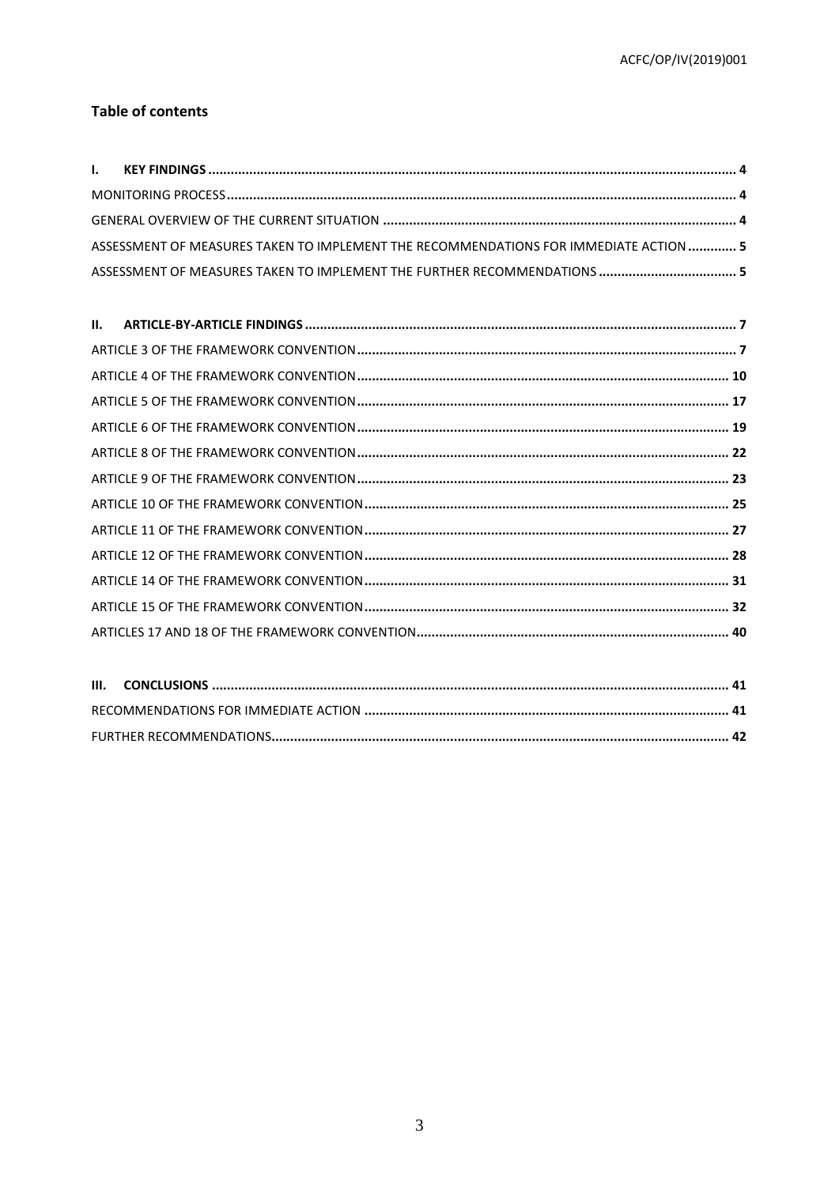## Table of contents

**I. KEY FINDINGS** ........ 4

MONITORING PROCESS ........ 4

GENERAL OVERVIEW OF THE CURRENT SITUATION ........ 4

ASSESSMENT OF MEASURES TAKEN TO IMPLEMENT THE RECOMMENDATIONS FOR IMMEDIATE ACTION ........ 5

ASSESSMENT OF MEASURES TAKEN TO IMPLEMENT THE FURTHER RECOMMENDATIONS ........ 5

**II. ARTICLE-BY-ARTICLE FINDINGS** ........ 7

ARTICLE 3 OF THE FRAMEWORK CONVENTION ........ 7

ARTICLE 4 OF THE FRAMEWORK CONVENTION ........ 10

ARTICLE 5 OF THE FRAMEWORK CONVENTION ........ 17

ARTICLE 6 OF THE FRAMEWORK CONVENTION ........ 19

ARTICLE 8 OF THE FRAMEWORK CONVENTION ........ 22

ARTICLE 9 OF THE FRAMEWORK CONVENTION ........ 23

ARTICLE 10 OF THE FRAMEWORK CONVENTION ........ 25

ARTICLE 11 OF THE FRAMEWORK CONVENTION ........ 27

ARTICLE 12 OF THE FRAMEWORK CONVENTION ........ 28

ARTICLE 14 OF THE FRAMEWORK CONVENTION ........ 31

ARTICLE 15 OF THE FRAMEWORK CONVENTION ........ 32

ARTICLES 17 AND 18 OF THE FRAMEWORK CONVENTION ........ 40

**III. CONCLUSIONS** ........ 41

RECOMMENDATIONS FOR IMMEDIATE ACTION ........ 41

FURTHER RECOMMENDATIONS ........ 42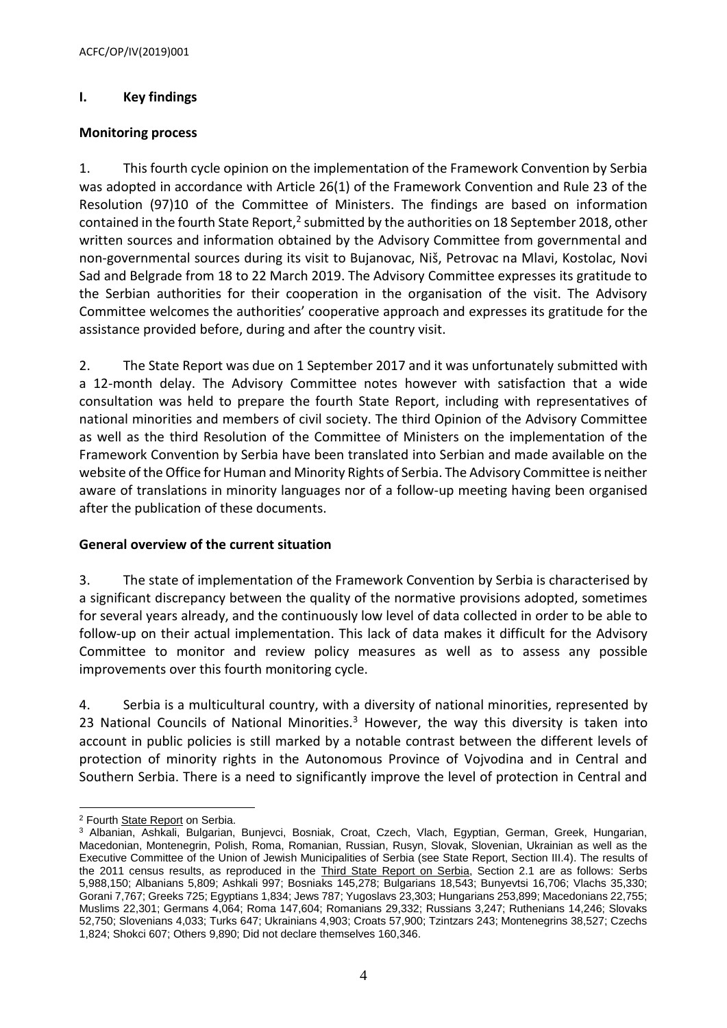## I. Key findings

### Monitoring process

1. This fourth cycle opinion on the implementation of the Framework Convention by Serbia was adopted in accordance with Article 26(1) of the Framework Convention and Rule 23 of the Resolution (97)10 of the Committee of Ministers. The findings are based on information contained in the fourth State Report,[2] submitted by the authorities on 18 September 2018, other written sources and information obtained by the Advisory Committee from governmental and non-governmental sources during its visit to Bujanovac, Niš, Petrovac na Mlavi, Kostolac, Novi Sad and Belgrade from 18 to 22 March 2019. The Advisory Committee expresses its gratitude to the Serbian authorities for their cooperation in the organisation of the visit. The Advisory Committee welcomes the authorities' cooperative approach and expresses its gratitude for the assistance provided before, during and after the country visit.

2. The State Report was due on 1 September 2017 and it was unfortunately submitted with a 12-month delay. The Advisory Committee notes however with satisfaction that a wide consultation was held to prepare the fourth State Report, including with representatives of national minorities and members of civil society. The third Opinion of the Advisory Committee as well as the third Resolution of the Committee of Ministers on the implementation of the Framework Convention by Serbia have been translated into Serbian and made available on the website of the Office for Human and Minority Rights of Serbia. The Advisory Committee is neither aware of translations in minority languages nor of a follow-up meeting having been organised after the publication of these documents.

### General overview of the current situation

3. The state of implementation of the Framework Convention by Serbia is characterised by a significant discrepancy between the quality of the normative provisions adopted, sometimes for several years already, and the continuously low level of data collected in order to be able to follow-up on their actual implementation. This lack of data makes it difficult for the Advisory Committee to monitor and review policy measures as well as to assess any possible improvements over this fourth monitoring cycle.

4. Serbia is a multicultural country, with a diversity of national minorities, represented by 23 National Councils of National Minorities.[3] However, the way this diversity is taken into account in public policies is still marked by a notable contrast between the different levels of protection of minority rights in the Autonomous Province of Vojvodina and in Central and Southern Serbia. There is a need to significantly improve the level of protection in Central and

---

[2] Fourth State Report on Serbia.

[3] Albanian, Ashkali, Bulgarian, Bunjevci, Bosniak, Croat, Czech, Vlach, Egyptian, German, Greek, Hungarian, Macedonian, Montenegrin, Polish, Roma, Romanian, Russian, Rusyn, Slovak, Slovenian, Ukrainian as well as the Executive Committee of the Union of Jewish Municipalities of Serbia (see State Report, Section III.4). The results of the 2011 census results, as reproduced in the Third State Report on Serbia, Section 2.1 are as follows: Serbs 5,988,150; Albanians 5,809; Ashkali 997; Bosniaks 145,278; Bulgarians 18,543; Bunyevtsi 16,706; Vlachs 35,330; Gorani 7,767; Greeks 725; Egyptians 1,834; Jews 787; Yugoslavs 23,303; Hungarians 253,899; Macedonians 22,755; Muslims 22,301; Germans 4,064; Roma 147,604; Romanians 29,332; Russians 3,247; Ruthenians 14,246; Slovaks 52,750; Slovenians 4,033; Turks 647; Ukrainians 4,903; Croats 57,900; Tzintzars 243; Montenegrins 38,527; Czechs 1,824; Shokci 607; Others 9,890; Did not declare themselves 160,346.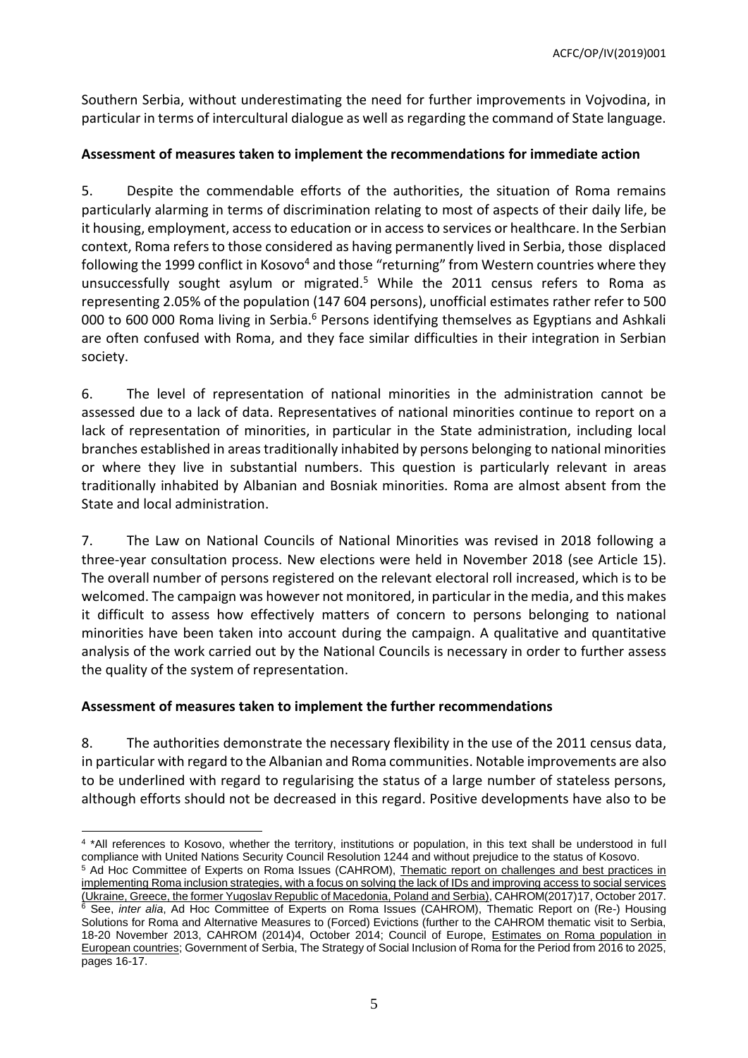Southern Serbia, without underestimating the need for further improvements in Vojvodina, in particular in terms of intercultural dialogue as well as regarding the command of State language.

**Assessment of measures taken to implement the recommendations for immediate action**

5. Despite the commendable efforts of the authorities, the situation of Roma remains particularly alarming in terms of discrimination relating to most of aspects of their daily life, be it housing, employment, access to education or in access to services or healthcare. In the Serbian context, Roma refers to those considered as having permanently lived in Serbia, those displaced following the 1999 conflict in Kosovo[4] and those "returning" from Western countries where they unsuccessfully sought asylum or migrated.[5] While the 2011 census refers to Roma as representing 2.05% of the population (147 604 persons), unofficial estimates rather refer to 500 000 to 600 000 Roma living in Serbia.[6] Persons identifying themselves as Egyptians and Ashkali are often confused with Roma, and they face similar difficulties in their integration in Serbian society.

6. The level of representation of national minorities in the administration cannot be assessed due to a lack of data. Representatives of national minorities continue to report on a lack of representation of minorities, in particular in the State administration, including local branches established in areas traditionally inhabited by persons belonging to national minorities or where they live in substantial numbers. This question is particularly relevant in areas traditionally inhabited by Albanian and Bosniak minorities. Roma are almost absent from the State and local administration.

7. The Law on National Councils of National Minorities was revised in 2018 following a three-year consultation process. New elections were held in November 2018 (see Article 15). The overall number of persons registered on the relevant electoral roll increased, which is to be welcomed. The campaign was however not monitored, in particular in the media, and this makes it difficult to assess how effectively matters of concern to persons belonging to national minorities have been taken into account during the campaign. A qualitative and quantitative analysis of the work carried out by the National Councils is necessary in order to further assess the quality of the system of representation.

**Assessment of measures taken to implement the further recommendations**

8. The authorities demonstrate the necessary flexibility in the use of the 2011 census data, in particular with regard to the Albanian and Roma communities. Notable improvements are also to be underlined with regard to regularising the status of a large number of stateless persons, although efforts should not be decreased in this regard. Positive developments have also to be

---

[4] *All references to Kosovo, whether the territory, institutions or population, in this text shall be understood in full compliance with United Nations Security Council Resolution 1244 and without prejudice to the status of Kosovo.

[5] Ad Hoc Committee of Experts on Roma Issues (CAHROM), Thematic report on challenges and best practices in implementing Roma inclusion strategies, with a focus on solving the lack of IDs and improving access to social services (Ukraine, Greece, the former Yugoslav Republic of Macedonia, Poland and Serbia), CAHROM(2017)17, October 2017.

[6] See, *inter alia*, Ad Hoc Committee of Experts on Roma Issues (CAHROM), Thematic Report on (Re-) Housing Solutions for Roma and Alternative Measures to (Forced) Evictions (further to the CAHROM thematic visit to Serbia, 18-20 November 2013, CAHROM (2014)4, October 2014; Council of Europe, Estimates on Roma population in European countries; Government of Serbia, The Strategy of Social Inclusion of Roma for the Period from 2016 to 2025, pages 16-17.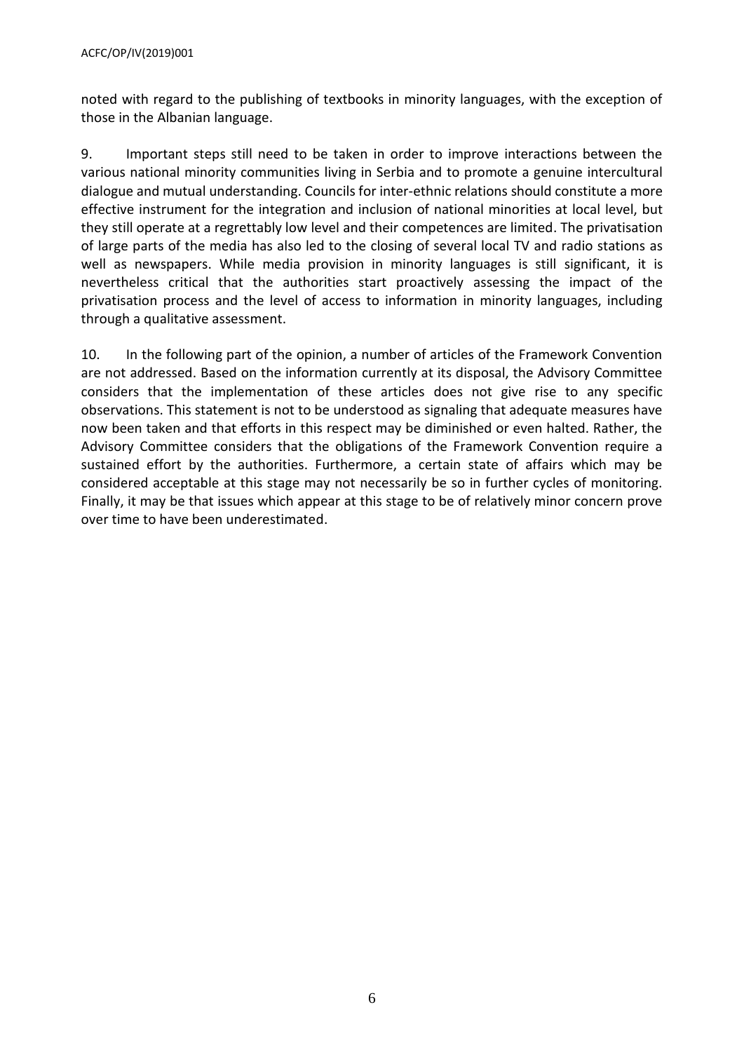noted with regard to the publishing of textbooks in minority languages, with the exception of those in the Albanian language.

9. Important steps still need to be taken in order to improve interactions between the various national minority communities living in Serbia and to promote a genuine intercultural dialogue and mutual understanding. Councils for inter-ethnic relations should constitute a more effective instrument for the integration and inclusion of national minorities at local level, but they still operate at a regrettably low level and their competences are limited. The privatisation of large parts of the media has also led to the closing of several local TV and radio stations as well as newspapers. While media provision in minority languages is still significant, it is nevertheless critical that the authorities start proactively assessing the impact of the privatisation process and the level of access to information in minority languages, including through a qualitative assessment.

10. In the following part of the opinion, a number of articles of the Framework Convention are not addressed. Based on the information currently at its disposal, the Advisory Committee considers that the implementation of these articles does not give rise to any specific observations. This statement is not to be understood as signaling that adequate measures have now been taken and that efforts in this respect may be diminished or even halted. Rather, the Advisory Committee considers that the obligations of the Framework Convention require a sustained effort by the authorities. Furthermore, a certain state of affairs which may be considered acceptable at this stage may not necessarily be so in further cycles of monitoring. Finally, it may be that issues which appear at this stage to be of relatively minor concern prove over time to have been underestimated.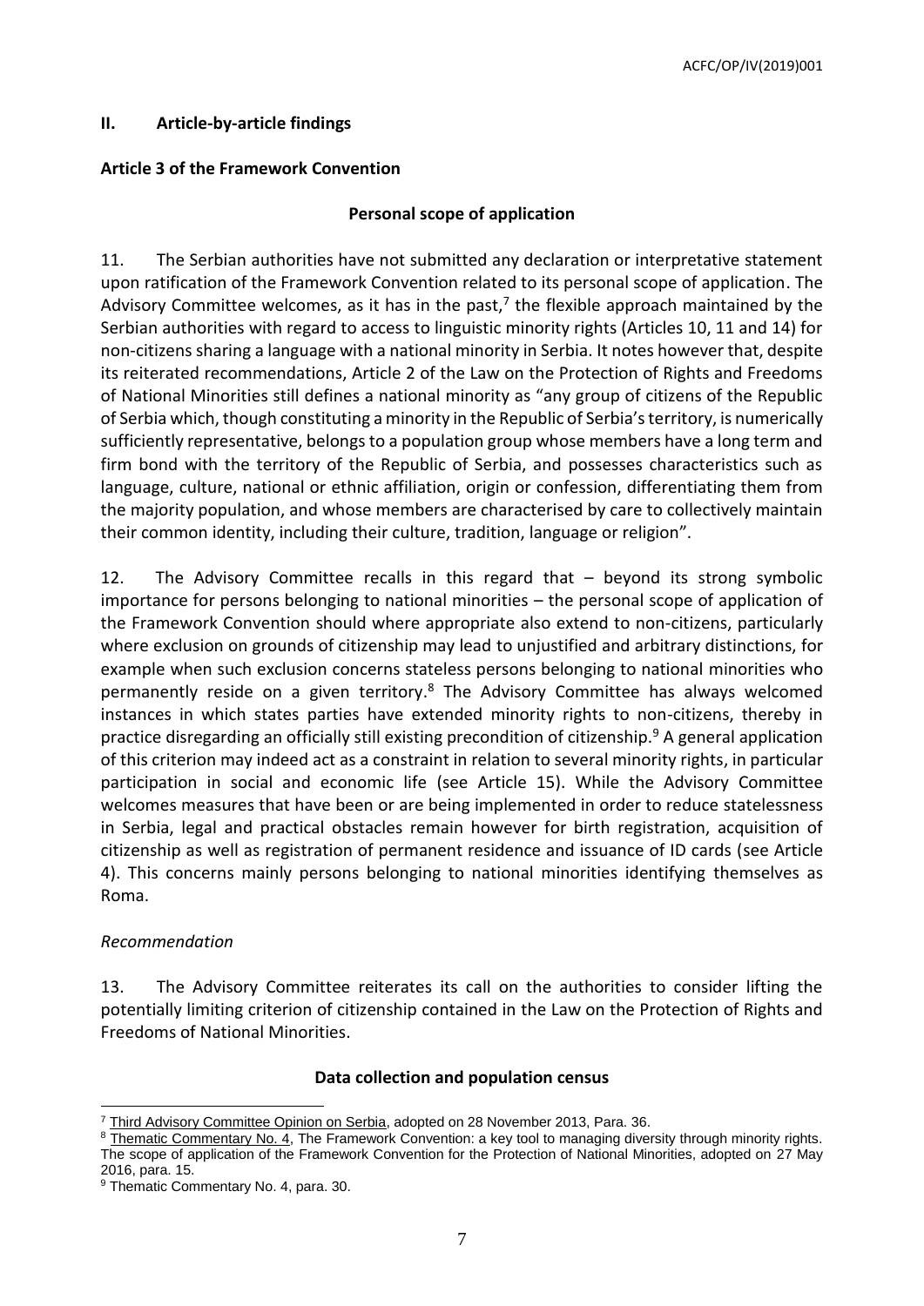## II. Article-by-article findings

### Article 3 of the Framework Convention

#### Personal scope of application

11. The Serbian authorities have not submitted any declaration or interpretative statement upon ratification of the Framework Convention related to its personal scope of application. The Advisory Committee welcomes, as it has in the past,[7] the flexible approach maintained by the Serbian authorities with regard to access to linguistic minority rights (Articles 10, 11 and 14) for non-citizens sharing a language with a national minority in Serbia. It notes however that, despite its reiterated recommendations, Article 2 of the Law on the Protection of Rights and Freedoms of National Minorities still defines a national minority as "any group of citizens of the Republic of Serbia which, though constituting a minority in the Republic of Serbia's territory, is numerically sufficiently representative, belongs to a population group whose members have a long term and firm bond with the territory of the Republic of Serbia, and possesses characteristics such as language, culture, national or ethnic affiliation, origin or confession, differentiating them from the majority population, and whose members are characterised by care to collectively maintain their common identity, including their culture, tradition, language or religion".

12. The Advisory Committee recalls in this regard that – beyond its strong symbolic importance for persons belonging to national minorities – the personal scope of application of the Framework Convention should where appropriate also extend to non-citizens, particularly where exclusion on grounds of citizenship may lead to unjustified and arbitrary distinctions, for example when such exclusion concerns stateless persons belonging to national minorities who permanently reside on a given territory.[8] The Advisory Committee has always welcomed instances in which states parties have extended minority rights to non-citizens, thereby in practice disregarding an officially still existing precondition of citizenship.[9] A general application of this criterion may indeed act as a constraint in relation to several minority rights, in particular participation in social and economic life (see Article 15). While the Advisory Committee welcomes measures that have been or are being implemented in order to reduce statelessness in Serbia, legal and practical obstacles remain however for birth registration, acquisition of citizenship as well as registration of permanent residence and issuance of ID cards (see Article 4). This concerns mainly persons belonging to national minorities identifying themselves as Roma.

*Recommendation*

13. The Advisory Committee reiterates its call on the authorities to consider lifting the potentially limiting criterion of citizenship contained in the Law on the Protection of Rights and Freedoms of National Minorities.

#### Data collection and population census

---

[7] Third Advisory Committee Opinion on Serbia, adopted on 28 November 2013, Para. 36.

[8] Thematic Commentary No. 4, The Framework Convention: a key tool to managing diversity through minority rights. The scope of application of the Framework Convention for the Protection of National Minorities, adopted on 27 May 2016, para. 15.

[9] Thematic Commentary No. 4, para. 30.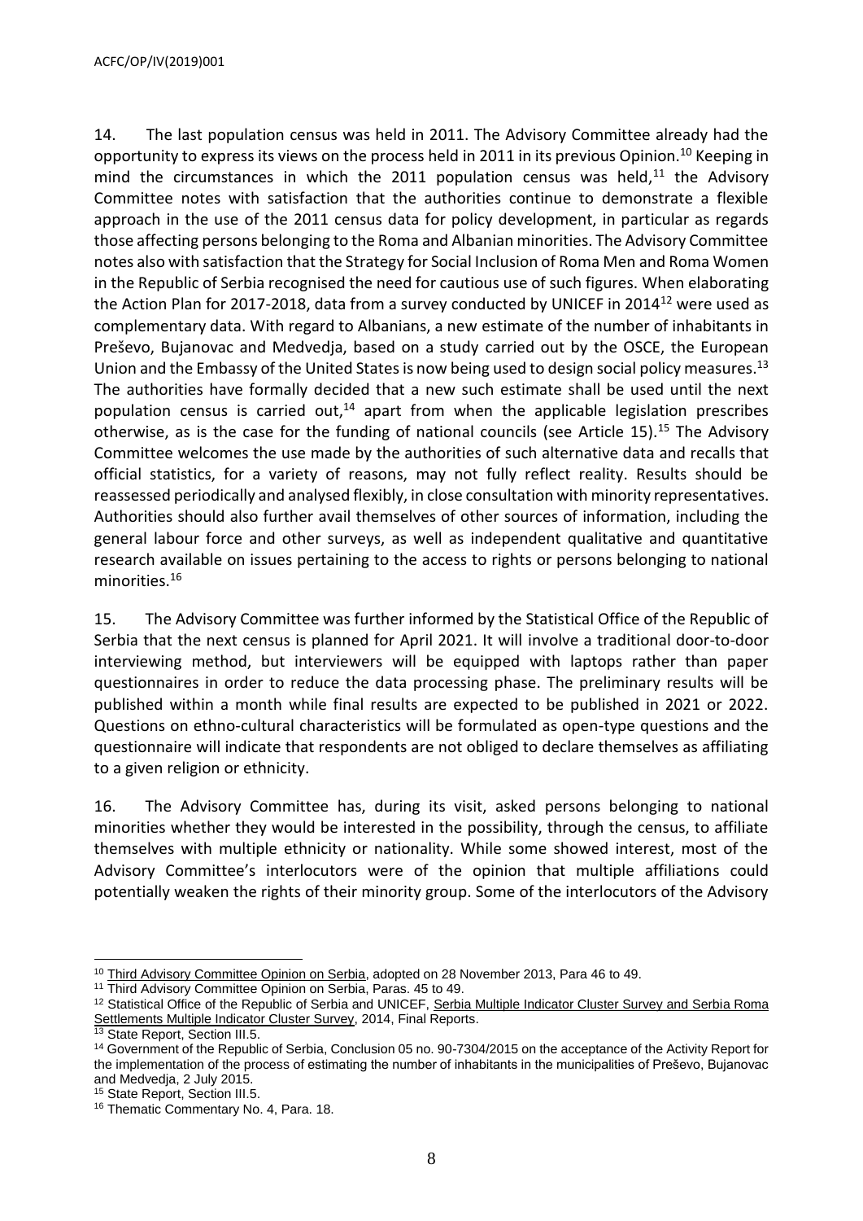14. The last population census was held in 2011. The Advisory Committee already had the opportunity to express its views on the process held in 2011 in its previous Opinion.[10] Keeping in mind the circumstances in which the 2011 population census was held,[11] the Advisory Committee notes with satisfaction that the authorities continue to demonstrate a flexible approach in the use of the 2011 census data for policy development, in particular as regards those affecting persons belonging to the Roma and Albanian minorities. The Advisory Committee notes also with satisfaction that the Strategy for Social Inclusion of Roma Men and Roma Women in the Republic of Serbia recognised the need for cautious use of such figures. When elaborating the Action Plan for 2017-2018, data from a survey conducted by UNICEF in 2014[12] were used as complementary data. With regard to Albanians, a new estimate of the number of inhabitants in Preševo, Bujanovac and Medvedja, based on a study carried out by the OSCE, the European Union and the Embassy of the United States is now being used to design social policy measures.[13] The authorities have formally decided that a new such estimate shall be used until the next population census is carried out,[14] apart from when the applicable legislation prescribes otherwise, as is the case for the funding of national councils (see Article 15).[15] The Advisory Committee welcomes the use made by the authorities of such alternative data and recalls that official statistics, for a variety of reasons, may not fully reflect reality. Results should be reassessed periodically and analysed flexibly, in close consultation with minority representatives. Authorities should also further avail themselves of other sources of information, including the general labour force and other surveys, as well as independent qualitative and quantitative research available on issues pertaining to the access to rights or persons belonging to national minorities.[16]

15. The Advisory Committee was further informed by the Statistical Office of the Republic of Serbia that the next census is planned for April 2021. It will involve a traditional door-to-door interviewing method, but interviewers will be equipped with laptops rather than paper questionnaires in order to reduce the data processing phase. The preliminary results will be published within a month while final results are expected to be published in 2021 or 2022. Questions on ethno-cultural characteristics will be formulated as open-type questions and the questionnaire will indicate that respondents are not obliged to declare themselves as affiliating to a given religion or ethnicity.

16. The Advisory Committee has, during its visit, asked persons belonging to national minorities whether they would be interested in the possibility, through the census, to affiliate themselves with multiple ethnicity or nationality. While some showed interest, most of the Advisory Committee's interlocutors were of the opinion that multiple affiliations could potentially weaken the rights of their minority group. Some of the interlocutors of the Advisory

---

[10] Third Advisory Committee Opinion on Serbia, adopted on 28 November 2013, Para 46 to 49.

[11] Third Advisory Committee Opinion on Serbia, Paras. 45 to 49.

[12] Statistical Office of the Republic of Serbia and UNICEF, Serbia Multiple Indicator Cluster Survey and Serbia Roma Settlements Multiple Indicator Cluster Survey, 2014, Final Reports.

[13] State Report, Section III.5.

[14] Government of the Republic of Serbia, Conclusion 05 no. 90-7304/2015 on the acceptance of the Activity Report for the implementation of the process of estimating the number of inhabitants in the municipalities of Preševo, Bujanovac and Medvedja, 2 July 2015.

[15] State Report, Section III.5.

[16] Thematic Commentary No. 4, Para. 18.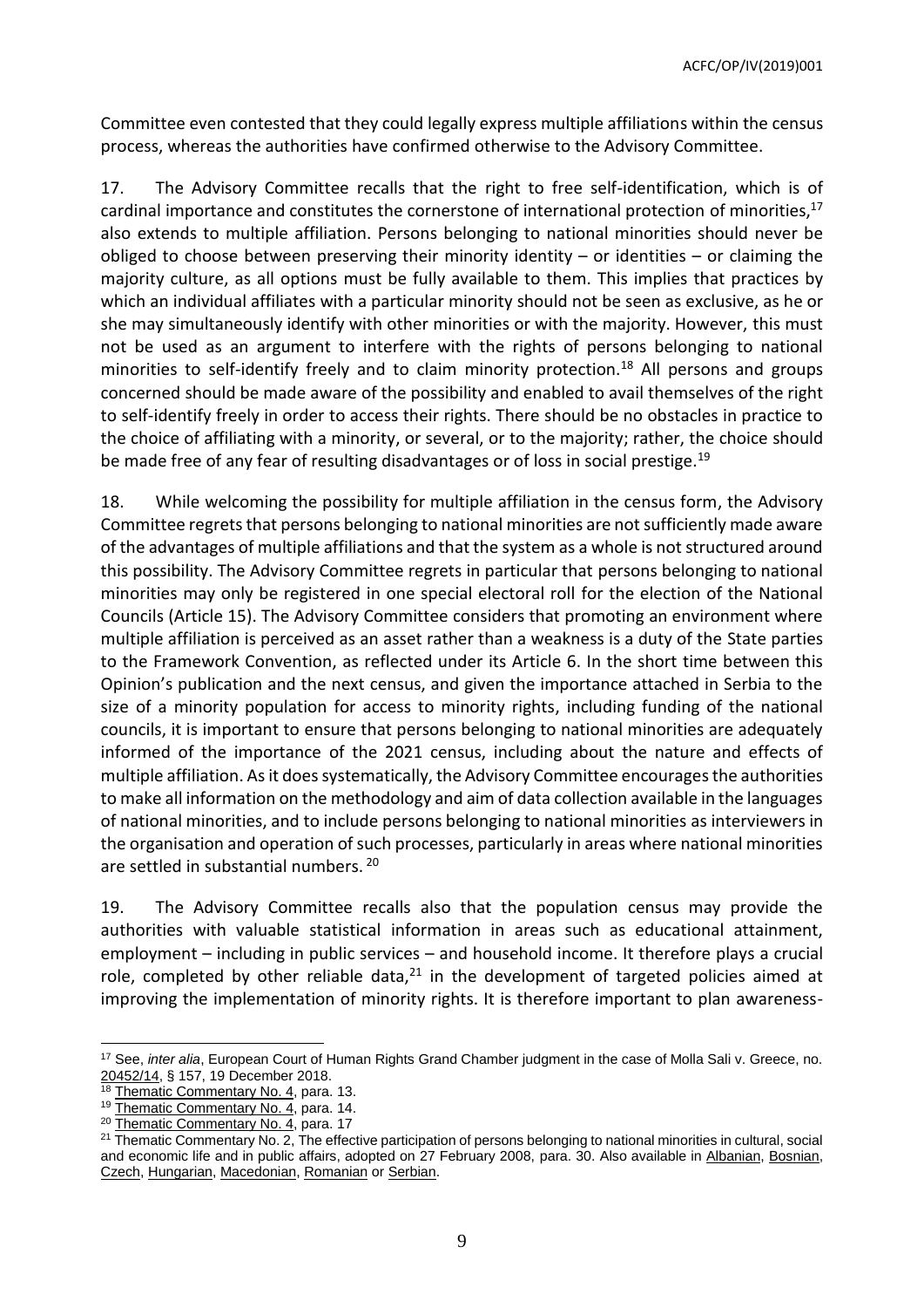Committee even contested that they could legally express multiple affiliations within the census process, whereas the authorities have confirmed otherwise to the Advisory Committee.

17. The Advisory Committee recalls that the right to free self-identification, which is of cardinal importance and constitutes the cornerstone of international protection of minorities,[17] also extends to multiple affiliation. Persons belonging to national minorities should never be obliged to choose between preserving their minority identity – or identities – or claiming the majority culture, as all options must be fully available to them. This implies that practices by which an individual affiliates with a particular minority should not be seen as exclusive, as he or she may simultaneously identify with other minorities or with the majority. However, this must not be used as an argument to interfere with the rights of persons belonging to national minorities to self-identify freely and to claim minority protection.[18] All persons and groups concerned should be made aware of the possibility and enabled to avail themselves of the right to self-identify freely in order to access their rights. There should be no obstacles in practice to the choice of affiliating with a minority, or several, or to the majority; rather, the choice should be made free of any fear of resulting disadvantages or of loss in social prestige.[19]

18. While welcoming the possibility for multiple affiliation in the census form, the Advisory Committee regrets that persons belonging to national minorities are not sufficiently made aware of the advantages of multiple affiliations and that the system as a whole is not structured around this possibility. The Advisory Committee regrets in particular that persons belonging to national minorities may only be registered in one special electoral roll for the election of the National Councils (Article 15). The Advisory Committee considers that promoting an environment where multiple affiliation is perceived as an asset rather than a weakness is a duty of the State parties to the Framework Convention, as reflected under its Article 6. In the short time between this Opinion's publication and the next census, and given the importance attached in Serbia to the size of a minority population for access to minority rights, including funding of the national councils, it is important to ensure that persons belonging to national minorities are adequately informed of the importance of the 2021 census, including about the nature and effects of multiple affiliation. As it does systematically, the Advisory Committee encourages the authorities to make all information on the methodology and aim of data collection available in the languages of national minorities, and to include persons belonging to national minorities as interviewers in the organisation and operation of such processes, particularly in areas where national minorities are settled in substantial numbers.[20]

19. The Advisory Committee recalls also that the population census may provide the authorities with valuable statistical information in areas such as educational attainment, employment – including in public services – and household income. It therefore plays a crucial role, completed by other reliable data,[21] in the development of targeted policies aimed at improving the implementation of minority rights. It is therefore important to plan awareness-

---

[17] See, *inter alia*, European Court of Human Rights Grand Chamber judgment in the case of Molla Sali v. Greece, no. 20452/14, § 157, 19 December 2018.

[18] Thematic Commentary No. 4, para. 13.

[19] Thematic Commentary No. 4, para. 14.

[20] Thematic Commentary No. 4, para. 17

[21] Thematic Commentary No. 2, The effective participation of persons belonging to national minorities in cultural, social and economic life and in public affairs, adopted on 27 February 2008, para. 30. Also available in Albanian, Bosnian, Czech, Hungarian, Macedonian, Romanian or Serbian.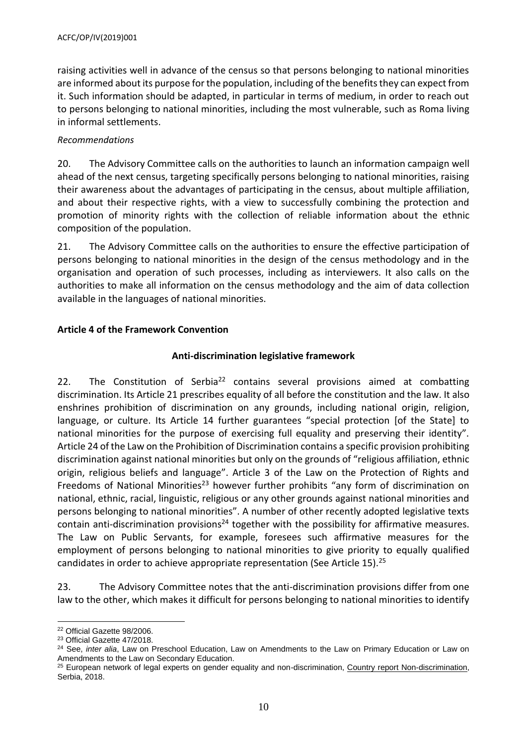raising activities well in advance of the census so that persons belonging to national minorities are informed about its purpose for the population, including of the benefits they can expect from it. Such information should be adapted, in particular in terms of medium, in order to reach out to persons belonging to national minorities, including the most vulnerable, such as Roma living in informal settlements.

*Recommendations*

20. The Advisory Committee calls on the authorities to launch an information campaign well ahead of the next census, targeting specifically persons belonging to national minorities, raising their awareness about the advantages of participating in the census, about multiple affiliation, and about their respective rights, with a view to successfully combining the protection and promotion of minority rights with the collection of reliable information about the ethnic composition of the population.

21. The Advisory Committee calls on the authorities to ensure the effective participation of persons belonging to national minorities in the design of the census methodology and in the organisation and operation of such processes, including as interviewers. It also calls on the authorities to make all information on the census methodology and the aim of data collection available in the languages of national minorities.

### Article 4 of the Framework Convention

#### Anti-discrimination legislative framework

22. The Constitution of Serbia[22] contains several provisions aimed at combatting discrimination. Its Article 21 prescribes equality of all before the constitution and the law. It also enshrines prohibition of discrimination on any grounds, including national origin, religion, language, or culture. Its Article 14 further guarantees "special protection [of the State] to national minorities for the purpose of exercising full equality and preserving their identity". Article 24 of the Law on the Prohibition of Discrimination contains a specific provision prohibiting discrimination against national minorities but only on the grounds of "religious affiliation, ethnic origin, religious beliefs and language". Article 3 of the Law on the Protection of Rights and Freedoms of National Minorities[23] however further prohibits "any form of discrimination on national, ethnic, racial, linguistic, religious or any other grounds against national minorities and persons belonging to national minorities". A number of other recently adopted legislative texts contain anti-discrimination provisions[24] together with the possibility for affirmative measures. The Law on Public Servants, for example, foresees such affirmative measures for the employment of persons belonging to national minorities to give priority to equally qualified candidates in order to achieve appropriate representation (See Article 15).[25]

23. The Advisory Committee notes that the anti-discrimination provisions differ from one law to the other, which makes it difficult for persons belonging to national minorities to identify

---

[22] Official Gazette 98/2006.

[23] Official Gazette 47/2018.

[24] See, *inter alia*, Law on Preschool Education, Law on Amendments to the Law on Primary Education or Law on Amendments to the Law on Secondary Education.

[25] European network of legal experts on gender equality and non-discrimination, Country report Non-discrimination, Serbia, 2018.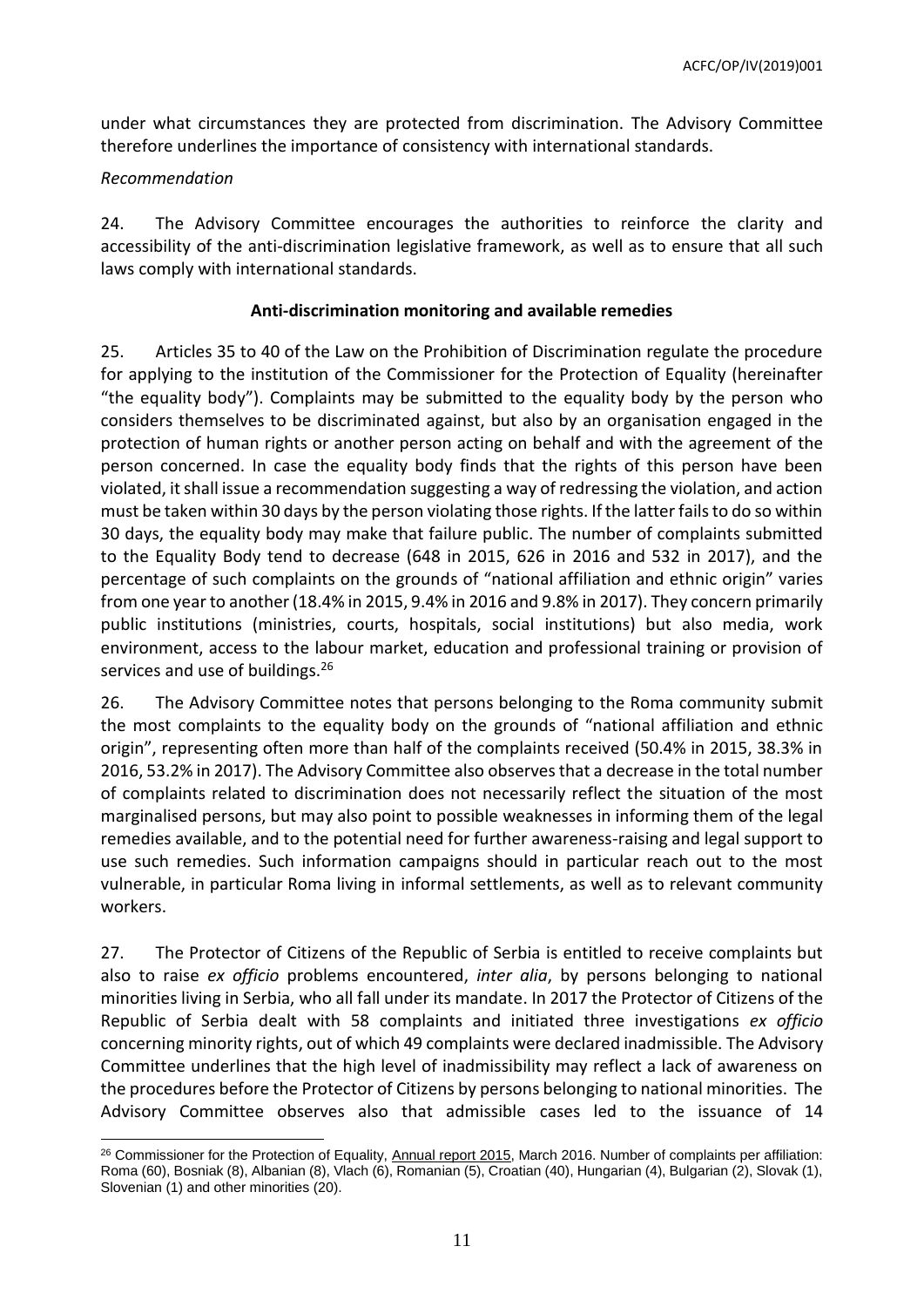under what circumstances they are protected from discrimination. The Advisory Committee therefore underlines the importance of consistency with international standards.

*Recommendation*

24. The Advisory Committee encourages the authorities to reinforce the clarity and accessibility of the anti-discrimination legislative framework, as well as to ensure that all such laws comply with international standards.

**Anti-discrimination monitoring and available remedies**

25. Articles 35 to 40 of the Law on the Prohibition of Discrimination regulate the procedure for applying to the institution of the Commissioner for the Protection of Equality (hereinafter "the equality body"). Complaints may be submitted to the equality body by the person who considers themselves to be discriminated against, but also by an organisation engaged in the protection of human rights or another person acting on behalf and with the agreement of the person concerned. In case the equality body finds that the rights of this person have been violated, it shall issue a recommendation suggesting a way of redressing the violation, and action must be taken within 30 days by the person violating those rights. If the latter fails to do so within 30 days, the equality body may make that failure public. The number of complaints submitted to the Equality Body tend to decrease (648 in 2015, 626 in 2016 and 532 in 2017), and the percentage of such complaints on the grounds of "national affiliation and ethnic origin" varies from one year to another (18.4% in 2015, 9.4% in 2016 and 9.8% in 2017). They concern primarily public institutions (ministries, courts, hospitals, social institutions) but also media, work environment, access to the labour market, education and professional training or provision of services and use of buildings.[26]

26. The Advisory Committee notes that persons belonging to the Roma community submit the most complaints to the equality body on the grounds of "national affiliation and ethnic origin", representing often more than half of the complaints received (50.4% in 2015, 38.3% in 2016, 53.2% in 2017). The Advisory Committee also observes that a decrease in the total number of complaints related to discrimination does not necessarily reflect the situation of the most marginalised persons, but may also point to possible weaknesses in informing them of the legal remedies available, and to the potential need for further awareness-raising and legal support to use such remedies. Such information campaigns should in particular reach out to the most vulnerable, in particular Roma living in informal settlements, as well as to relevant community workers.

27. The Protector of Citizens of the Republic of Serbia is entitled to receive complaints but also to raise *ex officio* problems encountered, *inter alia*, by persons belonging to national minorities living in Serbia, who all fall under its mandate. In 2017 the Protector of Citizens of the Republic of Serbia dealt with 58 complaints and initiated three investigations *ex officio* concerning minority rights, out of which 49 complaints were declared inadmissible. The Advisory Committee underlines that the high level of inadmissibility may reflect a lack of awareness on the procedures before the Protector of Citizens by persons belonging to national minorities. The Advisory Committee observes also that admissible cases led to the issuance of 14

---

[26] Commissioner for the Protection of Equality, Annual report 2015, March 2016. Number of complaints per affiliation: Roma (60), Bosniak (8), Albanian (8), Vlach (6), Romanian (5), Croatian (40), Hungarian (4), Bulgarian (2), Slovak (1), Slovenian (1) and other minorities (20).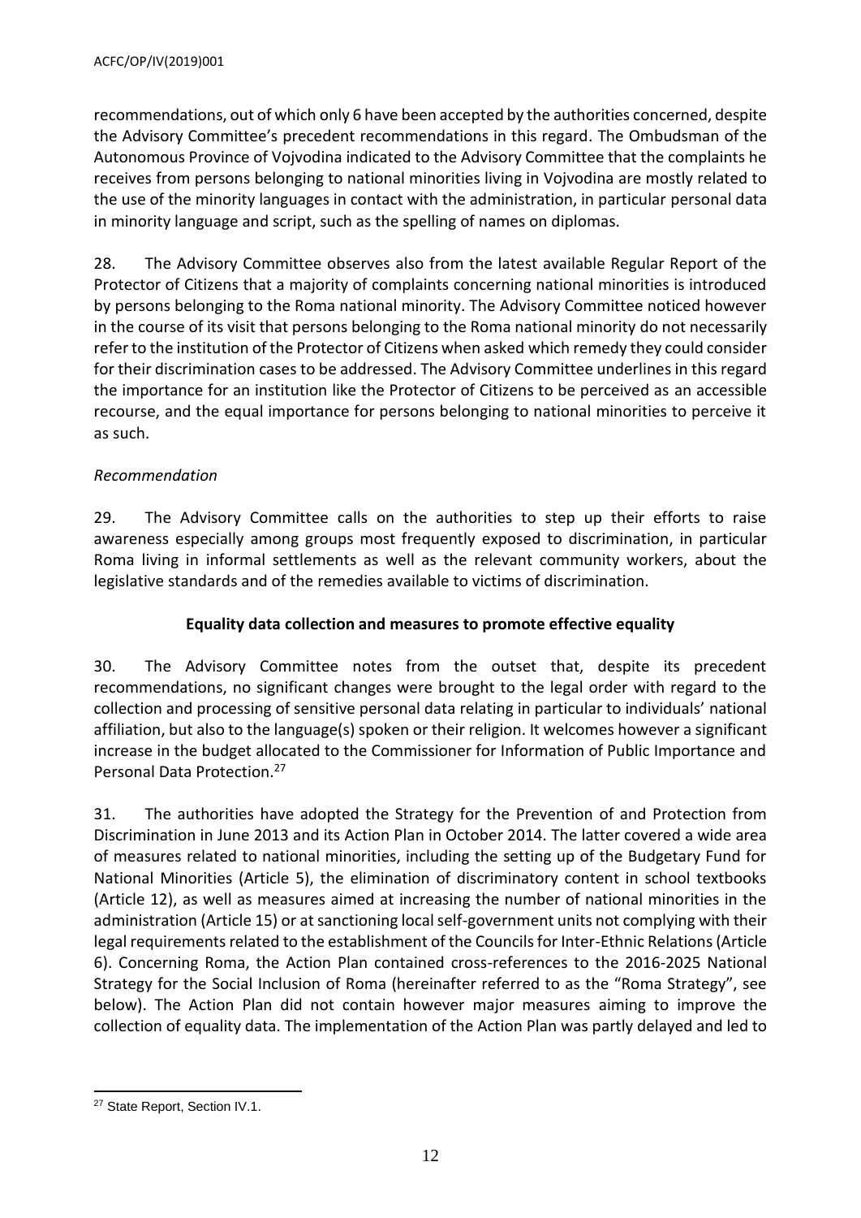recommendations, out of which only 6 have been accepted by the authorities concerned, despite the Advisory Committee's precedent recommendations in this regard. The Ombudsman of the Autonomous Province of Vojvodina indicated to the Advisory Committee that the complaints he receives from persons belonging to national minorities living in Vojvodina are mostly related to the use of the minority languages in contact with the administration, in particular personal data in minority language and script, such as the spelling of names on diplomas.

28. The Advisory Committee observes also from the latest available Regular Report of the Protector of Citizens that a majority of complaints concerning national minorities is introduced by persons belonging to the Roma national minority. The Advisory Committee noticed however in the course of its visit that persons belonging to the Roma national minority do not necessarily refer to the institution of the Protector of Citizens when asked which remedy they could consider for their discrimination cases to be addressed. The Advisory Committee underlines in this regard the importance for an institution like the Protector of Citizens to be perceived as an accessible recourse, and the equal importance for persons belonging to national minorities to perceive it as such.

*Recommendation*

29. The Advisory Committee calls on the authorities to step up their efforts to raise awareness especially among groups most frequently exposed to discrimination, in particular Roma living in informal settlements as well as the relevant community workers, about the legislative standards and of the remedies available to victims of discrimination.

**Equality data collection and measures to promote effective equality**

30. The Advisory Committee notes from the outset that, despite its precedent recommendations, no significant changes were brought to the legal order with regard to the collection and processing of sensitive personal data relating in particular to individuals' national affiliation, but also to the language(s) spoken or their religion. It welcomes however a significant increase in the budget allocated to the Commissioner for Information of Public Importance and Personal Data Protection.[27]

31. The authorities have adopted the Strategy for the Prevention of and Protection from Discrimination in June 2013 and its Action Plan in October 2014. The latter covered a wide area of measures related to national minorities, including the setting up of the Budgetary Fund for National Minorities (Article 5), the elimination of discriminatory content in school textbooks (Article 12), as well as measures aimed at increasing the number of national minorities in the administration (Article 15) or at sanctioning local self-government units not complying with their legal requirements related to the establishment of the Councils for Inter-Ethnic Relations (Article 6). Concerning Roma, the Action Plan contained cross-references to the 2016-2025 National Strategy for the Social Inclusion of Roma (hereinafter referred to as the "Roma Strategy", see below). The Action Plan did not contain however major measures aiming to improve the collection of equality data. The implementation of the Action Plan was partly delayed and led to

[27] State Report, Section IV.1.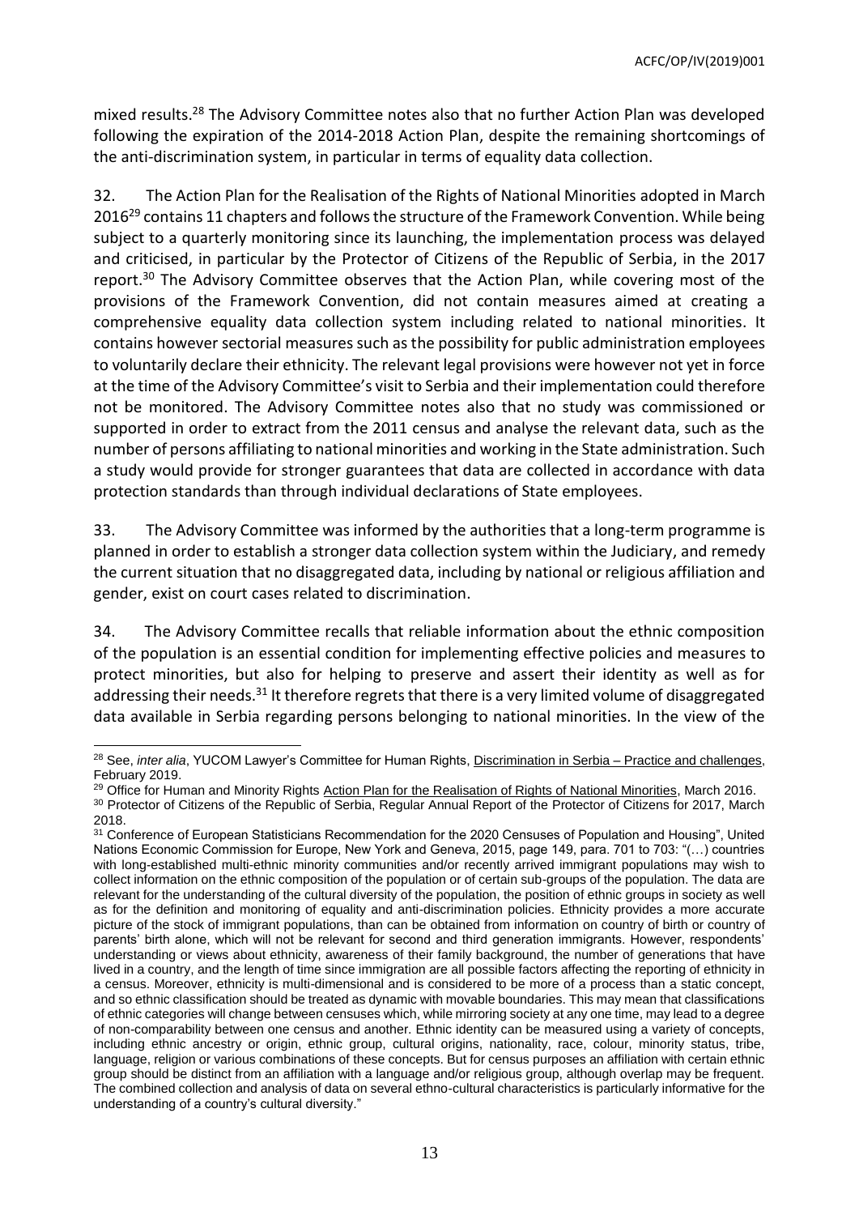mixed results.[28] The Advisory Committee notes also that no further Action Plan was developed following the expiration of the 2014-2018 Action Plan, despite the remaining shortcomings of the anti-discrimination system, in particular in terms of equality data collection.

32. The Action Plan for the Realisation of the Rights of National Minorities adopted in March 2016[29] contains 11 chapters and follows the structure of the Framework Convention. While being subject to a quarterly monitoring since its launching, the implementation process was delayed and criticised, in particular by the Protector of Citizens of the Republic of Serbia, in the 2017 report.[30] The Advisory Committee observes that the Action Plan, while covering most of the provisions of the Framework Convention, did not contain measures aimed at creating a comprehensive equality data collection system including related to national minorities. It contains however sectorial measures such as the possibility for public administration employees to voluntarily declare their ethnicity. The relevant legal provisions were however not yet in force at the time of the Advisory Committee's visit to Serbia and their implementation could therefore not be monitored. The Advisory Committee notes also that no study was commissioned or supported in order to extract from the 2011 census and analyse the relevant data, such as the number of persons affiliating to national minorities and working in the State administration. Such a study would provide for stronger guarantees that data are collected in accordance with data protection standards than through individual declarations of State employees.

33. The Advisory Committee was informed by the authorities that a long-term programme is planned in order to establish a stronger data collection system within the Judiciary, and remedy the current situation that no disaggregated data, including by national or religious affiliation and gender, exist on court cases related to discrimination.

34. The Advisory Committee recalls that reliable information about the ethnic composition of the population is an essential condition for implementing effective policies and measures to protect minorities, but also for helping to preserve and assert their identity as well as for addressing their needs.[31] It therefore regrets that there is a very limited volume of disaggregated data available in Serbia regarding persons belonging to national minorities. In the view of the

---

[28] See, *inter alia*, YUCOM Lawyer's Committee for Human Rights, Discrimination in Serbia – Practice and challenges, February 2019.

[29] Office for Human and Minority Rights Action Plan for the Realisation of Rights of National Minorities, March 2016.

[30] Protector of Citizens of the Republic of Serbia, Regular Annual Report of the Protector of Citizens for 2017, March 2018.

[31] Conference of European Statisticians Recommendation for the 2020 Censuses of Population and Housing", United Nations Economic Commission for Europe, New York and Geneva, 2015, page 149, para. 701 to 703: "(…) countries with long-established multi-ethnic minority communities and/or recently arrived immigrant populations may wish to collect information on the ethnic composition of the population or of certain sub-groups of the population. The data are relevant for the understanding of the cultural diversity of the population, the position of ethnic groups in society as well as for the definition and monitoring of equality and anti-discrimination policies. Ethnicity provides a more accurate picture of the stock of immigrant populations, than can be obtained from information on country of birth or country of parents' birth alone, which will not be relevant for second and third generation immigrants. However, respondents' understanding or views about ethnicity, awareness of their family background, the number of generations that have lived in a country, and the length of time since immigration are all possible factors affecting the reporting of ethnicity in a census. Moreover, ethnicity is multi-dimensional and is considered to be more of a process than a static concept, and so ethnic classification should be treated as dynamic with movable boundaries. This may mean that classifications of ethnic categories will change between censuses which, while mirroring society at any one time, may lead to a degree of non-comparability between one census and another. Ethnic identity can be measured using a variety of concepts, including ethnic ancestry or origin, ethnic group, cultural origins, nationality, race, colour, minority status, tribe, language, religion or various combinations of these concepts. But for census purposes an affiliation with certain ethnic group should be distinct from an affiliation with a language and/or religious group, although overlap may be frequent. The combined collection and analysis of data on several ethno-cultural characteristics is particularly informative for the understanding of a country's cultural diversity."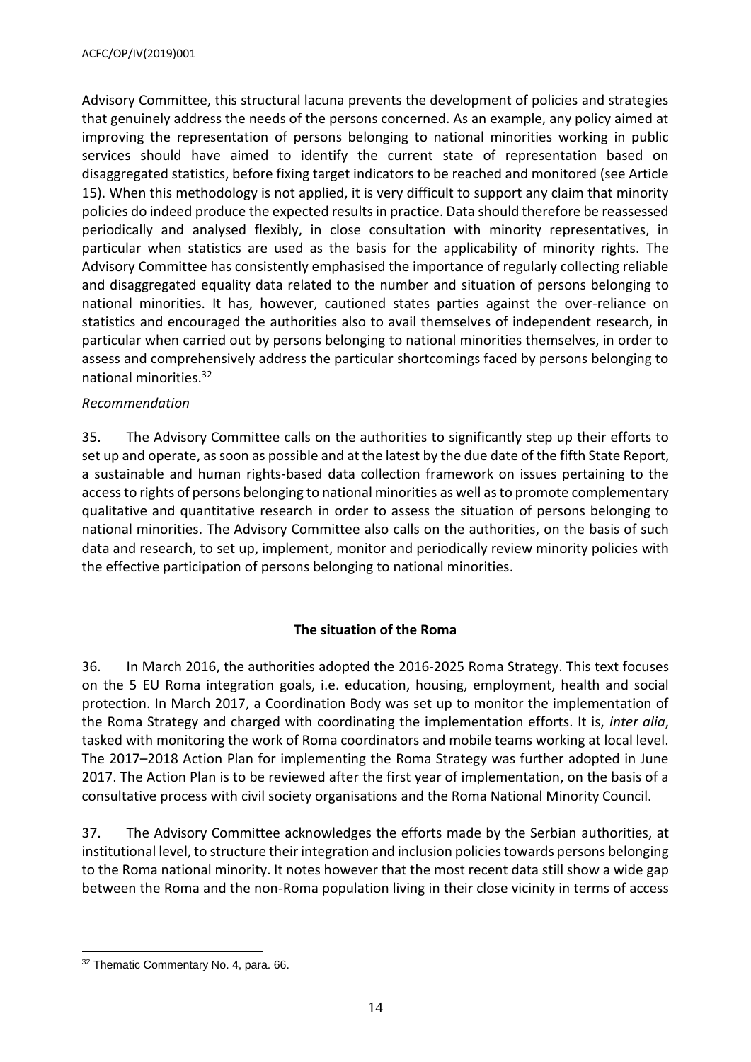Advisory Committee, this structural lacuna prevents the development of policies and strategies that genuinely address the needs of the persons concerned. As an example, any policy aimed at improving the representation of persons belonging to national minorities working in public services should have aimed to identify the current state of representation based on disaggregated statistics, before fixing target indicators to be reached and monitored (see Article 15). When this methodology is not applied, it is very difficult to support any claim that minority policies do indeed produce the expected results in practice. Data should therefore be reassessed periodically and analysed flexibly, in close consultation with minority representatives, in particular when statistics are used as the basis for the applicability of minority rights. The Advisory Committee has consistently emphasised the importance of regularly collecting reliable and disaggregated equality data related to the number and situation of persons belonging to national minorities. It has, however, cautioned states parties against the over-reliance on statistics and encouraged the authorities also to avail themselves of independent research, in particular when carried out by persons belonging to national minorities themselves, in order to assess and comprehensively address the particular shortcomings faced by persons belonging to national minorities.[32]

*Recommendation*

35. The Advisory Committee calls on the authorities to significantly step up their efforts to set up and operate, as soon as possible and at the latest by the due date of the fifth State Report, a sustainable and human rights-based data collection framework on issues pertaining to the access to rights of persons belonging to national minorities as well as to promote complementary qualitative and quantitative research in order to assess the situation of persons belonging to national minorities. The Advisory Committee also calls on the authorities, on the basis of such data and research, to set up, implement, monitor and periodically review minority policies with the effective participation of persons belonging to national minorities.

**The situation of the Roma**

36. In March 2016, the authorities adopted the 2016-2025 Roma Strategy. This text focuses on the 5 EU Roma integration goals, i.e. education, housing, employment, health and social protection. In March 2017, a Coordination Body was set up to monitor the implementation of the Roma Strategy and charged with coordinating the implementation efforts. It is, *inter alia*, tasked with monitoring the work of Roma coordinators and mobile teams working at local level. The 2017–2018 Action Plan for implementing the Roma Strategy was further adopted in June 2017. The Action Plan is to be reviewed after the first year of implementation, on the basis of a consultative process with civil society organisations and the Roma National Minority Council.

37. The Advisory Committee acknowledges the efforts made by the Serbian authorities, at institutional level, to structure their integration and inclusion policies towards persons belonging to the Roma national minority. It notes however that the most recent data still show a wide gap between the Roma and the non-Roma population living in their close vicinity in terms of access

[32] Thematic Commentary No. 4, para. 66.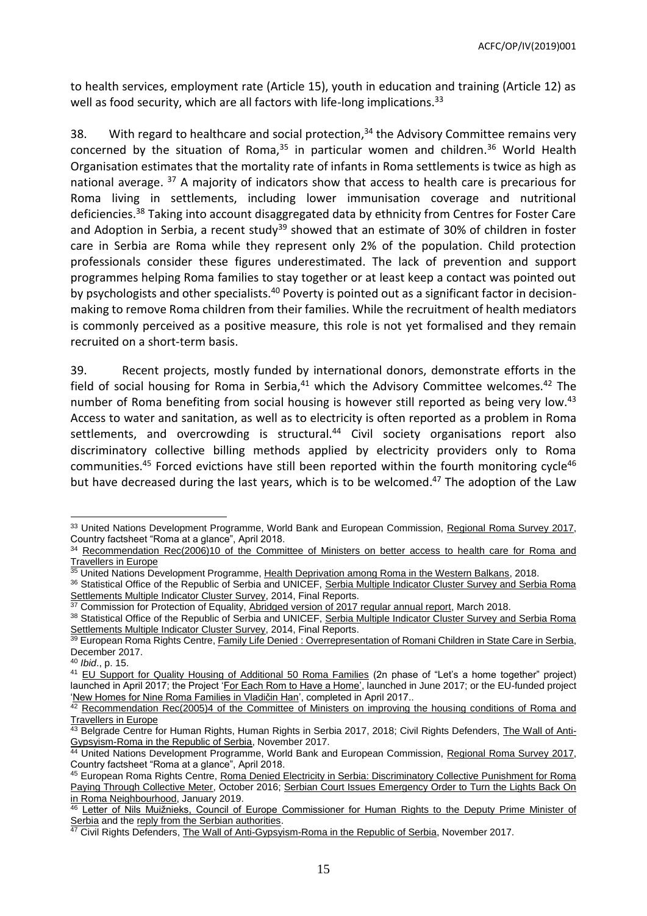to health services, employment rate (Article 15), youth in education and training (Article 12) as well as food security, which are all factors with life-long implications.[33]

38. With regard to healthcare and social protection,[34] the Advisory Committee remains very concerned by the situation of Roma,[35] in particular women and children.[36] World Health Organisation estimates that the mortality rate of infants in Roma settlements is twice as high as national average. [37] A majority of indicators show that access to health care is precarious for Roma living in settlements, including lower immunisation coverage and nutritional deficiencies.[38] Taking into account disaggregated data by ethnicity from Centres for Foster Care and Adoption in Serbia, a recent study[39] showed that an estimate of 30% of children in foster care in Serbia are Roma while they represent only 2% of the population. Child protection professionals consider these figures underestimated. The lack of prevention and support programmes helping Roma families to stay together or at least keep a contact was pointed out by psychologists and other specialists.[40] Poverty is pointed out as a significant factor in decision-making to remove Roma children from their families. While the recruitment of health mediators is commonly perceived as a positive measure, this role is not yet formalised and they remain recruited on a short-term basis.

39. Recent projects, mostly funded by international donors, demonstrate efforts in the field of social housing for Roma in Serbia,[41] which the Advisory Committee welcomes.[42] The number of Roma benefiting from social housing is however still reported as being very low.[43] Access to water and sanitation, as well as to electricity is often reported as a problem in Roma settlements, and overcrowding is structural.[44] Civil society organisations report also discriminatory collective billing methods applied by electricity providers only to Roma communities.[45] Forced evictions have still been reported within the fourth monitoring cycle[46] but have decreased during the last years, which is to be welcomed.[47] The adoption of the Law

---

[33] United Nations Development Programme, World Bank and European Commission, Regional Roma Survey 2017, Country factsheet "Roma at a glance", April 2018.

[34] Recommendation Rec(2006)10 of the Committee of Ministers on better access to health care for Roma and Travellers in Europe

[35] United Nations Development Programme, Health Deprivation among Roma in the Western Balkans, 2018.

[36] Statistical Office of the Republic of Serbia and UNICEF, Serbia Multiple Indicator Cluster Survey and Serbia Roma Settlements Multiple Indicator Cluster Survey, 2014, Final Reports.

[37] Commission for Protection of Equality, Abridged version of 2017 regular annual report, March 2018.

[38] Statistical Office of the Republic of Serbia and UNICEF, Serbia Multiple Indicator Cluster Survey and Serbia Roma Settlements Multiple Indicator Cluster Survey, 2014, Final Reports.

[39] European Roma Rights Centre, Family Life Denied : Overrepresentation of Romani Children in State Care in Serbia, December 2017.

[40] *Ibid*., p. 15.

[41] EU Support for Quality Housing of Additional 50 Roma Families (2n phase of "Let's a home together" project) launched in April 2017; the Project 'For Each Rom to Have a Home', launched in June 2017; or the EU-funded project 'New Homes for Nine Roma Families in Vladičin Han', completed in April 2017..

[42] Recommendation Rec(2005)4 of the Committee of Ministers on improving the housing conditions of Roma and Travellers in Europe

[43] Belgrade Centre for Human Rights, Human Rights in Serbia 2017, 2018; Civil Rights Defenders, The Wall of Anti-Gypsyism-Roma in the Republic of Serbia, November 2017.

[44] United Nations Development Programme, World Bank and European Commission, Regional Roma Survey 2017, Country factsheet "Roma at a glance", April 2018.

[45] European Roma Rights Centre, Roma Denied Electricity in Serbia: Discriminatory Collective Punishment for Roma Paying Through Collective Meter, October 2016; Serbian Court Issues Emergency Order to Turn the Lights Back On in Roma Neighbourhood, January 2019.

[46] Letter of Nils Muižnieks, Council of Europe Commissioner for Human Rights to the Deputy Prime Minister of Serbia and the reply from the Serbian authorities.

[47] Civil Rights Defenders, The Wall of Anti-Gypsyism-Roma in the Republic of Serbia, November 2017.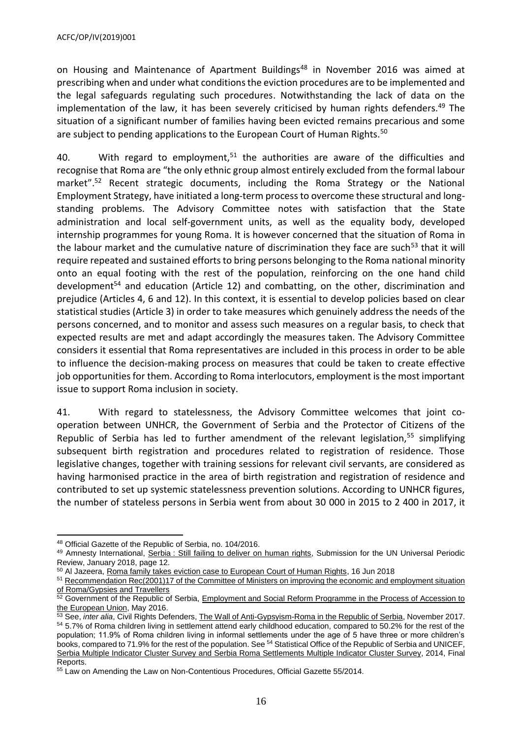on Housing and Maintenance of Apartment Buildings[48] in November 2016 was aimed at prescribing when and under what conditions the eviction procedures are to be implemented and the legal safeguards regulating such procedures. Notwithstanding the lack of data on the implementation of the law, it has been severely criticised by human rights defenders.[49] The situation of a significant number of families having been evicted remains precarious and some are subject to pending applications to the European Court of Human Rights.[50]

40. With regard to employment,[51] the authorities are aware of the difficulties and recognise that Roma are "the only ethnic group almost entirely excluded from the formal labour market".[52] Recent strategic documents, including the Roma Strategy or the National Employment Strategy, have initiated a long-term process to overcome these structural and long-standing problems. The Advisory Committee notes with satisfaction that the State administration and local self-government units, as well as the equality body, developed internship programmes for young Roma. It is however concerned that the situation of Roma in the labour market and the cumulative nature of discrimination they face are such[53] that it will require repeated and sustained efforts to bring persons belonging to the Roma national minority onto an equal footing with the rest of the population, reinforcing on the one hand child development[54] and education (Article 12) and combatting, on the other, discrimination and prejudice (Articles 4, 6 and 12). In this context, it is essential to develop policies based on clear statistical studies (Article 3) in order to take measures which genuinely address the needs of the persons concerned, and to monitor and assess such measures on a regular basis, to check that expected results are met and adapt accordingly the measures taken. The Advisory Committee considers it essential that Roma representatives are included in this process in order to be able to influence the decision-making process on measures that could be taken to create effective job opportunities for them. According to Roma interlocutors, employment is the most important issue to support Roma inclusion in society.

41. With regard to statelessness, the Advisory Committee welcomes that joint co-operation between UNHCR, the Government of Serbia and the Protector of Citizens of the Republic of Serbia has led to further amendment of the relevant legislation,[55] simplifying subsequent birth registration and procedures related to registration of residence. Those legislative changes, together with training sessions for relevant civil servants, are considered as having harmonised practice in the area of birth registration and registration of residence and contributed to set up systemic statelessness prevention solutions. According to UNHCR figures, the number of stateless persons in Serbia went from about 30 000 in 2015 to 2 400 in 2017, it

---

[48] Official Gazette of the Republic of Serbia, no. 104/2016.

[49] Amnesty International, Serbia : Still failing to deliver on human rights, Submission for the UN Universal Periodic Review, January 2018, page 12.

[50] Al Jazeera, Roma family takes eviction case to European Court of Human Rights, 16 Jun 2018

[51] Recommendation Rec(2001)17 of the Committee of Ministers on improving the economic and employment situation of Roma/Gypsies and Travellers

[52] Government of the Republic of Serbia, Employment and Social Reform Programme in the Process of Accession to the European Union, May 2016.

[53] See, *inter alia*, Civil Rights Defenders, The Wall of Anti-Gypsyism-Roma in the Republic of Serbia, November 2017.

[54] 5.7% of Roma children living in settlement attend early childhood education, compared to 50.2% for the rest of the population; 11.9% of Roma children living in informal settlements under the age of 5 have three or more children's books, compared to 71.9% for the rest of the population. See [54] Statistical Office of the Republic of Serbia and UNICEF, Serbia Multiple Indicator Cluster Survey and Serbia Roma Settlements Multiple Indicator Cluster Survey, 2014, Final Reports.

[55] Law on Amending the Law on Non-Contentious Procedures, Official Gazette 55/2014.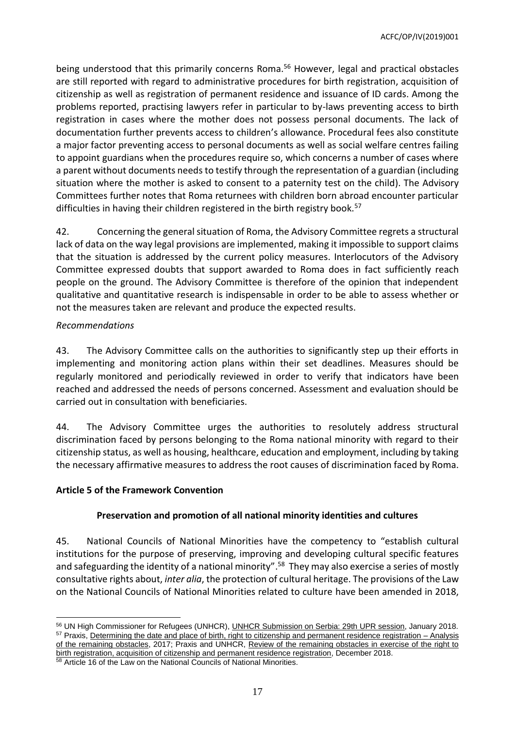being understood that this primarily concerns Roma.[56] However, legal and practical obstacles are still reported with regard to administrative procedures for birth registration, acquisition of citizenship as well as registration of permanent residence and issuance of ID cards. Among the problems reported, practising lawyers refer in particular to by-laws preventing access to birth registration in cases where the mother does not possess personal documents. The lack of documentation further prevents access to children's allowance. Procedural fees also constitute a major factor preventing access to personal documents as well as social welfare centres failing to appoint guardians when the procedures require so, which concerns a number of cases where a parent without documents needs to testify through the representation of a guardian (including situation where the mother is asked to consent to a paternity test on the child). The Advisory Committees further notes that Roma returnees with children born abroad encounter particular difficulties in having their children registered in the birth registry book.[57]

42. Concerning the general situation of Roma, the Advisory Committee regrets a structural lack of data on the way legal provisions are implemented, making it impossible to support claims that the situation is addressed by the current policy measures. Interlocutors of the Advisory Committee expressed doubts that support awarded to Roma does in fact sufficiently reach people on the ground. The Advisory Committee is therefore of the opinion that independent qualitative and quantitative research is indispensable in order to be able to assess whether or not the measures taken are relevant and produce the expected results.

*Recommendations*

43. The Advisory Committee calls on the authorities to significantly step up their efforts in implementing and monitoring action plans within their set deadlines. Measures should be regularly monitored and periodically reviewed in order to verify that indicators have been reached and addressed the needs of persons concerned. Assessment and evaluation should be carried out in consultation with beneficiaries.

44. The Advisory Committee urges the authorities to resolutely address structural discrimination faced by persons belonging to the Roma national minority with regard to their citizenship status, as well as housing, healthcare, education and employment, including by taking the necessary affirmative measures to address the root causes of discrimination faced by Roma.

**Article 5 of the Framework Convention**

**Preservation and promotion of all national minority identities and cultures**

45. National Councils of National Minorities have the competency to "establish cultural institutions for the purpose of preserving, improving and developing cultural specific features and safeguarding the identity of a national minority".[58] They may also exercise a series of mostly consultative rights about, *inter alia*, the protection of cultural heritage. The provisions of the Law on the National Councils of National Minorities related to culture have been amended in 2018,

---

[56] UN High Commissioner for Refugees (UNHCR), UNHCR Submission on Serbia: 29th UPR session, January 2018.

[57] Praxis, Determining the date and place of birth, right to citizenship and permanent residence registration – Analysis of the remaining obstacles, 2017; Praxis and UNHCR, Review of the remaining obstacles in exercise of the right to birth registration, acquisition of citizenship and permanent residence registration, December 2018.

[58] Article 16 of the Law on the National Councils of National Minorities.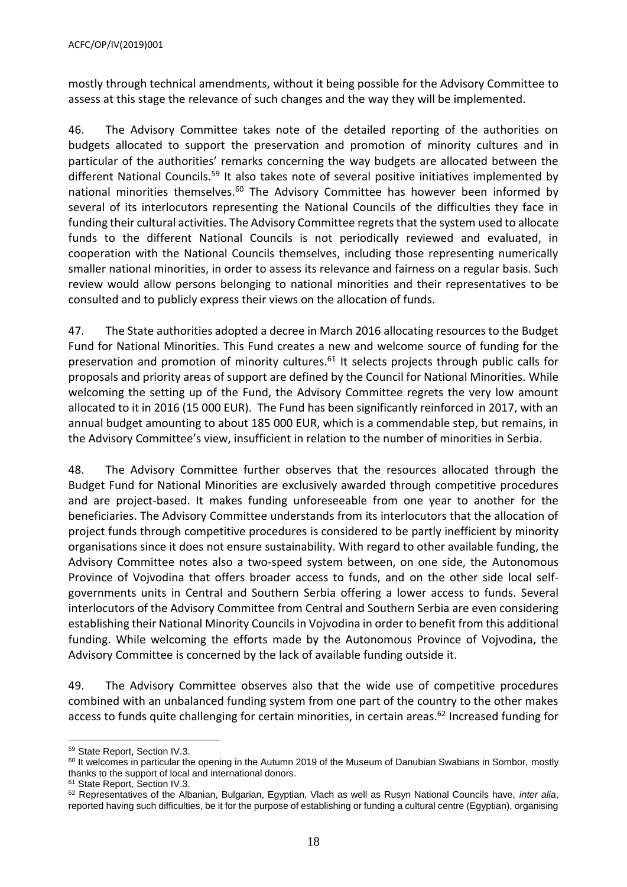mostly through technical amendments, without it being possible for the Advisory Committee to assess at this stage the relevance of such changes and the way they will be implemented.

46. The Advisory Committee takes note of the detailed reporting of the authorities on budgets allocated to support the preservation and promotion of minority cultures and in particular of the authorities' remarks concerning the way budgets are allocated between the different National Councils.[59] It also takes note of several positive initiatives implemented by national minorities themselves.[60] The Advisory Committee has however been informed by several of its interlocutors representing the National Councils of the difficulties they face in funding their cultural activities. The Advisory Committee regrets that the system used to allocate funds to the different National Councils is not periodically reviewed and evaluated, in cooperation with the National Councils themselves, including those representing numerically smaller national minorities, in order to assess its relevance and fairness on a regular basis. Such review would allow persons belonging to national minorities and their representatives to be consulted and to publicly express their views on the allocation of funds.

47. The State authorities adopted a decree in March 2016 allocating resources to the Budget Fund for National Minorities. This Fund creates a new and welcome source of funding for the preservation and promotion of minority cultures.[61] It selects projects through public calls for proposals and priority areas of support are defined by the Council for National Minorities. While welcoming the setting up of the Fund, the Advisory Committee regrets the very low amount allocated to it in 2016 (15 000 EUR). The Fund has been significantly reinforced in 2017, with an annual budget amounting to about 185 000 EUR, which is a commendable step, but remains, in the Advisory Committee's view, insufficient in relation to the number of minorities in Serbia.

48. The Advisory Committee further observes that the resources allocated through the Budget Fund for National Minorities are exclusively awarded through competitive procedures and are project-based. It makes funding unforeseeable from one year to another for the beneficiaries. The Advisory Committee understands from its interlocutors that the allocation of project funds through competitive procedures is considered to be partly inefficient by minority organisations since it does not ensure sustainability. With regard to other available funding, the Advisory Committee notes also a two-speed system between, on one side, the Autonomous Province of Vojvodina that offers broader access to funds, and on the other side local self-governments units in Central and Southern Serbia offering a lower access to funds. Several interlocutors of the Advisory Committee from Central and Southern Serbia are even considering establishing their National Minority Councils in Vojvodina in order to benefit from this additional funding. While welcoming the efforts made by the Autonomous Province of Vojvodina, the Advisory Committee is concerned by the lack of available funding outside it.

49. The Advisory Committee observes also that the wide use of competitive procedures combined with an unbalanced funding system from one part of the country to the other makes access to funds quite challenging for certain minorities, in certain areas.[62] Increased funding for

---

[59] State Report, Section IV.3.

[60] It welcomes in particular the opening in the Autumn 2019 of the Museum of Danubian Swabians in Sombor, mostly thanks to the support of local and international donors.

[61] State Report, Section IV.3.

[62] Representatives of the Albanian, Bulgarian, Egyptian, Vlach as well as Rusyn National Councils have, *inter alia*, reported having such difficulties, be it for the purpose of establishing or funding a cultural centre (Egyptian), organising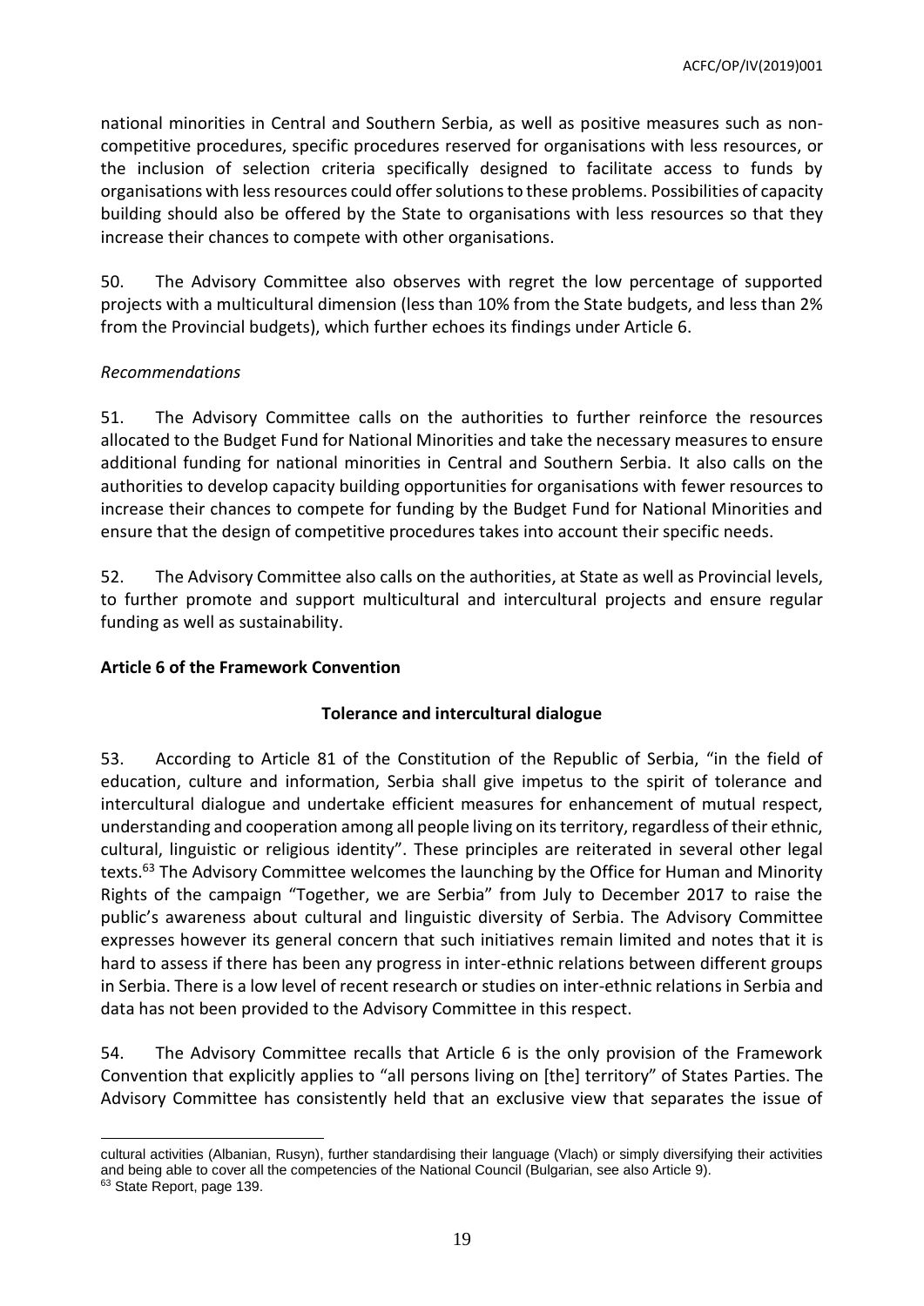national minorities in Central and Southern Serbia, as well as positive measures such as non-competitive procedures, specific procedures reserved for organisations with less resources, or the inclusion of selection criteria specifically designed to facilitate access to funds by organisations with less resources could offer solutions to these problems. Possibilities of capacity building should also be offered by the State to organisations with less resources so that they increase their chances to compete with other organisations.

50. The Advisory Committee also observes with regret the low percentage of supported projects with a multicultural dimension (less than 10% from the State budgets, and less than 2% from the Provincial budgets), which further echoes its findings under Article 6.

*Recommendations*

51. The Advisory Committee calls on the authorities to further reinforce the resources allocated to the Budget Fund for National Minorities and take the necessary measures to ensure additional funding for national minorities in Central and Southern Serbia. It also calls on the authorities to develop capacity building opportunities for organisations with fewer resources to increase their chances to compete for funding by the Budget Fund for National Minorities and ensure that the design of competitive procedures takes into account their specific needs.

52. The Advisory Committee also calls on the authorities, at State as well as Provincial levels, to further promote and support multicultural and intercultural projects and ensure regular funding as well as sustainability.

**Article 6 of the Framework Convention**

**Tolerance and intercultural dialogue**

53. According to Article 81 of the Constitution of the Republic of Serbia, "in the field of education, culture and information, Serbia shall give impetus to the spirit of tolerance and intercultural dialogue and undertake efficient measures for enhancement of mutual respect, understanding and cooperation among all people living on its territory, regardless of their ethnic, cultural, linguistic or religious identity". These principles are reiterated in several other legal texts.[63] The Advisory Committee welcomes the launching by the Office for Human and Minority Rights of the campaign "Together, we are Serbia" from July to December 2017 to raise the public's awareness about cultural and linguistic diversity of Serbia. The Advisory Committee expresses however its general concern that such initiatives remain limited and notes that it is hard to assess if there has been any progress in inter-ethnic relations between different groups in Serbia. There is a low level of recent research or studies on inter-ethnic relations in Serbia and data has not been provided to the Advisory Committee in this respect.

54. The Advisory Committee recalls that Article 6 is the only provision of the Framework Convention that explicitly applies to "all persons living on [the] territory" of States Parties. The Advisory Committee has consistently held that an exclusive view that separates the issue of

cultural activities (Albanian, Rusyn), further standardising their language (Vlach) or simply diversifying their activities and being able to cover all the competencies of the National Council (Bulgarian, see also Article 9).

[63] State Report, page 139.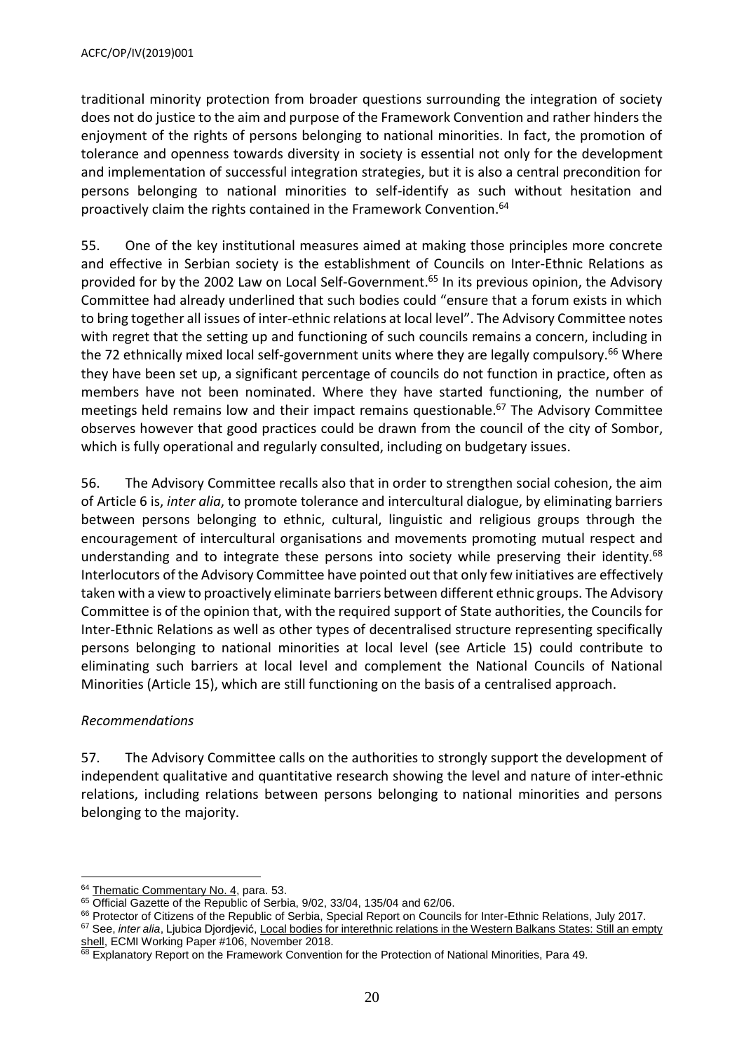traditional minority protection from broader questions surrounding the integration of society does not do justice to the aim and purpose of the Framework Convention and rather hinders the enjoyment of the rights of persons belonging to national minorities. In fact, the promotion of tolerance and openness towards diversity in society is essential not only for the development and implementation of successful integration strategies, but it is also a central precondition for persons belonging to national minorities to self-identify as such without hesitation and proactively claim the rights contained in the Framework Convention.[64]

55. One of the key institutional measures aimed at making those principles more concrete and effective in Serbian society is the establishment of Councils on Inter-Ethnic Relations as provided for by the 2002 Law on Local Self-Government.[65] In its previous opinion, the Advisory Committee had already underlined that such bodies could "ensure that a forum exists in which to bring together all issues of inter-ethnic relations at local level". The Advisory Committee notes with regret that the setting up and functioning of such councils remains a concern, including in the 72 ethnically mixed local self-government units where they are legally compulsory.[66] Where they have been set up, a significant percentage of councils do not function in practice, often as members have not been nominated. Where they have started functioning, the number of meetings held remains low and their impact remains questionable.[67] The Advisory Committee observes however that good practices could be drawn from the council of the city of Sombor, which is fully operational and regularly consulted, including on budgetary issues.

56. The Advisory Committee recalls also that in order to strengthen social cohesion, the aim of Article 6 is, *inter alia*, to promote tolerance and intercultural dialogue, by eliminating barriers between persons belonging to ethnic, cultural, linguistic and religious groups through the encouragement of intercultural organisations and movements promoting mutual respect and understanding and to integrate these persons into society while preserving their identity.[68] Interlocutors of the Advisory Committee have pointed out that only few initiatives are effectively taken with a view to proactively eliminate barriers between different ethnic groups. The Advisory Committee is of the opinion that, with the required support of State authorities, the Councils for Inter-Ethnic Relations as well as other types of decentralised structure representing specifically persons belonging to national minorities at local level (see Article 15) could contribute to eliminating such barriers at local level and complement the National Councils of National Minorities (Article 15), which are still functioning on the basis of a centralised approach.

*Recommendations*

57. The Advisory Committee calls on the authorities to strongly support the development of independent qualitative and quantitative research showing the level and nature of inter-ethnic relations, including relations between persons belonging to national minorities and persons belonging to the majority.

---

[64] Thematic Commentary No. 4, para. 53.
[65] Official Gazette of the Republic of Serbia, 9/02, 33/04, 135/04 and 62/06.
[66] Protector of Citizens of the Republic of Serbia, Special Report on Councils for Inter-Ethnic Relations, July 2017.
[67] See, *inter alia*, Ljubica Djordjević, Local bodies for interethnic relations in the Western Balkans States: Still an empty shell, ECMI Working Paper #106, November 2018.
[68] Explanatory Report on the Framework Convention for the Protection of National Minorities, Para 49.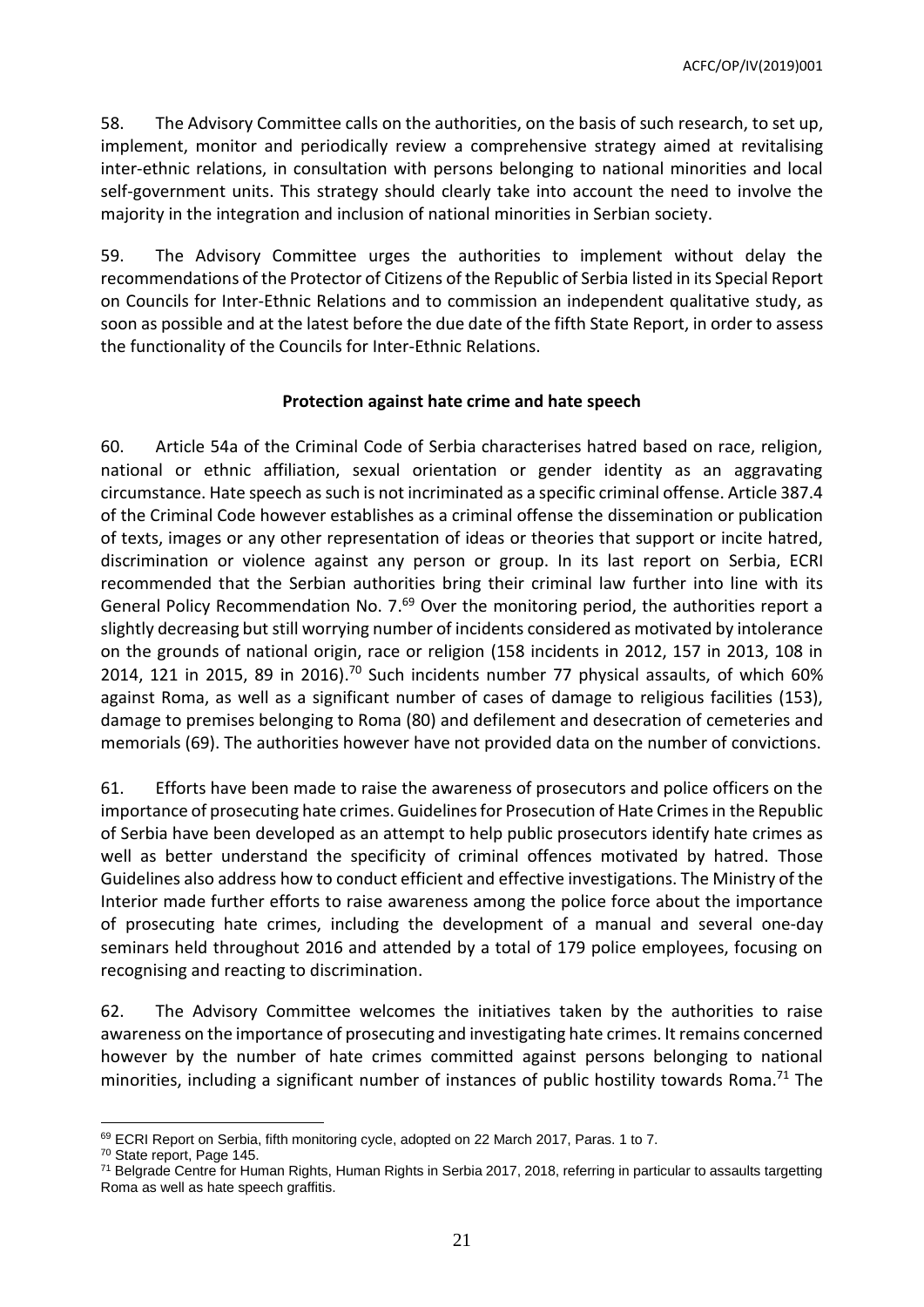58. The Advisory Committee calls on the authorities, on the basis of such research, to set up, implement, monitor and periodically review a comprehensive strategy aimed at revitalising inter-ethnic relations, in consultation with persons belonging to national minorities and local self-government units. This strategy should clearly take into account the need to involve the majority in the integration and inclusion of national minorities in Serbian society.

59. The Advisory Committee urges the authorities to implement without delay the recommendations of the Protector of Citizens of the Republic of Serbia listed in its Special Report on Councils for Inter-Ethnic Relations and to commission an independent qualitative study, as soon as possible and at the latest before the due date of the fifth State Report, in order to assess the functionality of the Councils for Inter-Ethnic Relations.

**Protection against hate crime and hate speech**

60. Article 54a of the Criminal Code of Serbia characterises hatred based on race, religion, national or ethnic affiliation, sexual orientation or gender identity as an aggravating circumstance. Hate speech as such is not incriminated as a specific criminal offense. Article 387.4 of the Criminal Code however establishes as a criminal offense the dissemination or publication of texts, images or any other representation of ideas or theories that support or incite hatred, discrimination or violence against any person or group. In its last report on Serbia, ECRI recommended that the Serbian authorities bring their criminal law further into line with its General Policy Recommendation No. 7.[69] Over the monitoring period, the authorities report a slightly decreasing but still worrying number of incidents considered as motivated by intolerance on the grounds of national origin, race or religion (158 incidents in 2012, 157 in 2013, 108 in 2014, 121 in 2015, 89 in 2016).[70] Such incidents number 77 physical assaults, of which 60% against Roma, as well as a significant number of cases of damage to religious facilities (153), damage to premises belonging to Roma (80) and defilement and desecration of cemeteries and memorials (69). The authorities however have not provided data on the number of convictions.

61. Efforts have been made to raise the awareness of prosecutors and police officers on the importance of prosecuting hate crimes. Guidelines for Prosecution of Hate Crimes in the Republic of Serbia have been developed as an attempt to help public prosecutors identify hate crimes as well as better understand the specificity of criminal offences motivated by hatred. Those Guidelines also address how to conduct efficient and effective investigations. The Ministry of the Interior made further efforts to raise awareness among the police force about the importance of prosecuting hate crimes, including the development of a manual and several one-day seminars held throughout 2016 and attended by a total of 179 police employees, focusing on recognising and reacting to discrimination.

62. The Advisory Committee welcomes the initiatives taken by the authorities to raise awareness on the importance of prosecuting and investigating hate crimes. It remains concerned however by the number of hate crimes committed against persons belonging to national minorities, including a significant number of instances of public hostility towards Roma.[71] The

---

[69] ECRI Report on Serbia, fifth monitoring cycle, adopted on 22 March 2017, Paras. 1 to 7.

[70] State report, Page 145.

[71] Belgrade Centre for Human Rights, Human Rights in Serbia 2017, 2018, referring in particular to assaults targetting Roma as well as hate speech graffitis.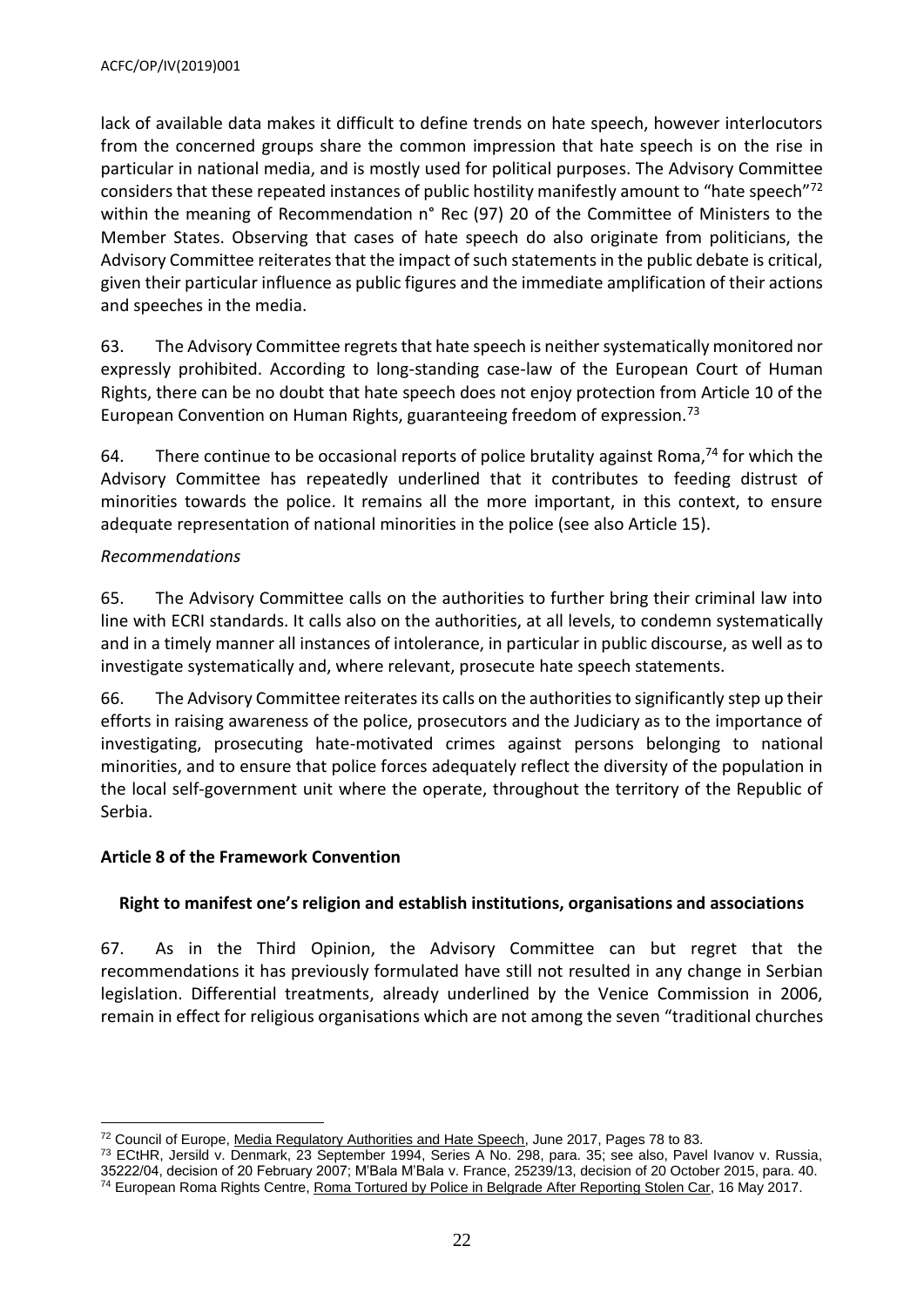lack of available data makes it difficult to define trends on hate speech, however interlocutors from the concerned groups share the common impression that hate speech is on the rise in particular in national media, and is mostly used for political purposes. The Advisory Committee considers that these repeated instances of public hostility manifestly amount to "hate speech"[72] within the meaning of Recommendation n° Rec (97) 20 of the Committee of Ministers to the Member States. Observing that cases of hate speech do also originate from politicians, the Advisory Committee reiterates that the impact of such statements in the public debate is critical, given their particular influence as public figures and the immediate amplification of their actions and speeches in the media.

63. The Advisory Committee regrets that hate speech is neither systematically monitored nor expressly prohibited. According to long-standing case-law of the European Court of Human Rights, there can be no doubt that hate speech does not enjoy protection from Article 10 of the European Convention on Human Rights, guaranteeing freedom of expression.[73]

64. There continue to be occasional reports of police brutality against Roma,[74] for which the Advisory Committee has repeatedly underlined that it contributes to feeding distrust of minorities towards the police. It remains all the more important, in this context, to ensure adequate representation of national minorities in the police (see also Article 15).

*Recommendations*

65. The Advisory Committee calls on the authorities to further bring their criminal law into line with ECRI standards. It calls also on the authorities, at all levels, to condemn systematically and in a timely manner all instances of intolerance, in particular in public discourse, as well as to investigate systematically and, where relevant, prosecute hate speech statements.

66. The Advisory Committee reiterates its calls on the authorities to significantly step up their efforts in raising awareness of the police, prosecutors and the Judiciary as to the importance of investigating, prosecuting hate-motivated crimes against persons belonging to national minorities, and to ensure that police forces adequately reflect the diversity of the population in the local self-government unit where the operate, throughout the territory of the Republic of Serbia.

## Article 8 of the Framework Convention

### Right to manifest one's religion and establish institutions, organisations and associations

67. As in the Third Opinion, the Advisory Committee can but regret that the recommendations it has previously formulated have still not resulted in any change in Serbian legislation. Differential treatments, already underlined by the Venice Commission in 2006, remain in effect for religious organisations which are not among the seven "traditional churches

---

[72] Council of Europe, Media Regulatory Authorities and Hate Speech, June 2017, Pages 78 to 83.

[73] ECtHR, Jersild v. Denmark, 23 September 1994, Series A No. 298, para. 35; see also, Pavel Ivanov v. Russia, 35222/04, decision of 20 February 2007; M'Bala M'Bala v. France, 25239/13, decision of 20 October 2015, para. 40.

[74] European Roma Rights Centre, Roma Tortured by Police in Belgrade After Reporting Stolen Car, 16 May 2017.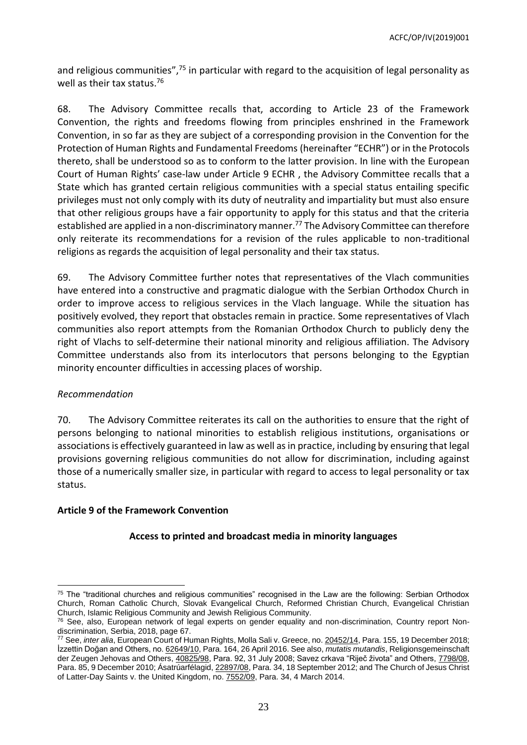and religious communities",[75] in particular with regard to the acquisition of legal personality as well as their tax status.[76]

68. The Advisory Committee recalls that, according to Article 23 of the Framework Convention, the rights and freedoms flowing from principles enshrined in the Framework Convention, in so far as they are subject of a corresponding provision in the Convention for the Protection of Human Rights and Fundamental Freedoms (hereinafter "ECHR") or in the Protocols thereto, shall be understood so as to conform to the latter provision. In line with the European Court of Human Rights' case-law under Article 9 ECHR , the Advisory Committee recalls that a State which has granted certain religious communities with a special status entailing specific privileges must not only comply with its duty of neutrality and impartiality but must also ensure that other religious groups have a fair opportunity to apply for this status and that the criteria established are applied in a non-discriminatory manner.[77] The Advisory Committee can therefore only reiterate its recommendations for a revision of the rules applicable to non-traditional religions as regards the acquisition of legal personality and their tax status.

69. The Advisory Committee further notes that representatives of the Vlach communities have entered into a constructive and pragmatic dialogue with the Serbian Orthodox Church in order to improve access to religious services in the Vlach language. While the situation has positively evolved, they report that obstacles remain in practice. Some representatives of Vlach communities also report attempts from the Romanian Orthodox Church to publicly deny the right of Vlachs to self-determine their national minority and religious affiliation. The Advisory Committee understands also from its interlocutors that persons belonging to the Egyptian minority encounter difficulties in accessing places of worship.

*Recommendation*

70. The Advisory Committee reiterates its call on the authorities to ensure that the right of persons belonging to national minorities to establish religious institutions, organisations or associations is effectively guaranteed in law as well as in practice, including by ensuring that legal provisions governing religious communities do not allow for discrimination, including against those of a numerically smaller size, in particular with regard to access to legal personality or tax status.

**Article 9 of the Framework Convention**

**Access to printed and broadcast media in minority languages**

---

[75] The "traditional churches and religious communities" recognised in the Law are the following: Serbian Orthodox Church, Roman Catholic Church, Slovak Evangelical Church, Reformed Christian Church, Evangelical Christian Church, Islamic Religious Community and Jewish Religious Community.

[76] See, also, European network of legal experts on gender equality and non-discrimination, Country report Non-discrimination, Serbia, 2018, page 67.

[77] See, *inter alia*, European Court of Human Rights, Molla Sali v. Greece, no. 20452/14, Para. 155, 19 December 2018; İzzettin Doğan and Others, no. 62649/10, Para. 164, 26 April 2016. See also, *mutatis mutandis*, Religionsgemeinschaft der Zeugen Jehovas and Others, 40825/98, Para. 92, 31 July 2008; Savez crkava "Riječ života" and Others, 7798/08, Para. 85, 9 December 2010; Ásatrúarfélagid, 22897/08, Para. 34, 18 September 2012; and The Church of Jesus Christ of Latter-Day Saints v. the United Kingdom, no. 7552/09, Para. 34, 4 March 2014.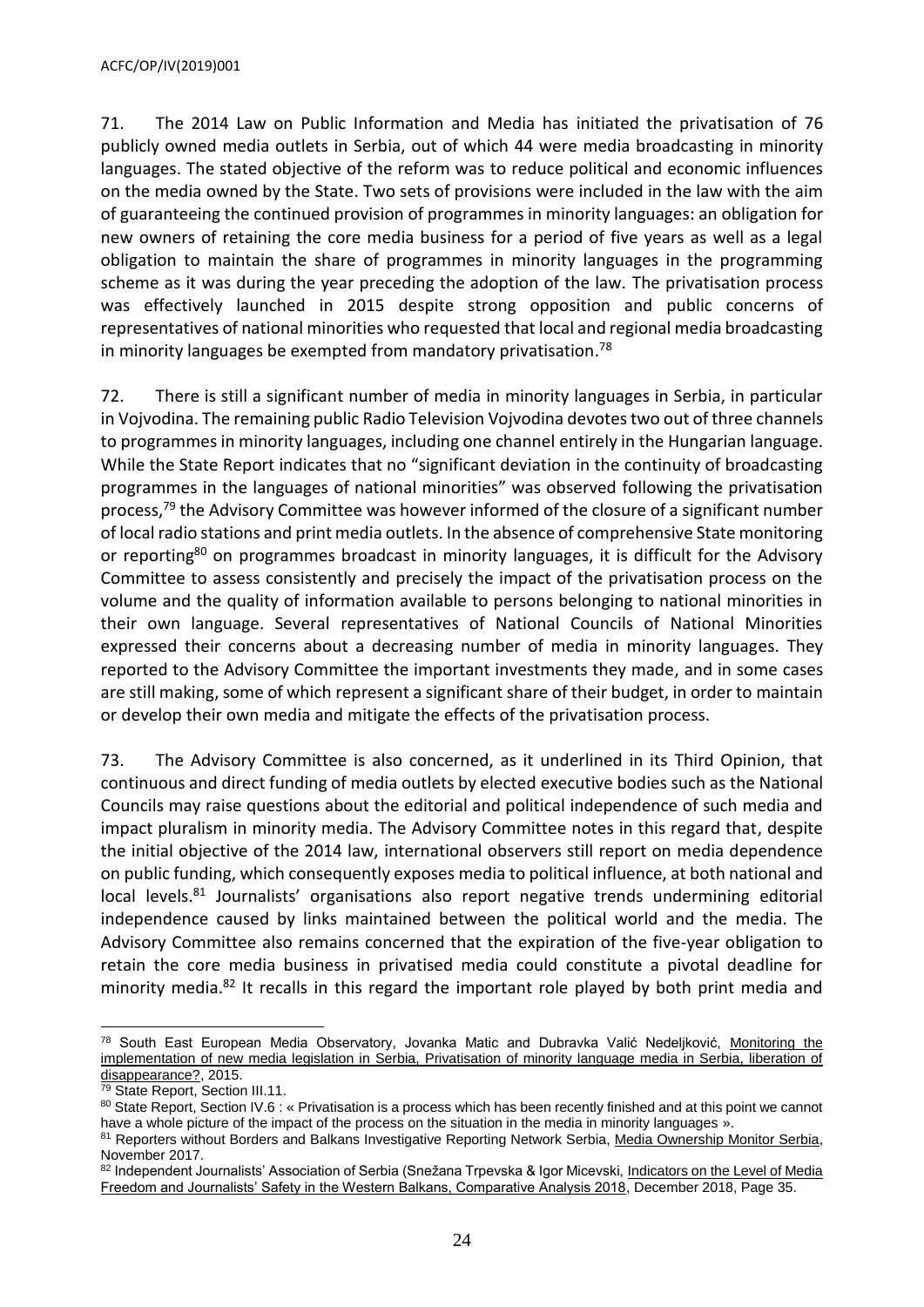71. The 2014 Law on Public Information and Media has initiated the privatisation of 76 publicly owned media outlets in Serbia, out of which 44 were media broadcasting in minority languages. The stated objective of the reform was to reduce political and economic influences on the media owned by the State. Two sets of provisions were included in the law with the aim of guaranteeing the continued provision of programmes in minority languages: an obligation for new owners of retaining the core media business for a period of five years as well as a legal obligation to maintain the share of programmes in minority languages in the programming scheme as it was during the year preceding the adoption of the law. The privatisation process was effectively launched in 2015 despite strong opposition and public concerns of representatives of national minorities who requested that local and regional media broadcasting in minority languages be exempted from mandatory privatisation.[78]

72. There is still a significant number of media in minority languages in Serbia, in particular in Vojvodina. The remaining public Radio Television Vojvodina devotes two out of three channels to programmes in minority languages, including one channel entirely in the Hungarian language. While the State Report indicates that no "significant deviation in the continuity of broadcasting programmes in the languages of national minorities" was observed following the privatisation process,[79] the Advisory Committee was however informed of the closure of a significant number of local radio stations and print media outlets. In the absence of comprehensive State monitoring or reporting[80] on programmes broadcast in minority languages, it is difficult for the Advisory Committee to assess consistently and precisely the impact of the privatisation process on the volume and the quality of information available to persons belonging to national minorities in their own language. Several representatives of National Councils of National Minorities expressed their concerns about a decreasing number of media in minority languages. They reported to the Advisory Committee the important investments they made, and in some cases are still making, some of which represent a significant share of their budget, in order to maintain or develop their own media and mitigate the effects of the privatisation process.

73. The Advisory Committee is also concerned, as it underlined in its Third Opinion, that continuous and direct funding of media outlets by elected executive bodies such as the National Councils may raise questions about the editorial and political independence of such media and impact pluralism in minority media. The Advisory Committee notes in this regard that, despite the initial objective of the 2014 law, international observers still report on media dependence on public funding, which consequently exposes media to political influence, at both national and local levels.[81] Journalists' organisations also report negative trends undermining editorial independence caused by links maintained between the political world and the media. The Advisory Committee also remains concerned that the expiration of the five-year obligation to retain the core media business in privatised media could constitute a pivotal deadline for minority media.[82] It recalls in this regard the important role played by both print media and

---

[78] South East European Media Observatory, Jovanka Matic and Dubravka Valić Nedeljković, Monitoring the implementation of new media legislation in Serbia, Privatisation of minority language media in Serbia, liberation of disappearance?, 2015.

[79] State Report, Section III.11.

[80] State Report, Section IV.6 : « Privatisation is a process which has been recently finished and at this point we cannot have a whole picture of the impact of the process on the situation in the media in minority languages ».

[81] Reporters without Borders and Balkans Investigative Reporting Network Serbia, Media Ownership Monitor Serbia, November 2017.

[82] Independent Journalists' Association of Serbia (Snežana Trpevska & Igor Micevski, Indicators on the Level of Media Freedom and Journalists' Safety in the Western Balkans, Comparative Analysis 2018, December 2018, Page 35.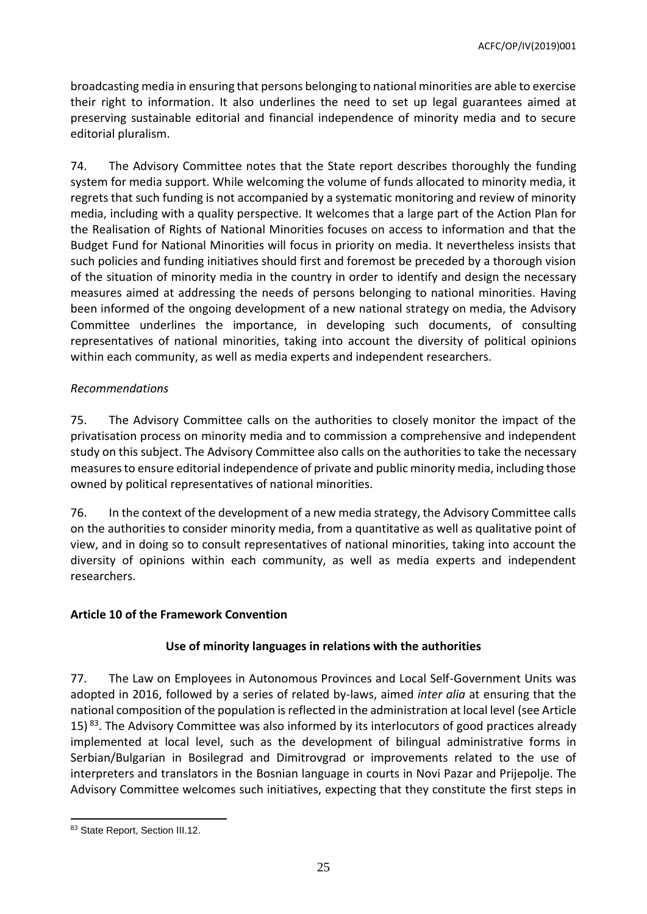broadcasting media in ensuring that persons belonging to national minorities are able to exercise their right to information. It also underlines the need to set up legal guarantees aimed at preserving sustainable editorial and financial independence of minority media and to secure editorial pluralism.

74. The Advisory Committee notes that the State report describes thoroughly the funding system for media support. While welcoming the volume of funds allocated to minority media, it regrets that such funding is not accompanied by a systematic monitoring and review of minority media, including with a quality perspective. It welcomes that a large part of the Action Plan for the Realisation of Rights of National Minorities focuses on access to information and that the Budget Fund for National Minorities will focus in priority on media. It nevertheless insists that such policies and funding initiatives should first and foremost be preceded by a thorough vision of the situation of minority media in the country in order to identify and design the necessary measures aimed at addressing the needs of persons belonging to national minorities. Having been informed of the ongoing development of a new national strategy on media, the Advisory Committee underlines the importance, in developing such documents, of consulting representatives of national minorities, taking into account the diversity of political opinions within each community, as well as media experts and independent researchers.

*Recommendations*

75. The Advisory Committee calls on the authorities to closely monitor the impact of the privatisation process on minority media and to commission a comprehensive and independent study on this subject. The Advisory Committee also calls on the authorities to take the necessary measures to ensure editorial independence of private and public minority media, including those owned by political representatives of national minorities.

76. In the context of the development of a new media strategy, the Advisory Committee calls on the authorities to consider minority media, from a quantitative as well as qualitative point of view, and in doing so to consult representatives of national minorities, taking into account the diversity of opinions within each community, as well as media experts and independent researchers.

## Article 10 of the Framework Convention

### Use of minority languages in relations with the authorities

77. The Law on Employees in Autonomous Provinces and Local Self-Government Units was adopted in 2016, followed by a series of related by-laws, aimed *inter alia* at ensuring that the national composition of the population is reflected in the administration at local level (see Article 15) [83]. The Advisory Committee was also informed by its interlocutors of good practices already implemented at local level, such as the development of bilingual administrative forms in Serbian/Bulgarian in Bosilegrad and Dimitrovgrad or improvements related to the use of interpreters and translators in the Bosnian language in courts in Novi Pazar and Prijepolje. The Advisory Committee welcomes such initiatives, expecting that they constitute the first steps in

[83] State Report, Section III.12.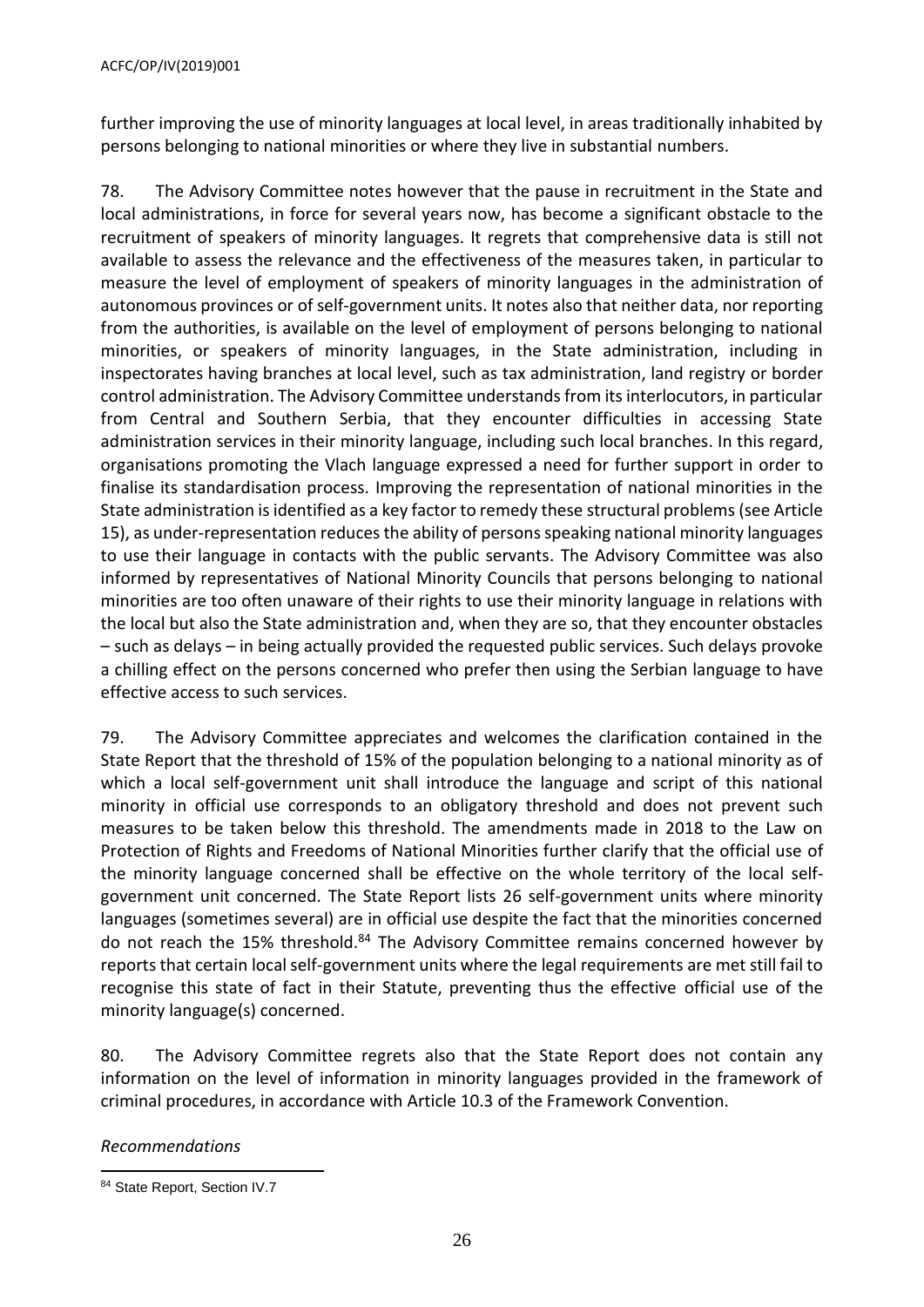further improving the use of minority languages at local level, in areas traditionally inhabited by persons belonging to national minorities or where they live in substantial numbers.

78. The Advisory Committee notes however that the pause in recruitment in the State and local administrations, in force for several years now, has become a significant obstacle to the recruitment of speakers of minority languages. It regrets that comprehensive data is still not available to assess the relevance and the effectiveness of the measures taken, in particular to measure the level of employment of speakers of minority languages in the administration of autonomous provinces or of self-government units. It notes also that neither data, nor reporting from the authorities, is available on the level of employment of persons belonging to national minorities, or speakers of minority languages, in the State administration, including in inspectorates having branches at local level, such as tax administration, land registry or border control administration. The Advisory Committee understands from its interlocutors, in particular from Central and Southern Serbia, that they encounter difficulties in accessing State administration services in their minority language, including such local branches. In this regard, organisations promoting the Vlach language expressed a need for further support in order to finalise its standardisation process. Improving the representation of national minorities in the State administration is identified as a key factor to remedy these structural problems (see Article 15), as under-representation reduces the ability of persons speaking national minority languages to use their language in contacts with the public servants. The Advisory Committee was also informed by representatives of National Minority Councils that persons belonging to national minorities are too often unaware of their rights to use their minority language in relations with the local but also the State administration and, when they are so, that they encounter obstacles – such as delays – in being actually provided the requested public services. Such delays provoke a chilling effect on the persons concerned who prefer then using the Serbian language to have effective access to such services.

79. The Advisory Committee appreciates and welcomes the clarification contained in the State Report that the threshold of 15% of the population belonging to a national minority as of which a local self-government unit shall introduce the language and script of this national minority in official use corresponds to an obligatory threshold and does not prevent such measures to be taken below this threshold. The amendments made in 2018 to the Law on Protection of Rights and Freedoms of National Minorities further clarify that the official use of the minority language concerned shall be effective on the whole territory of the local self-government unit concerned. The State Report lists 26 self-government units where minority languages (sometimes several) are in official use despite the fact that the minorities concerned do not reach the 15% threshold.[84] The Advisory Committee remains concerned however by reports that certain local self-government units where the legal requirements are met still fail to recognise this state of fact in their Statute, preventing thus the effective official use of the minority language(s) concerned.

80. The Advisory Committee regrets also that the State Report does not contain any information on the level of information in minority languages provided in the framework of criminal procedures, in accordance with Article 10.3 of the Framework Convention.

*Recommendations*

[84] State Report, Section IV.7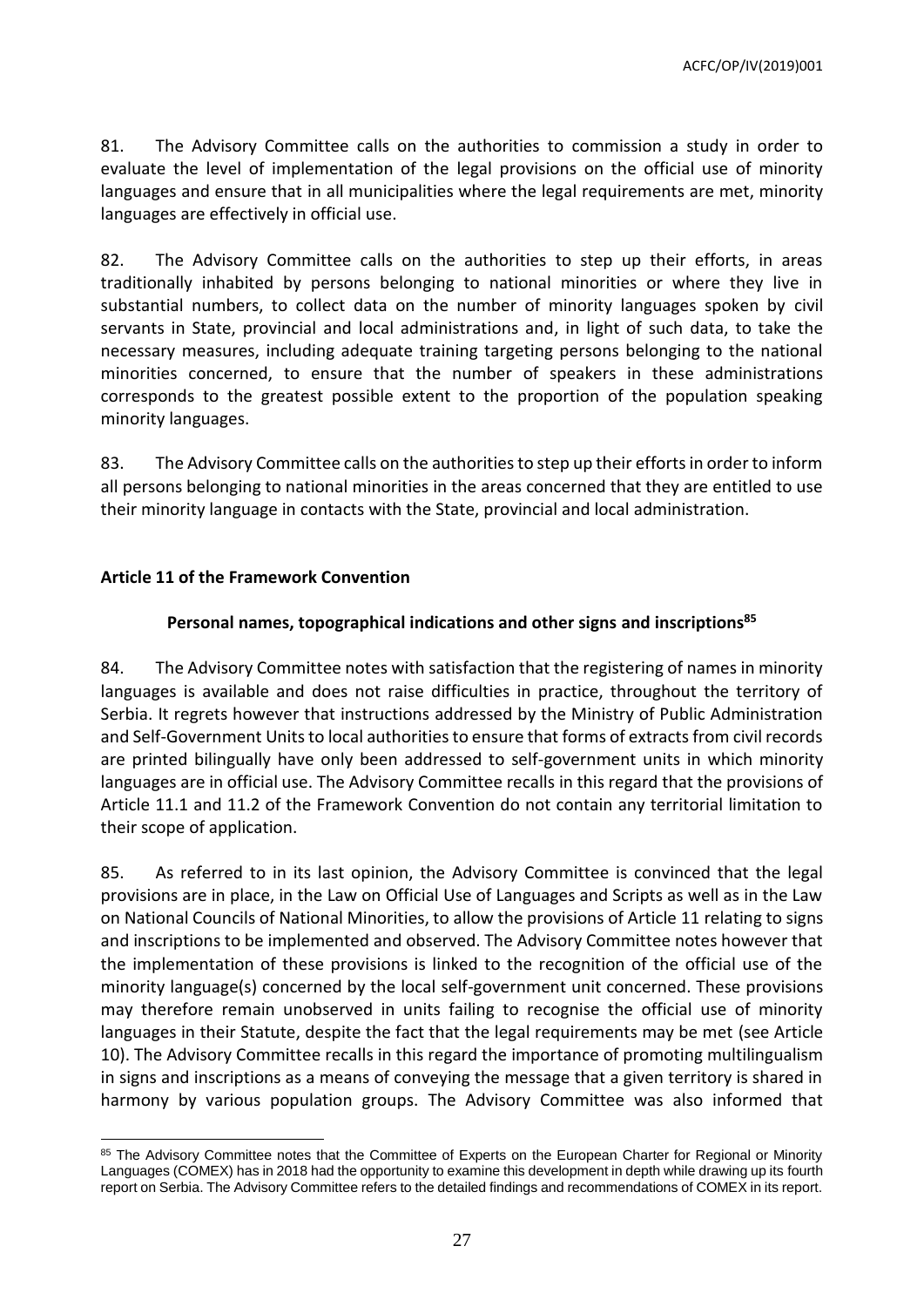81. The Advisory Committee calls on the authorities to commission a study in order to evaluate the level of implementation of the legal provisions on the official use of minority languages and ensure that in all municipalities where the legal requirements are met, minority languages are effectively in official use.

82. The Advisory Committee calls on the authorities to step up their efforts, in areas traditionally inhabited by persons belonging to national minorities or where they live in substantial numbers, to collect data on the number of minority languages spoken by civil servants in State, provincial and local administrations and, in light of such data, to take the necessary measures, including adequate training targeting persons belonging to the national minorities concerned, to ensure that the number of speakers in these administrations corresponds to the greatest possible extent to the proportion of the population speaking minority languages.

83. The Advisory Committee calls on the authorities to step up their efforts in order to inform all persons belonging to national minorities in the areas concerned that they are entitled to use their minority language in contacts with the State, provincial and local administration.

## Article 11 of the Framework Convention

### Personal names, topographical indications and other signs and inscriptions[85]

84. The Advisory Committee notes with satisfaction that the registering of names in minority languages is available and does not raise difficulties in practice, throughout the territory of Serbia. It regrets however that instructions addressed by the Ministry of Public Administration and Self-Government Units to local authorities to ensure that forms of extracts from civil records are printed bilingually have only been addressed to self-government units in which minority languages are in official use. The Advisory Committee recalls in this regard that the provisions of Article 11.1 and 11.2 of the Framework Convention do not contain any territorial limitation to their scope of application.

85. As referred to in its last opinion, the Advisory Committee is convinced that the legal provisions are in place, in the Law on Official Use of Languages and Scripts as well as in the Law on National Councils of National Minorities, to allow the provisions of Article 11 relating to signs and inscriptions to be implemented and observed. The Advisory Committee notes however that the implementation of these provisions is linked to the recognition of the official use of the minority language(s) concerned by the local self-government unit concerned. These provisions may therefore remain unobserved in units failing to recognise the official use of minority languages in their Statute, despite the fact that the legal requirements may be met (see Article 10). The Advisory Committee recalls in this regard the importance of promoting multilingualism in signs and inscriptions as a means of conveying the message that a given territory is shared in harmony by various population groups. The Advisory Committee was also informed that

[85] The Advisory Committee notes that the Committee of Experts on the European Charter for Regional or Minority Languages (COMEX) has in 2018 had the opportunity to examine this development in depth while drawing up its fourth report on Serbia. The Advisory Committee refers to the detailed findings and recommendations of COMEX in its report.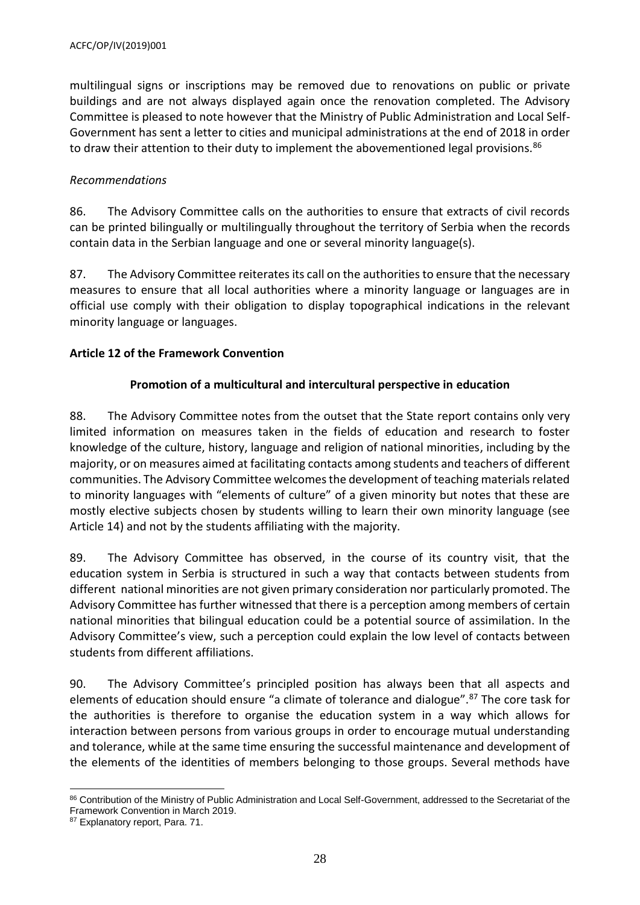multilingual signs or inscriptions may be removed due to renovations on public or private buildings and are not always displayed again once the renovation completed. The Advisory Committee is pleased to note however that the Ministry of Public Administration and Local Self-Government has sent a letter to cities and municipal administrations at the end of 2018 in order to draw their attention to their duty to implement the abovementioned legal provisions.[86]

*Recommendations*

86. The Advisory Committee calls on the authorities to ensure that extracts of civil records can be printed bilingually or multilingually throughout the territory of Serbia when the records contain data in the Serbian language and one or several minority language(s).

87. The Advisory Committee reiterates its call on the authorities to ensure that the necessary measures to ensure that all local authorities where a minority language or languages are in official use comply with their obligation to display topographical indications in the relevant minority language or languages.

**Article 12 of the Framework Convention**

**Promotion of a multicultural and intercultural perspective in education**

88. The Advisory Committee notes from the outset that the State report contains only very limited information on measures taken in the fields of education and research to foster knowledge of the culture, history, language and religion of national minorities, including by the majority, or on measures aimed at facilitating contacts among students and teachers of different communities. The Advisory Committee welcomes the development of teaching materials related to minority languages with "elements of culture" of a given minority but notes that these are mostly elective subjects chosen by students willing to learn their own minority language (see Article 14) and not by the students affiliating with the majority.

89. The Advisory Committee has observed, in the course of its country visit, that the education system in Serbia is structured in such a way that contacts between students from different national minorities are not given primary consideration nor particularly promoted. The Advisory Committee has further witnessed that there is a perception among members of certain national minorities that bilingual education could be a potential source of assimilation. In the Advisory Committee's view, such a perception could explain the low level of contacts between students from different affiliations.

90. The Advisory Committee's principled position has always been that all aspects and elements of education should ensure "a climate of tolerance and dialogue".[87] The core task for the authorities is therefore to organise the education system in a way which allows for interaction between persons from various groups in order to encourage mutual understanding and tolerance, while at the same time ensuring the successful maintenance and development of the elements of the identities of members belonging to those groups. Several methods have

[86] Contribution of the Ministry of Public Administration and Local Self-Government, addressed to the Secretariat of the Framework Convention in March 2019.

[87] Explanatory report, Para. 71.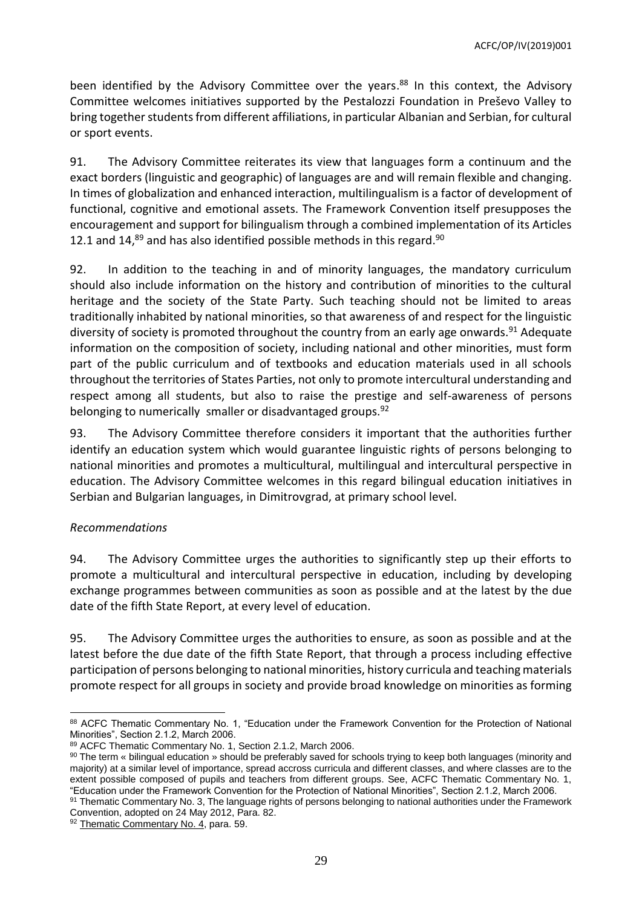been identified by the Advisory Committee over the years.[88] In this context, the Advisory Committee welcomes initiatives supported by the Pestalozzi Foundation in Preševo Valley to bring together students from different affiliations, in particular Albanian and Serbian, for cultural or sport events.

91. The Advisory Committee reiterates its view that languages form a continuum and the exact borders (linguistic and geographic) of languages are and will remain flexible and changing. In times of globalization and enhanced interaction, multilingualism is a factor of development of functional, cognitive and emotional assets. The Framework Convention itself presupposes the encouragement and support for bilingualism through a combined implementation of its Articles 12.1 and 14,[89] and has also identified possible methods in this regard.[90]

92. In addition to the teaching in and of minority languages, the mandatory curriculum should also include information on the history and contribution of minorities to the cultural heritage and the society of the State Party. Such teaching should not be limited to areas traditionally inhabited by national minorities, so that awareness of and respect for the linguistic diversity of society is promoted throughout the country from an early age onwards.[91] Adequate information on the composition of society, including national and other minorities, must form part of the public curriculum and of textbooks and education materials used in all schools throughout the territories of States Parties, not only to promote intercultural understanding and respect among all students, but also to raise the prestige and self-awareness of persons belonging to numerically smaller or disadvantaged groups.[92]

93. The Advisory Committee therefore considers it important that the authorities further identify an education system which would guarantee linguistic rights of persons belonging to national minorities and promotes a multicultural, multilingual and intercultural perspective in education. The Advisory Committee welcomes in this regard bilingual education initiatives in Serbian and Bulgarian languages, in Dimitrovgrad, at primary school level.

*Recommendations*

94. The Advisory Committee urges the authorities to significantly step up their efforts to promote a multicultural and intercultural perspective in education, including by developing exchange programmes between communities as soon as possible and at the latest by the due date of the fifth State Report, at every level of education.

95. The Advisory Committee urges the authorities to ensure, as soon as possible and at the latest before the due date of the fifth State Report, that through a process including effective participation of persons belonging to national minorities, history curricula and teaching materials promote respect for all groups in society and provide broad knowledge on minorities as forming

---

[88] ACFC Thematic Commentary No. 1, "Education under the Framework Convention for the Protection of National Minorities", Section 2.1.2, March 2006.

[89] ACFC Thematic Commentary No. 1, Section 2.1.2, March 2006.

[90] The term « bilingual education » should be preferably saved for schools trying to keep both languages (minority and majority) at a similar level of importance, spread accross curricula and different classes, and where classes are to the extent possible composed of pupils and teachers from different groups. See, ACFC Thematic Commentary No. 1, "Education under the Framework Convention for the Protection of National Minorities", Section 2.1.2, March 2006.

[91] Thematic Commentary No. 3, The language rights of persons belonging to national authorities under the Framework Convention, adopted on 24 May 2012, Para. 82.

[92] Thematic Commentary No. 4, para. 59.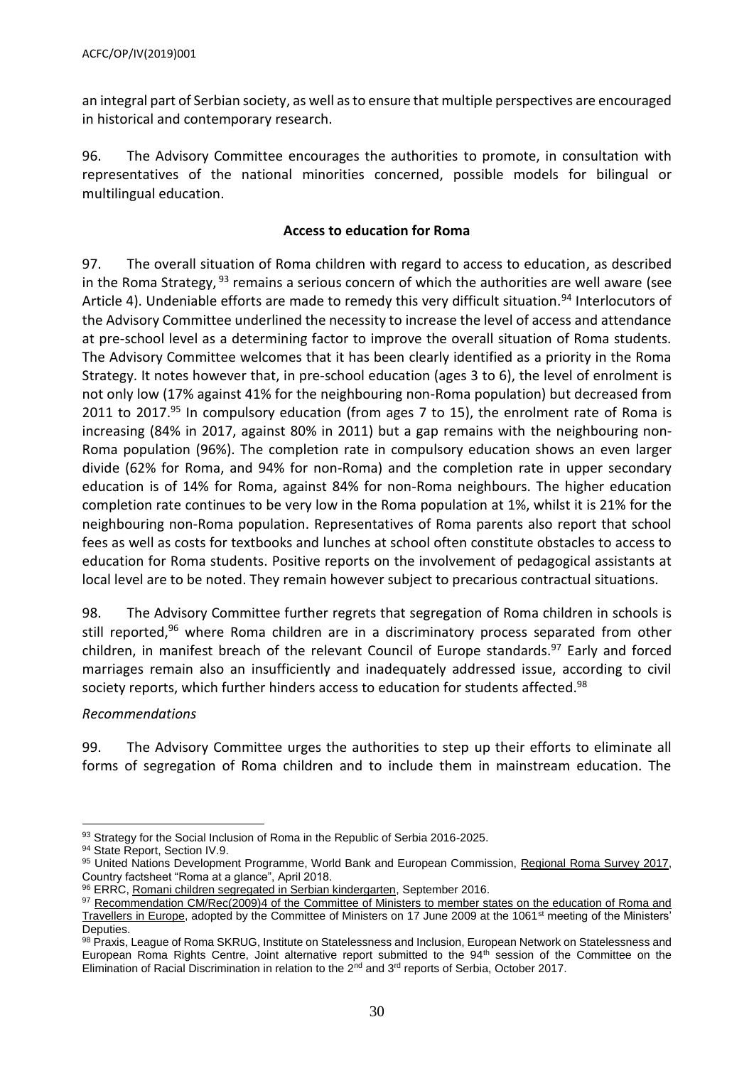an integral part of Serbian society, as well as to ensure that multiple perspectives are encouraged in historical and contemporary research.

96. The Advisory Committee encourages the authorities to promote, in consultation with representatives of the national minorities concerned, possible models for bilingual or multilingual education.

### Access to education for Roma

97. The overall situation of Roma children with regard to access to education, as described in the Roma Strategy, [93] remains a serious concern of which the authorities are well aware (see Article 4). Undeniable efforts are made to remedy this very difficult situation.[94] Interlocutors of the Advisory Committee underlined the necessity to increase the level of access and attendance at pre-school level as a determining factor to improve the overall situation of Roma students. The Advisory Committee welcomes that it has been clearly identified as a priority in the Roma Strategy. It notes however that, in pre-school education (ages 3 to 6), the level of enrolment is not only low (17% against 41% for the neighbouring non-Roma population) but decreased from 2011 to 2017.[95] In compulsory education (from ages 7 to 15), the enrolment rate of Roma is increasing (84% in 2017, against 80% in 2011) but a gap remains with the neighbouring non-Roma population (96%). The completion rate in compulsory education shows an even larger divide (62% for Roma, and 94% for non-Roma) and the completion rate in upper secondary education is of 14% for Roma, against 84% for non-Roma neighbours. The higher education completion rate continues to be very low in the Roma population at 1%, whilst it is 21% for the neighbouring non-Roma population. Representatives of Roma parents also report that school fees as well as costs for textbooks and lunches at school often constitute obstacles to access to education for Roma students. Positive reports on the involvement of pedagogical assistants at local level are to be noted. They remain however subject to precarious contractual situations.

98. The Advisory Committee further regrets that segregation of Roma children in schools is still reported,[96] where Roma children are in a discriminatory process separated from other children, in manifest breach of the relevant Council of Europe standards.[97] Early and forced marriages remain also an insufficiently and inadequately addressed issue, according to civil society reports, which further hinders access to education for students affected.[98]

*Recommendations*

99. The Advisory Committee urges the authorities to step up their efforts to eliminate all forms of segregation of Roma children and to include them in mainstream education. The

---

[93] Strategy for the Social Inclusion of Roma in the Republic of Serbia 2016-2025.

[94] State Report, Section IV.9.

[95] United Nations Development Programme, World Bank and European Commission, Regional Roma Survey 2017, Country factsheet "Roma at a glance", April 2018.

[96] ERRC, Romani children segregated in Serbian kindergarten, September 2016.

[97] Recommendation CM/Rec(2009)4 of the Committee of Ministers to member states on the education of Roma and Travellers in Europe, adopted by the Committee of Ministers on 17 June 2009 at the 1061st meeting of the Ministers' Deputies.

[98] Praxis, League of Roma SKRUG, Institute on Statelessness and Inclusion, European Network on Statelessness and European Roma Rights Centre, Joint alternative report submitted to the 94th session of the Committee on the Elimination of Racial Discrimination in relation to the 2nd and 3rd reports of Serbia, October 2017.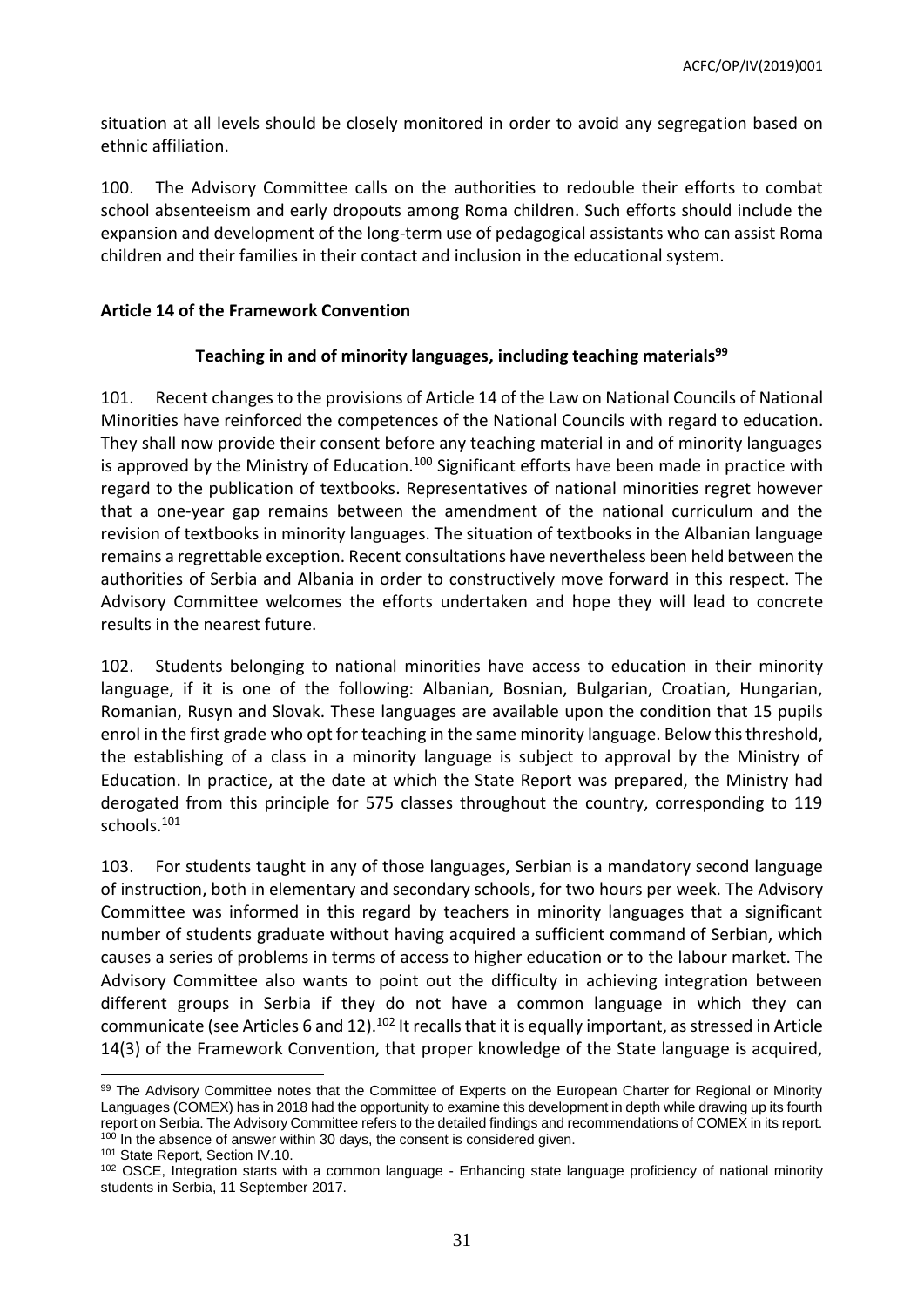situation at all levels should be closely monitored in order to avoid any segregation based on ethnic affiliation.

100. The Advisory Committee calls on the authorities to redouble their efforts to combat school absenteeism and early dropouts among Roma children. Such efforts should include the expansion and development of the long-term use of pedagogical assistants who can assist Roma children and their families in their contact and inclusion in the educational system.

**Article 14 of the Framework Convention**

**Teaching in and of minority languages, including teaching materials[99]**

101. Recent changes to the provisions of Article 14 of the Law on National Councils of National Minorities have reinforced the competences of the National Councils with regard to education. They shall now provide their consent before any teaching material in and of minority languages is approved by the Ministry of Education.[100] Significant efforts have been made in practice with regard to the publication of textbooks. Representatives of national minorities regret however that a one-year gap remains between the amendment of the national curriculum and the revision of textbooks in minority languages. The situation of textbooks in the Albanian language remains a regrettable exception. Recent consultations have nevertheless been held between the authorities of Serbia and Albania in order to constructively move forward in this respect. The Advisory Committee welcomes the efforts undertaken and hope they will lead to concrete results in the nearest future.

102. Students belonging to national minorities have access to education in their minority language, if it is one of the following: Albanian, Bosnian, Bulgarian, Croatian, Hungarian, Romanian, Rusyn and Slovak. These languages are available upon the condition that 15 pupils enrol in the first grade who opt for teaching in the same minority language. Below this threshold, the establishing of a class in a minority language is subject to approval by the Ministry of Education. In practice, at the date at which the State Report was prepared, the Ministry had derogated from this principle for 575 classes throughout the country, corresponding to 119 schools.[101]

103. For students taught in any of those languages, Serbian is a mandatory second language of instruction, both in elementary and secondary schools, for two hours per week. The Advisory Committee was informed in this regard by teachers in minority languages that a significant number of students graduate without having acquired a sufficient command of Serbian, which causes a series of problems in terms of access to higher education or to the labour market. The Advisory Committee also wants to point out the difficulty in achieving integration between different groups in Serbia if they do not have a common language in which they can communicate (see Articles 6 and 12).[102] It recalls that it is equally important, as stressed in Article 14(3) of the Framework Convention, that proper knowledge of the State language is acquired,

---

[99] The Advisory Committee notes that the Committee of Experts on the European Charter for Regional or Minority Languages (COMEX) has in 2018 had the opportunity to examine this development in depth while drawing up its fourth report on Serbia. The Advisory Committee refers to the detailed findings and recommendations of COMEX in its report.

[100] In the absence of answer within 30 days, the consent is considered given.

[101] State Report, Section IV.10.

[102] OSCE, Integration starts with a common language - Enhancing state language proficiency of national minority students in Serbia, 11 September 2017.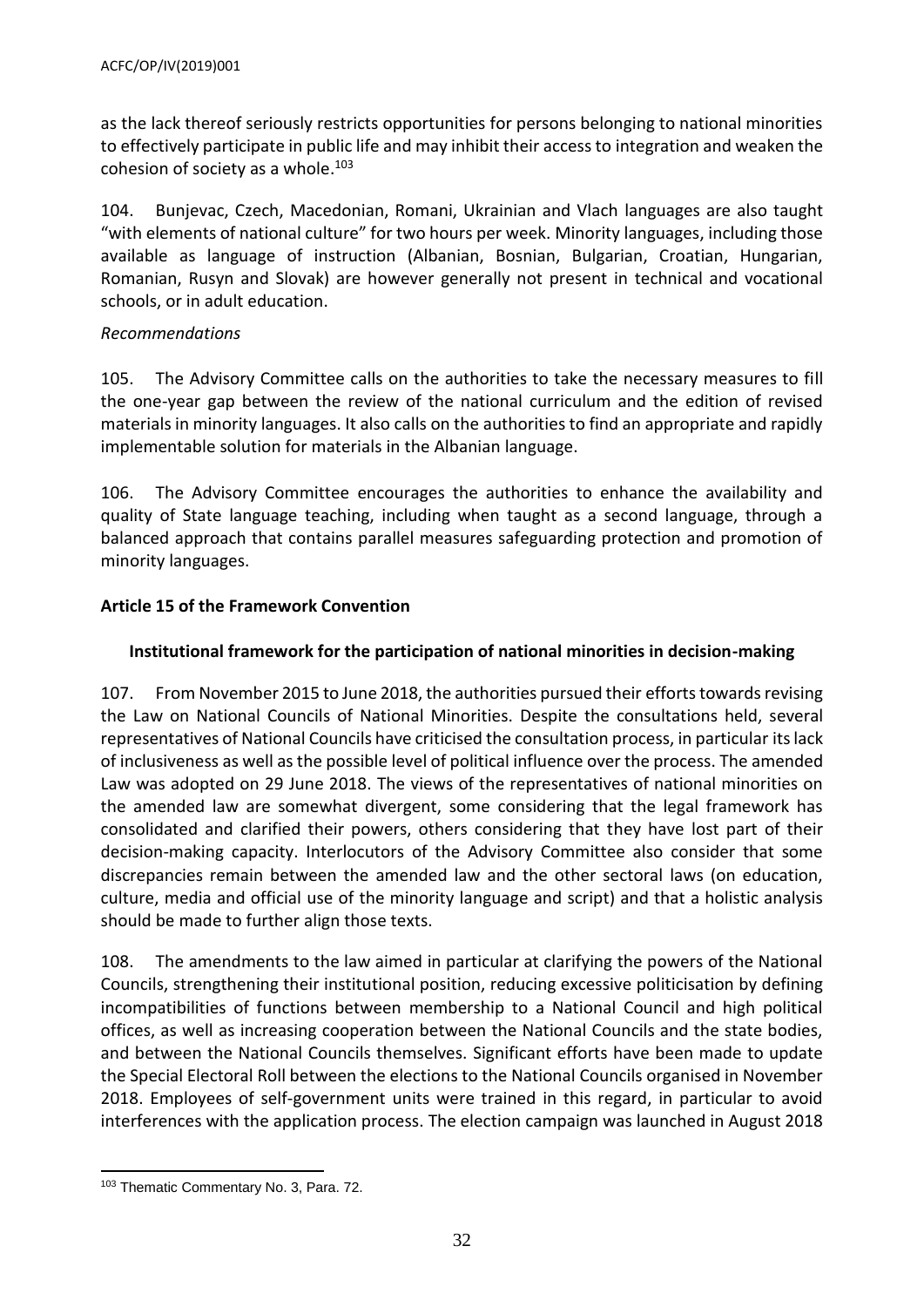as the lack thereof seriously restricts opportunities for persons belonging to national minorities to effectively participate in public life and may inhibit their access to integration and weaken the cohesion of society as a whole.[103]

104. Bunjevac, Czech, Macedonian, Romani, Ukrainian and Vlach languages are also taught "with elements of national culture" for two hours per week. Minority languages, including those available as language of instruction (Albanian, Bosnian, Bulgarian, Croatian, Hungarian, Romanian, Rusyn and Slovak) are however generally not present in technical and vocational schools, or in adult education.

*Recommendations*

105. The Advisory Committee calls on the authorities to take the necessary measures to fill the one-year gap between the review of the national curriculum and the edition of revised materials in minority languages. It also calls on the authorities to find an appropriate and rapidly implementable solution for materials in the Albanian language.

106. The Advisory Committee encourages the authorities to enhance the availability and quality of State language teaching, including when taught as a second language, through a balanced approach that contains parallel measures safeguarding protection and promotion of minority languages.

## Article 15 of the Framework Convention

### Institutional framework for the participation of national minorities in decision-making

107. From November 2015 to June 2018, the authorities pursued their efforts towards revising the Law on National Councils of National Minorities. Despite the consultations held, several representatives of National Councils have criticised the consultation process, in particular its lack of inclusiveness as well as the possible level of political influence over the process. The amended Law was adopted on 29 June 2018. The views of the representatives of national minorities on the amended law are somewhat divergent, some considering that the legal framework has consolidated and clarified their powers, others considering that they have lost part of their decision-making capacity. Interlocutors of the Advisory Committee also consider that some discrepancies remain between the amended law and the other sectoral laws (on education, culture, media and official use of the minority language and script) and that a holistic analysis should be made to further align those texts.

108. The amendments to the law aimed in particular at clarifying the powers of the National Councils, strengthening their institutional position, reducing excessive politicisation by defining incompatibilities of functions between membership to a National Council and high political offices, as well as increasing cooperation between the National Councils and the state bodies, and between the National Councils themselves. Significant efforts have been made to update the Special Electoral Roll between the elections to the National Councils organised in November 2018. Employees of self-government units were trained in this regard, in particular to avoid interferences with the application process. The election campaign was launched in August 2018

[103] Thematic Commentary No. 3, Para. 72.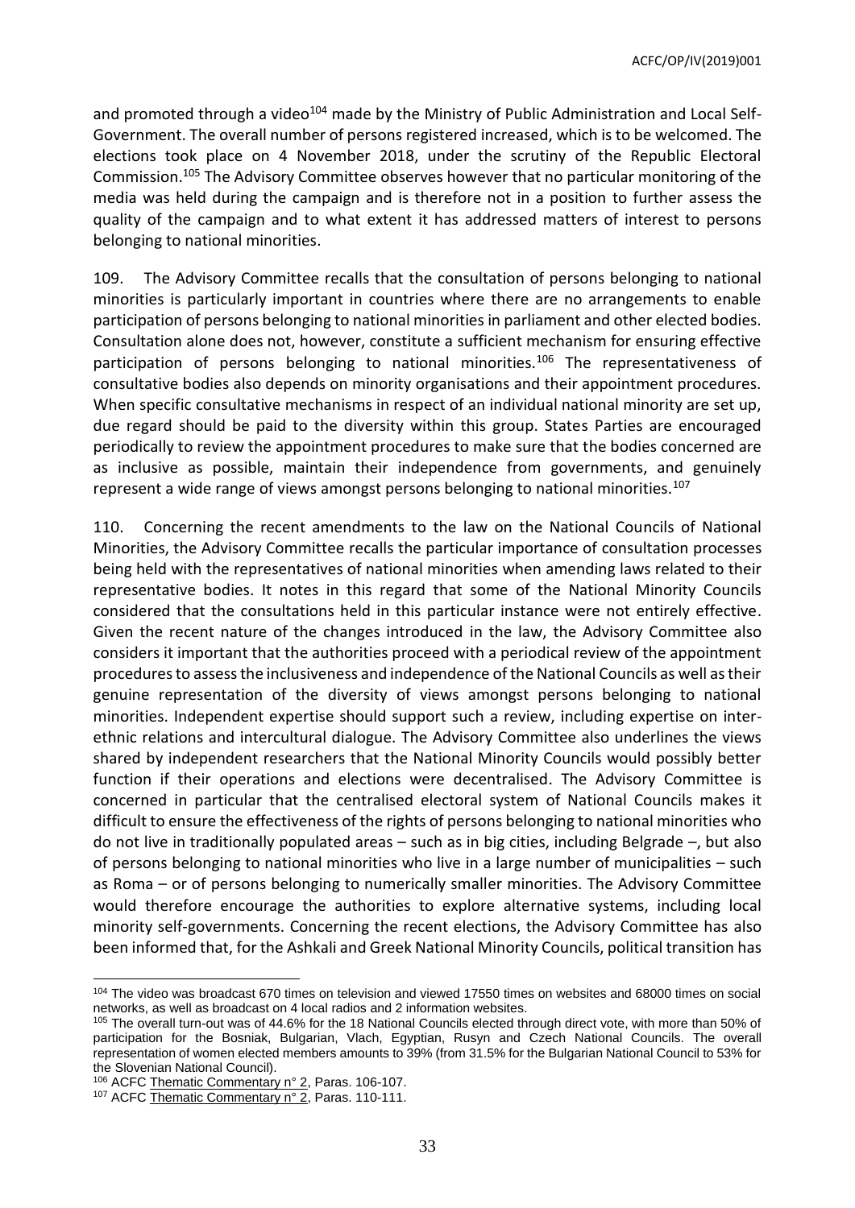and promoted through a video[104] made by the Ministry of Public Administration and Local Self-Government. The overall number of persons registered increased, which is to be welcomed. The elections took place on 4 November 2018, under the scrutiny of the Republic Electoral Commission.[105] The Advisory Committee observes however that no particular monitoring of the media was held during the campaign and is therefore not in a position to further assess the quality of the campaign and to what extent it has addressed matters of interest to persons belonging to national minorities.

109. The Advisory Committee recalls that the consultation of persons belonging to national minorities is particularly important in countries where there are no arrangements to enable participation of persons belonging to national minorities in parliament and other elected bodies. Consultation alone does not, however, constitute a sufficient mechanism for ensuring effective participation of persons belonging to national minorities.[106] The representativeness of consultative bodies also depends on minority organisations and their appointment procedures. When specific consultative mechanisms in respect of an individual national minority are set up, due regard should be paid to the diversity within this group. States Parties are encouraged periodically to review the appointment procedures to make sure that the bodies concerned are as inclusive as possible, maintain their independence from governments, and genuinely represent a wide range of views amongst persons belonging to national minorities.[107]

110. Concerning the recent amendments to the law on the National Councils of National Minorities, the Advisory Committee recalls the particular importance of consultation processes being held with the representatives of national minorities when amending laws related to their representative bodies. It notes in this regard that some of the National Minority Councils considered that the consultations held in this particular instance were not entirely effective. Given the recent nature of the changes introduced in the law, the Advisory Committee also considers it important that the authorities proceed with a periodical review of the appointment procedures to assess the inclusiveness and independence of the National Councils as well as their genuine representation of the diversity of views amongst persons belonging to national minorities. Independent expertise should support such a review, including expertise on inter-ethnic relations and intercultural dialogue. The Advisory Committee also underlines the views shared by independent researchers that the National Minority Councils would possibly better function if their operations and elections were decentralised. The Advisory Committee is concerned in particular that the centralised electoral system of National Councils makes it difficult to ensure the effectiveness of the rights of persons belonging to national minorities who do not live in traditionally populated areas – such as in big cities, including Belgrade –, but also of persons belonging to national minorities who live in a large number of municipalities – such as Roma – or of persons belonging to numerically smaller minorities. The Advisory Committee would therefore encourage the authorities to explore alternative systems, including local minority self-governments. Concerning the recent elections, the Advisory Committee has also been informed that, for the Ashkali and Greek National Minority Councils, political transition has

---

[104] The video was broadcast 670 times on television and viewed 17550 times on websites and 68000 times on social networks, as well as broadcast on 4 local radios and 2 information websites.

[105] The overall turn-out was of 44.6% for the 18 National Councils elected through direct vote, with more than 50% of participation for the Bosniak, Bulgarian, Vlach, Egyptian, Rusyn and Czech National Councils. The overall representation of women elected members amounts to 39% (from 31.5% for the Bulgarian National Council to 53% for the Slovenian National Council).

[106] ACFC Thematic Commentary n° 2, Paras. 106-107.

[107] ACFC Thematic Commentary n° 2, Paras. 110-111.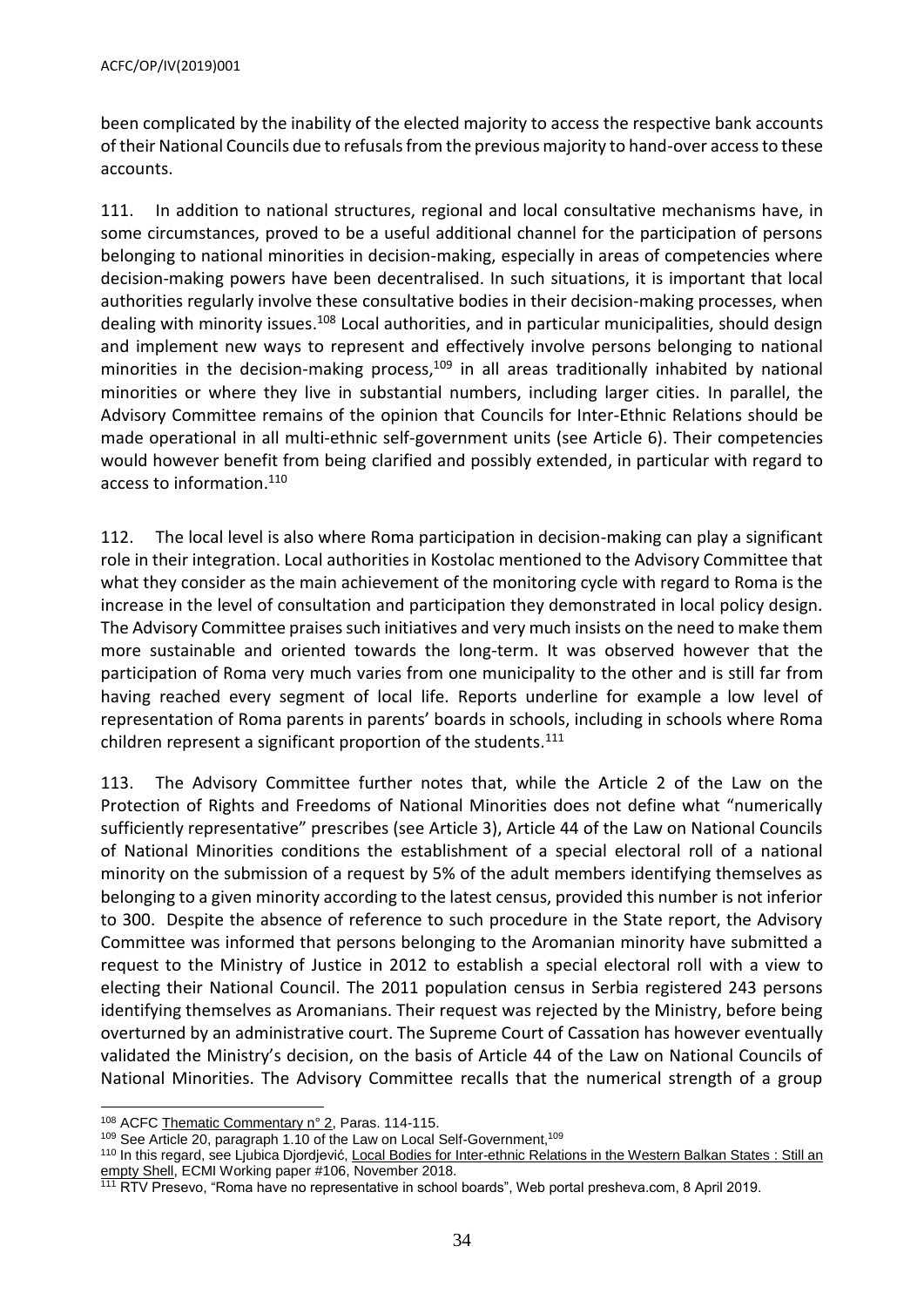been complicated by the inability of the elected majority to access the respective bank accounts of their National Councils due to refusals from the previous majority to hand-over access to these accounts.

111. In addition to national structures, regional and local consultative mechanisms have, in some circumstances, proved to be a useful additional channel for the participation of persons belonging to national minorities in decision-making, especially in areas of competencies where decision-making powers have been decentralised. In such situations, it is important that local authorities regularly involve these consultative bodies in their decision-making processes, when dealing with minority issues.[108] Local authorities, and in particular municipalities, should design and implement new ways to represent and effectively involve persons belonging to national minorities in the decision-making process,[109] in all areas traditionally inhabited by national minorities or where they live in substantial numbers, including larger cities. In parallel, the Advisory Committee remains of the opinion that Councils for Inter-Ethnic Relations should be made operational in all multi-ethnic self-government units (see Article 6). Their competencies would however benefit from being clarified and possibly extended, in particular with regard to access to information.[110]

112. The local level is also where Roma participation in decision-making can play a significant role in their integration. Local authorities in Kostolac mentioned to the Advisory Committee that what they consider as the main achievement of the monitoring cycle with regard to Roma is the increase in the level of consultation and participation they demonstrated in local policy design. The Advisory Committee praises such initiatives and very much insists on the need to make them more sustainable and oriented towards the long-term. It was observed however that the participation of Roma very much varies from one municipality to the other and is still far from having reached every segment of local life. Reports underline for example a low level of representation of Roma parents in parents' boards in schools, including in schools where Roma children represent a significant proportion of the students.[111]

113. The Advisory Committee further notes that, while the Article 2 of the Law on the Protection of Rights and Freedoms of National Minorities does not define what "numerically sufficiently representative" prescribes (see Article 3), Article 44 of the Law on National Councils of National Minorities conditions the establishment of a special electoral roll of a national minority on the submission of a request by 5% of the adult members identifying themselves as belonging to a given minority according to the latest census, provided this number is not inferior to 300. Despite the absence of reference to such procedure in the State report, the Advisory Committee was informed that persons belonging to the Aromanian minority have submitted a request to the Ministry of Justice in 2012 to establish a special electoral roll with a view to electing their National Council. The 2011 population census in Serbia registered 243 persons identifying themselves as Aromanians. Their request was rejected by the Ministry, before being overturned by an administrative court. The Supreme Court of Cassation has however eventually validated the Ministry's decision, on the basis of Article 44 of the Law on National Councils of National Minorities. The Advisory Committee recalls that the numerical strength of a group

---

[108] ACFC Thematic Commentary n° 2, Paras. 114-115.

[109] See Article 20, paragraph 1.10 of the Law on Local Self-Government,[109]

[110] In this regard, see Ljubica Djordjević, Local Bodies for Inter-ethnic Relations in the Western Balkan States : Still an empty Shell, ECMI Working paper #106, November 2018.

[111] RTV Presevo, "Roma have no representative in school boards", Web portal presheva.com, 8 April 2019.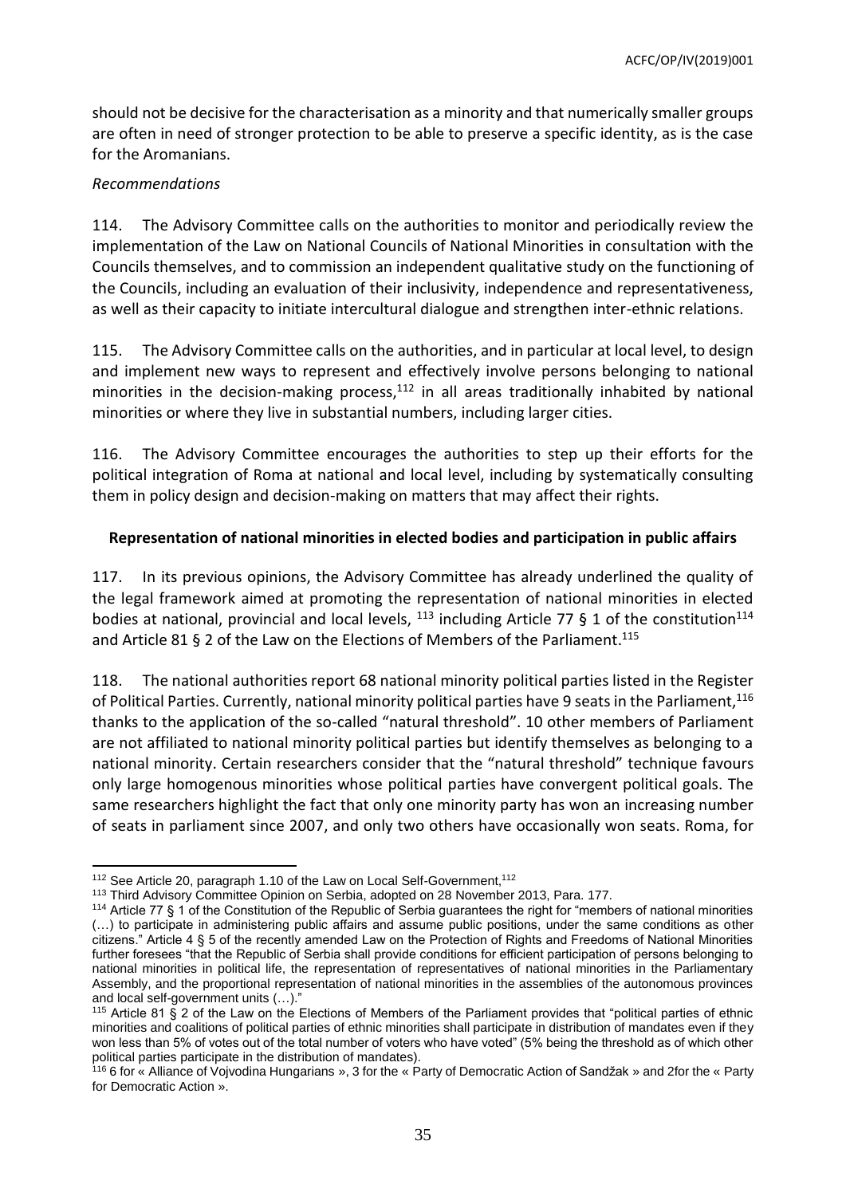should not be decisive for the characterisation as a minority and that numerically smaller groups are often in need of stronger protection to be able to preserve a specific identity, as is the case for the Aromanians.

*Recommendations*

114. The Advisory Committee calls on the authorities to monitor and periodically review the implementation of the Law on National Councils of National Minorities in consultation with the Councils themselves, and to commission an independent qualitative study on the functioning of the Councils, including an evaluation of their inclusivity, independence and representativeness, as well as their capacity to initiate intercultural dialogue and strengthen inter-ethnic relations.

115. The Advisory Committee calls on the authorities, and in particular at local level, to design and implement new ways to represent and effectively involve persons belonging to national minorities in the decision-making process,[112] in all areas traditionally inhabited by national minorities or where they live in substantial numbers, including larger cities.

116. The Advisory Committee encourages the authorities to step up their efforts for the political integration of Roma at national and local level, including by systematically consulting them in policy design and decision-making on matters that may affect their rights.

**Representation of national minorities in elected bodies and participation in public affairs**

117. In its previous opinions, the Advisory Committee has already underlined the quality of the legal framework aimed at promoting the representation of national minorities in elected bodies at national, provincial and local levels, [113] including Article 77 § 1 of the constitution[114] and Article 81 § 2 of the Law on the Elections of Members of the Parliament.[115]

118. The national authorities report 68 national minority political parties listed in the Register of Political Parties. Currently, national minority political parties have 9 seats in the Parliament,[116] thanks to the application of the so-called "natural threshold". 10 other members of Parliament are not affiliated to national minority political parties but identify themselves as belonging to a national minority. Certain researchers consider that the "natural threshold" technique favours only large homogenous minorities whose political parties have convergent political goals. The same researchers highlight the fact that only one minority party has won an increasing number of seats in parliament since 2007, and only two others have occasionally won seats. Roma, for

---

[112] See Article 20, paragraph 1.10 of the Law on Local Self-Government,[112]

[113] Third Advisory Committee Opinion on Serbia, adopted on 28 November 2013, Para. 177.

[114] Article 77 § 1 of the Constitution of the Republic of Serbia guarantees the right for "members of national minorities (…) to participate in administering public affairs and assume public positions, under the same conditions as other citizens." Article 4 § 5 of the recently amended Law on the Protection of Rights and Freedoms of National Minorities further foresees "that the Republic of Serbia shall provide conditions for efficient participation of persons belonging to national minorities in political life, the representation of representatives of national minorities in the Parliamentary Assembly, and the proportional representation of national minorities in the assemblies of the autonomous provinces and local self-government units (…)."

[115] Article 81 § 2 of the Law on the Elections of Members of the Parliament provides that "political parties of ethnic minorities and coalitions of political parties of ethnic minorities shall participate in distribution of mandates even if they won less than 5% of votes out of the total number of voters who have voted" (5% being the threshold as of which other political parties participate in the distribution of mandates).

[116] 6 for « Alliance of Vojvodina Hungarians », 3 for the « Party of Democratic Action of Sandžak » and 2for the « Party for Democratic Action ».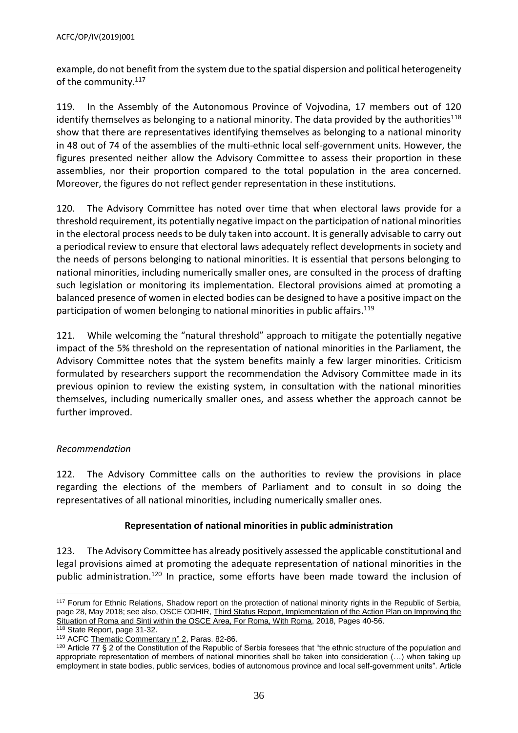example, do not benefit from the system due to the spatial dispersion and political heterogeneity of the community.[117]

119. In the Assembly of the Autonomous Province of Vojvodina, 17 members out of 120 identify themselves as belonging to a national minority. The data provided by the authorities[118] show that there are representatives identifying themselves as belonging to a national minority in 48 out of 74 of the assemblies of the multi-ethnic local self-government units. However, the figures presented neither allow the Advisory Committee to assess their proportion in these assemblies, nor their proportion compared to the total population in the area concerned. Moreover, the figures do not reflect gender representation in these institutions.

120. The Advisory Committee has noted over time that when electoral laws provide for a threshold requirement, its potentially negative impact on the participation of national minorities in the electoral process needs to be duly taken into account. It is generally advisable to carry out a periodical review to ensure that electoral laws adequately reflect developments in society and the needs of persons belonging to national minorities. It is essential that persons belonging to national minorities, including numerically smaller ones, are consulted in the process of drafting such legislation or monitoring its implementation. Electoral provisions aimed at promoting a balanced presence of women in elected bodies can be designed to have a positive impact on the participation of women belonging to national minorities in public affairs.[119]

121. While welcoming the "natural threshold" approach to mitigate the potentially negative impact of the 5% threshold on the representation of national minorities in the Parliament, the Advisory Committee notes that the system benefits mainly a few larger minorities. Criticism formulated by researchers support the recommendation the Advisory Committee made in its previous opinion to review the existing system, in consultation with the national minorities themselves, including numerically smaller ones, and assess whether the approach cannot be further improved.

*Recommendation*

122. The Advisory Committee calls on the authorities to review the provisions in place regarding the elections of the members of Parliament and to consult in so doing the representatives of all national minorities, including numerically smaller ones.

**Representation of national minorities in public administration**

123. The Advisory Committee has already positively assessed the applicable constitutional and legal provisions aimed at promoting the adequate representation of national minorities in the public administration.[120] In practice, some efforts have been made toward the inclusion of

---

[117] Forum for Ethnic Relations, Shadow report on the protection of national minority rights in the Republic of Serbia, page 28, May 2018; see also, OSCE ODHIR, Third Status Report, Implementation of the Action Plan on Improving the Situation of Roma and Sinti within the OSCE Area, For Roma, With Roma, 2018, Pages 40-56.

[118] State Report, page 31-32.

[119] ACFC Thematic Commentary n° 2, Paras. 82-86.

[120] Article 77 § 2 of the Constitution of the Republic of Serbia foresees that "the ethnic structure of the population and appropriate representation of members of national minorities shall be taken into consideration (…) when taking up employment in state bodies, public services, bodies of autonomous province and local self-government units". Article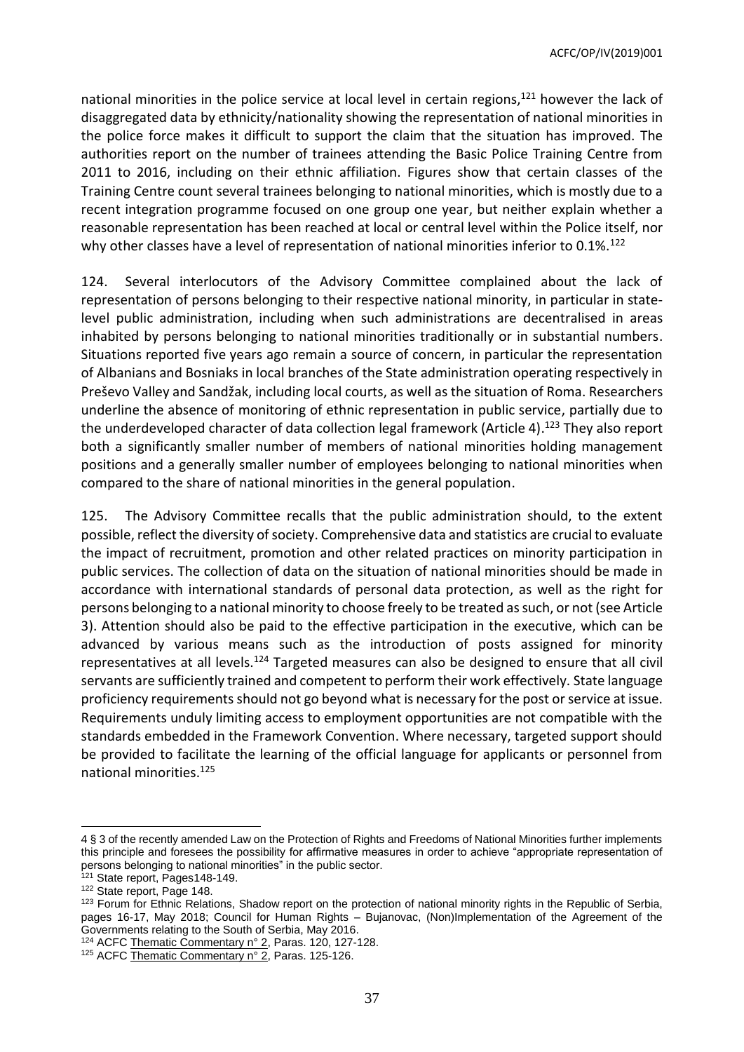national minorities in the police service at local level in certain regions,[121] however the lack of disaggregated data by ethnicity/nationality showing the representation of national minorities in the police force makes it difficult to support the claim that the situation has improved. The authorities report on the number of trainees attending the Basic Police Training Centre from 2011 to 2016, including on their ethnic affiliation. Figures show that certain classes of the Training Centre count several trainees belonging to national minorities, which is mostly due to a recent integration programme focused on one group one year, but neither explain whether a reasonable representation has been reached at local or central level within the Police itself, nor why other classes have a level of representation of national minorities inferior to 0.1%.[122]

124. Several interlocutors of the Advisory Committee complained about the lack of representation of persons belonging to their respective national minority, in particular in state-level public administration, including when such administrations are decentralised in areas inhabited by persons belonging to national minorities traditionally or in substantial numbers. Situations reported five years ago remain a source of concern, in particular the representation of Albanians and Bosniaks in local branches of the State administration operating respectively in Preševo Valley and Sandžak, including local courts, as well as the situation of Roma. Researchers underline the absence of monitoring of ethnic representation in public service, partially due to the underdeveloped character of data collection legal framework (Article 4).[123] They also report both a significantly smaller number of members of national minorities holding management positions and a generally smaller number of employees belonging to national minorities when compared to the share of national minorities in the general population.

125. The Advisory Committee recalls that the public administration should, to the extent possible, reflect the diversity of society. Comprehensive data and statistics are crucial to evaluate the impact of recruitment, promotion and other related practices on minority participation in public services. The collection of data on the situation of national minorities should be made in accordance with international standards of personal data protection, as well as the right for persons belonging to a national minority to choose freely to be treated as such, or not (see Article 3). Attention should also be paid to the effective participation in the executive, which can be advanced by various means such as the introduction of posts assigned for minority representatives at all levels.[124] Targeted measures can also be designed to ensure that all civil servants are sufficiently trained and competent to perform their work effectively. State language proficiency requirements should not go beyond what is necessary for the post or service at issue. Requirements unduly limiting access to employment opportunities are not compatible with the standards embedded in the Framework Convention. Where necessary, targeted support should be provided to facilitate the learning of the official language for applicants or personnel from national minorities.[125]

---

4 § 3 of the recently amended Law on the Protection of Rights and Freedoms of National Minorities further implements this principle and foresees the possibility for affirmative measures in order to achieve "appropriate representation of persons belonging to national minorities" in the public sector.

[121] State report, Pages148-149.

[122] State report, Page 148.

[123] Forum for Ethnic Relations, Shadow report on the protection of national minority rights in the Republic of Serbia, pages 16-17, May 2018; Council for Human Rights – Bujanovac, (Non)Implementation of the Agreement of the Governments relating to the South of Serbia, May 2016.

[124] ACFC Thematic Commentary n° 2, Paras. 120, 127-128.

[125] ACFC Thematic Commentary n° 2, Paras. 125-126.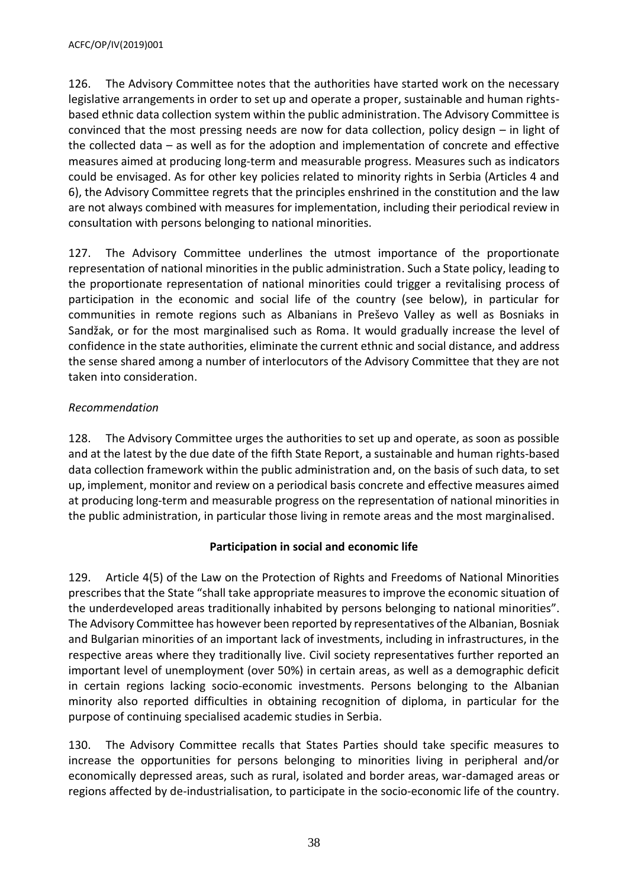126. The Advisory Committee notes that the authorities have started work on the necessary legislative arrangements in order to set up and operate a proper, sustainable and human rights-based ethnic data collection system within the public administration. The Advisory Committee is convinced that the most pressing needs are now for data collection, policy design – in light of the collected data – as well as for the adoption and implementation of concrete and effective measures aimed at producing long-term and measurable progress. Measures such as indicators could be envisaged. As for other key policies related to minority rights in Serbia (Articles 4 and 6), the Advisory Committee regrets that the principles enshrined in the constitution and the law are not always combined with measures for implementation, including their periodical review in consultation with persons belonging to national minorities.

127. The Advisory Committee underlines the utmost importance of the proportionate representation of national minorities in the public administration. Such a State policy, leading to the proportionate representation of national minorities could trigger a revitalising process of participation in the economic and social life of the country (see below), in particular for communities in remote regions such as Albanians in Preševo Valley as well as Bosniaks in Sandžak, or for the most marginalised such as Roma. It would gradually increase the level of confidence in the state authorities, eliminate the current ethnic and social distance, and address the sense shared among a number of interlocutors of the Advisory Committee that they are not taken into consideration.

*Recommendation*

128. The Advisory Committee urges the authorities to set up and operate, as soon as possible and at the latest by the due date of the fifth State Report, a sustainable and human rights-based data collection framework within the public administration and, on the basis of such data, to set up, implement, monitor and review on a periodical basis concrete and effective measures aimed at producing long-term and measurable progress on the representation of national minorities in the public administration, in particular those living in remote areas and the most marginalised.

**Participation in social and economic life**

129. Article 4(5) of the Law on the Protection of Rights and Freedoms of National Minorities prescribes that the State "shall take appropriate measures to improve the economic situation of the underdeveloped areas traditionally inhabited by persons belonging to national minorities". The Advisory Committee has however been reported by representatives of the Albanian, Bosniak and Bulgarian minorities of an important lack of investments, including in infrastructures, in the respective areas where they traditionally live. Civil society representatives further reported an important level of unemployment (over 50%) in certain areas, as well as a demographic deficit in certain regions lacking socio-economic investments. Persons belonging to the Albanian minority also reported difficulties in obtaining recognition of diploma, in particular for the purpose of continuing specialised academic studies in Serbia.

130. The Advisory Committee recalls that States Parties should take specific measures to increase the opportunities for persons belonging to minorities living in peripheral and/or economically depressed areas, such as rural, isolated and border areas, war-damaged areas or regions affected by de-industrialisation, to participate in the socio-economic life of the country.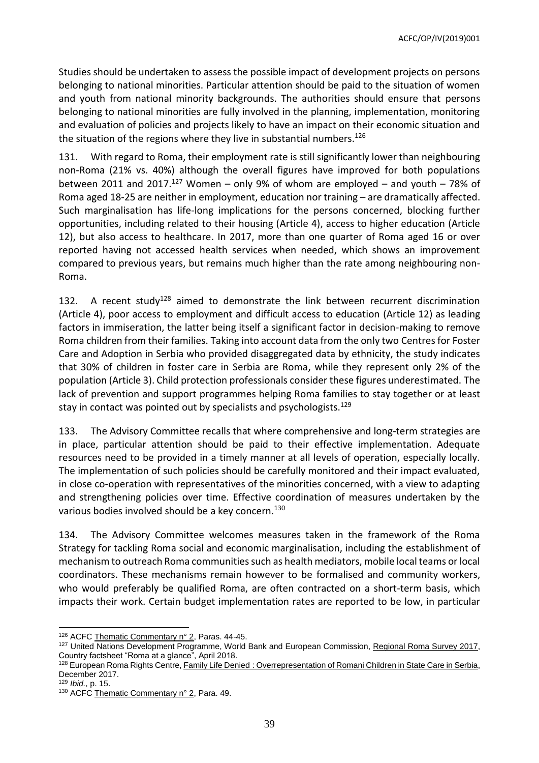Studies should be undertaken to assess the possible impact of development projects on persons belonging to national minorities. Particular attention should be paid to the situation of women and youth from national minority backgrounds. The authorities should ensure that persons belonging to national minorities are fully involved in the planning, implementation, monitoring and evaluation of policies and projects likely to have an impact on their economic situation and the situation of the regions where they live in substantial numbers.[126]

131. With regard to Roma, their employment rate is still significantly lower than neighbouring non-Roma (21% vs. 40%) although the overall figures have improved for both populations between 2011 and 2017.[127] Women – only 9% of whom are employed – and youth – 78% of Roma aged 18-25 are neither in employment, education nor training – are dramatically affected. Such marginalisation has life-long implications for the persons concerned, blocking further opportunities, including related to their housing (Article 4), access to higher education (Article 12), but also access to healthcare. In 2017, more than one quarter of Roma aged 16 or over reported having not accessed health services when needed, which shows an improvement compared to previous years, but remains much higher than the rate among neighbouring non-Roma.

132. A recent study[128] aimed to demonstrate the link between recurrent discrimination (Article 4), poor access to employment and difficult access to education (Article 12) as leading factors in immiseration, the latter being itself a significant factor in decision-making to remove Roma children from their families. Taking into account data from the only two Centres for Foster Care and Adoption in Serbia who provided disaggregated data by ethnicity, the study indicates that 30% of children in foster care in Serbia are Roma, while they represent only 2% of the population (Article 3). Child protection professionals consider these figures underestimated. The lack of prevention and support programmes helping Roma families to stay together or at least stay in contact was pointed out by specialists and psychologists.[129]

133. The Advisory Committee recalls that where comprehensive and long-term strategies are in place, particular attention should be paid to their effective implementation. Adequate resources need to be provided in a timely manner at all levels of operation, especially locally. The implementation of such policies should be carefully monitored and their impact evaluated, in close co-operation with representatives of the minorities concerned, with a view to adapting and strengthening policies over time. Effective coordination of measures undertaken by the various bodies involved should be a key concern.[130]

134. The Advisory Committee welcomes measures taken in the framework of the Roma Strategy for tackling Roma social and economic marginalisation, including the establishment of mechanism to outreach Roma communities such as health mediators, mobile local teams or local coordinators. These mechanisms remain however to be formalised and community workers, who would preferably be qualified Roma, are often contracted on a short-term basis, which impacts their work. Certain budget implementation rates are reported to be low, in particular

---

[126] ACFC Thematic Commentary n° 2, Paras. 44-45.

[127] United Nations Development Programme, World Bank and European Commission, Regional Roma Survey 2017, Country factsheet "Roma at a glance", April 2018.

[128] European Roma Rights Centre, Family Life Denied : Overrepresentation of Romani Children in State Care in Serbia, December 2017.

[129] *Ibid.*, p. 15.

[130] ACFC Thematic Commentary n° 2, Para. 49.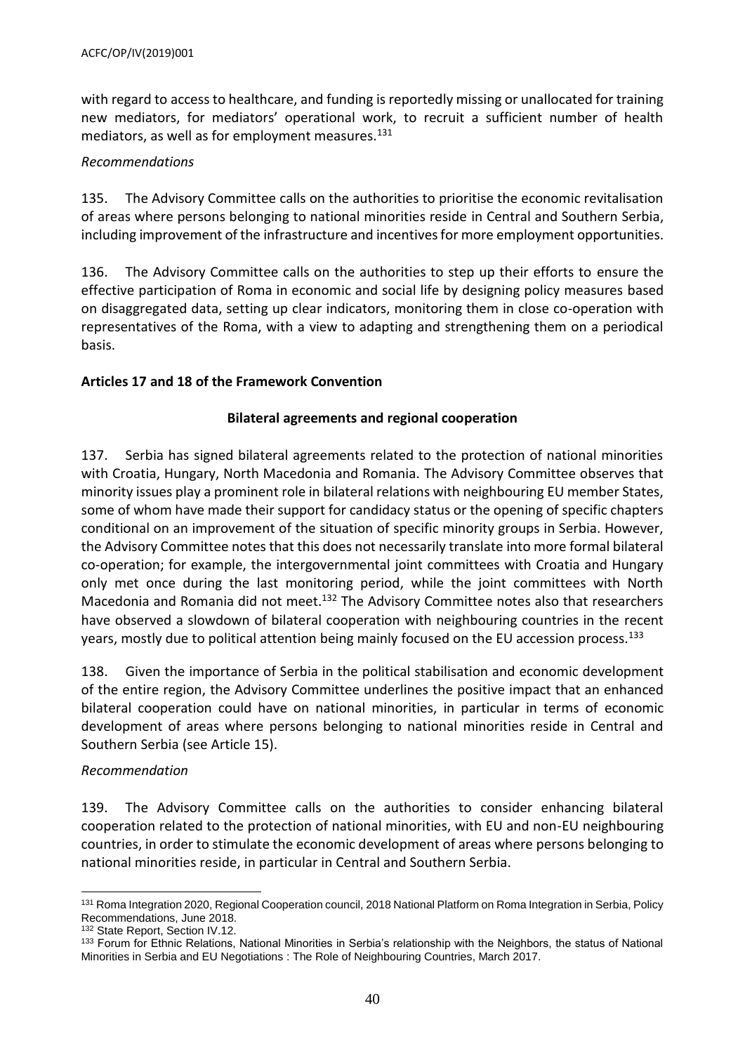with regard to access to healthcare, and funding is reportedly missing or unallocated for training new mediators, for mediators' operational work, to recruit a sufficient number of health mediators, as well as for employment measures.[131]

*Recommendations*

135. The Advisory Committee calls on the authorities to prioritise the economic revitalisation of areas where persons belonging to national minorities reside in Central and Southern Serbia, including improvement of the infrastructure and incentives for more employment opportunities.

136. The Advisory Committee calls on the authorities to step up their efforts to ensure the effective participation of Roma in economic and social life by designing policy measures based on disaggregated data, setting up clear indicators, monitoring them in close co-operation with representatives of the Roma, with a view to adapting and strengthening them on a periodical basis.

**Articles 17 and 18 of the Framework Convention**

**Bilateral agreements and regional cooperation**

137. Serbia has signed bilateral agreements related to the protection of national minorities with Croatia, Hungary, North Macedonia and Romania. The Advisory Committee observes that minority issues play a prominent role in bilateral relations with neighbouring EU member States, some of whom have made their support for candidacy status or the opening of specific chapters conditional on an improvement of the situation of specific minority groups in Serbia. However, the Advisory Committee notes that this does not necessarily translate into more formal bilateral co-operation; for example, the intergovernmental joint committees with Croatia and Hungary only met once during the last monitoring period, while the joint committees with North Macedonia and Romania did not meet.[132] The Advisory Committee notes also that researchers have observed a slowdown of bilateral cooperation with neighbouring countries in the recent years, mostly due to political attention being mainly focused on the EU accession process.[133]

138. Given the importance of Serbia in the political stabilisation and economic development of the entire region, the Advisory Committee underlines the positive impact that an enhanced bilateral cooperation could have on national minorities, in particular in terms of economic development of areas where persons belonging to national minorities reside in Central and Southern Serbia (see Article 15).

*Recommendation*

139. The Advisory Committee calls on the authorities to consider enhancing bilateral cooperation related to the protection of national minorities, with EU and non-EU neighbouring countries, in order to stimulate the economic development of areas where persons belonging to national minorities reside, in particular in Central and Southern Serbia.

---

[131] Roma Integration 2020, Regional Cooperation council, 2018 National Platform on Roma Integration in Serbia, Policy Recommendations, June 2018.

[132] State Report, Section IV.12.

[133] Forum for Ethnic Relations, National Minorities in Serbia's relationship with the Neighbors, the status of National Minorities in Serbia and EU Negotiations : The Role of Neighbouring Countries, March 2017.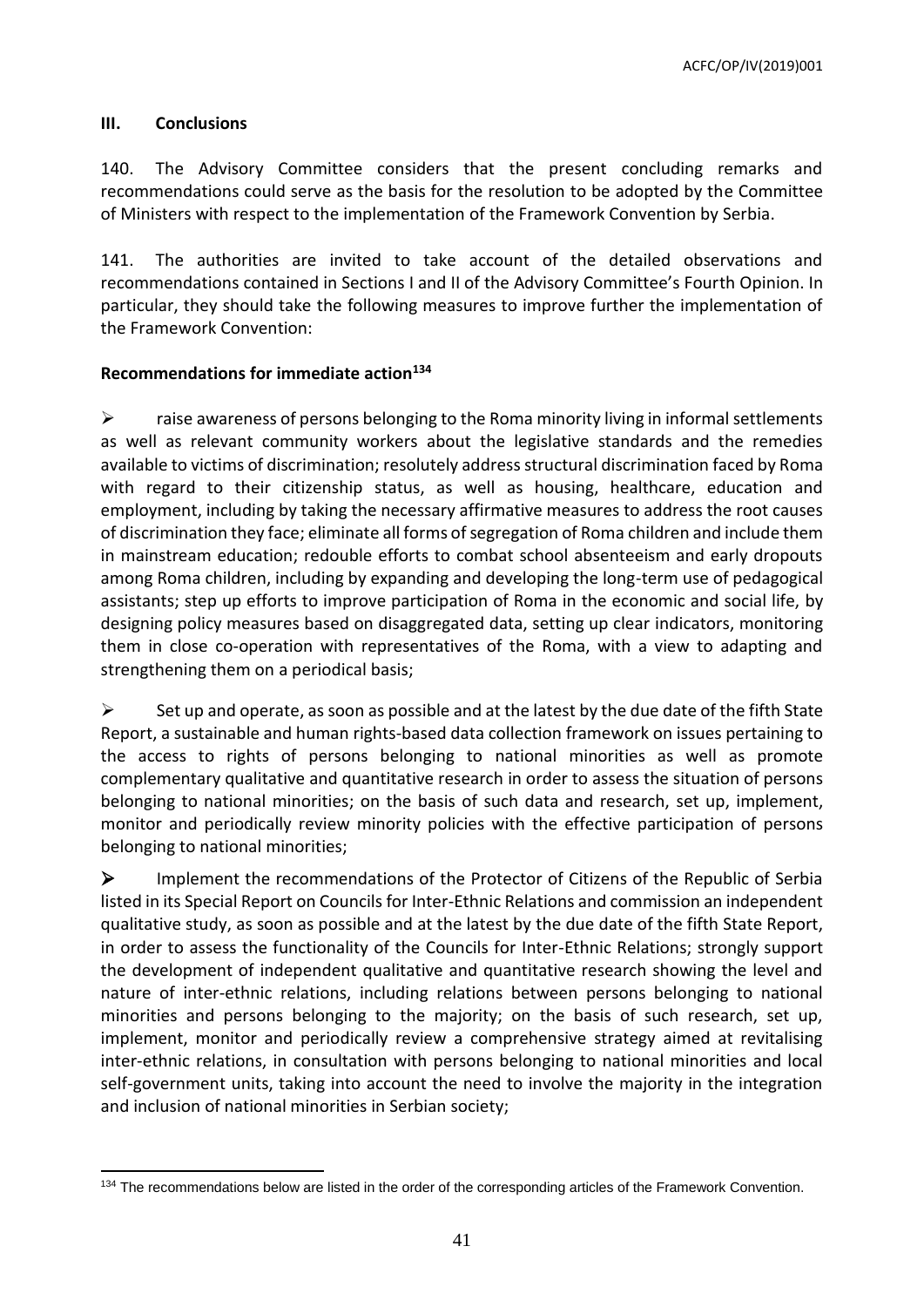## III. Conclusions

140. The Advisory Committee considers that the present concluding remarks and recommendations could serve as the basis for the resolution to be adopted by the Committee of Ministers with respect to the implementation of the Framework Convention by Serbia.

141. The authorities are invited to take account of the detailed observations and recommendations contained in Sections I and II of the Advisory Committee's Fourth Opinion. In particular, they should take the following measures to improve further the implementation of the Framework Convention:

### Recommendations for immediate action[134]

- raise awareness of persons belonging to the Roma minority living in informal settlements as well as relevant community workers about the legislative standards and the remedies available to victims of discrimination; resolutely address structural discrimination faced by Roma with regard to their citizenship status, as well as housing, healthcare, education and employment, including by taking the necessary affirmative measures to address the root causes of discrimination they face; eliminate all forms of segregation of Roma children and include them in mainstream education; redouble efforts to combat school absenteeism and early dropouts among Roma children, including by expanding and developing the long-term use of pedagogical assistants; step up efforts to improve participation of Roma in the economic and social life, by designing policy measures based on disaggregated data, setting up clear indicators, monitoring them in close co-operation with representatives of the Roma, with a view to adapting and strengthening them on a periodical basis;

- Set up and operate, as soon as possible and at the latest by the due date of the fifth State Report, a sustainable and human rights-based data collection framework on issues pertaining to the access to rights of persons belonging to national minorities as well as promote complementary qualitative and quantitative research in order to assess the situation of persons belonging to national minorities; on the basis of such data and research, set up, implement, monitor and periodically review minority policies with the effective participation of persons belonging to national minorities;

- Implement the recommendations of the Protector of Citizens of the Republic of Serbia listed in its Special Report on Councils for Inter-Ethnic Relations and commission an independent qualitative study, as soon as possible and at the latest by the due date of the fifth State Report, in order to assess the functionality of the Councils for Inter-Ethnic Relations; strongly support the development of independent qualitative and quantitative research showing the level and nature of inter-ethnic relations, including relations between persons belonging to national minorities and persons belonging to the majority; on the basis of such research, set up, implement, monitor and periodically review a comprehensive strategy aimed at revitalising inter-ethnic relations, in consultation with persons belonging to national minorities and local self-government units, taking into account the need to involve the majority in the integration and inclusion of national minorities in Serbian society;

[134] The recommendations below are listed in the order of the corresponding articles of the Framework Convention.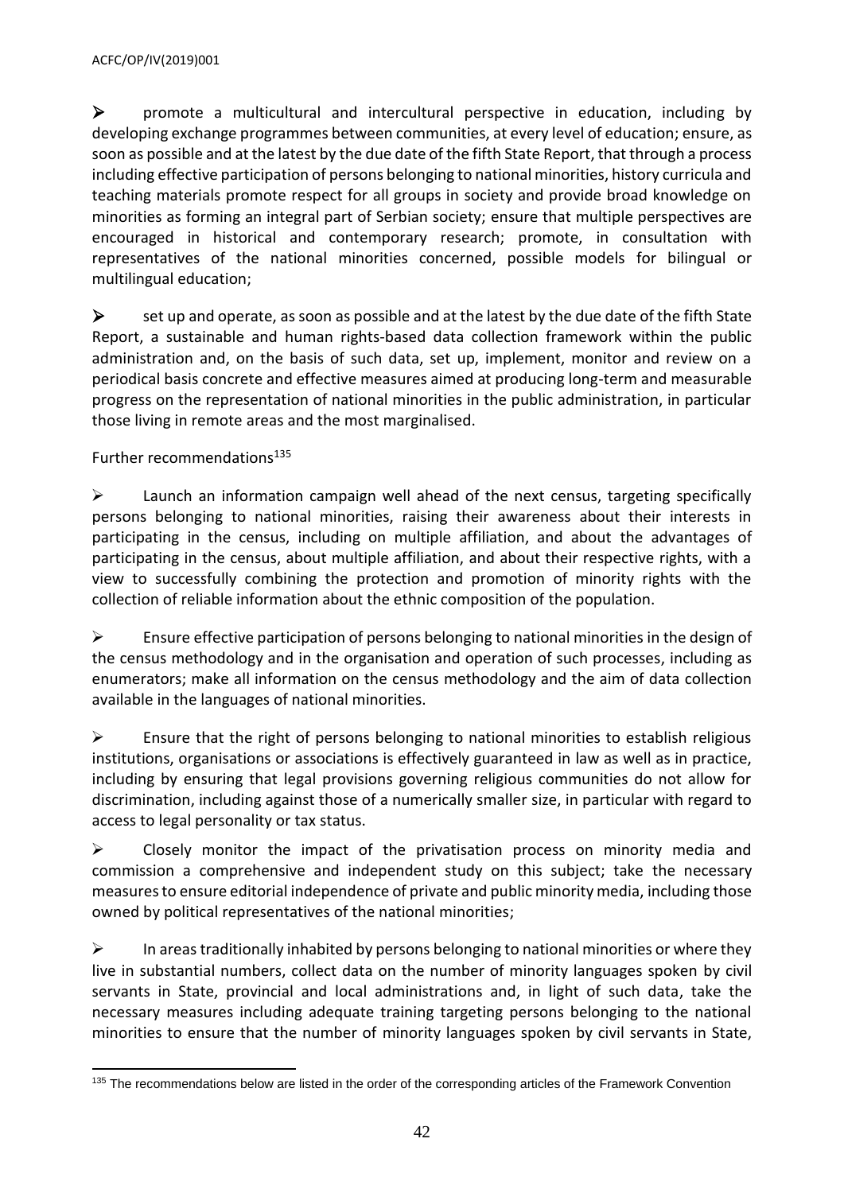- ➢ promote a multicultural and intercultural perspective in education, including by developing exchange programmes between communities, at every level of education; ensure, as soon as possible and at the latest by the due date of the fifth State Report, that through a process including effective participation of persons belonging to national minorities, history curricula and teaching materials promote respect for all groups in society and provide broad knowledge on minorities as forming an integral part of Serbian society; ensure that multiple perspectives are encouraged in historical and contemporary research; promote, in consultation with representatives of the national minorities concerned, possible models for bilingual or multilingual education;

- ➢ set up and operate, as soon as possible and at the latest by the due date of the fifth State Report, a sustainable and human rights-based data collection framework within the public administration and, on the basis of such data, set up, implement, monitor and review on a periodical basis concrete and effective measures aimed at producing long-term and measurable progress on the representation of national minorities in the public administration, in particular those living in remote areas and the most marginalised.

Further recommendations[135]

- ➢ Launch an information campaign well ahead of the next census, targeting specifically persons belonging to national minorities, raising their awareness about their interests in participating in the census, including on multiple affiliation, and about the advantages of participating in the census, about multiple affiliation, and about their respective rights, with a view to successfully combining the protection and promotion of minority rights with the collection of reliable information about the ethnic composition of the population.

- ➢ Ensure effective participation of persons belonging to national minorities in the design of the census methodology and in the organisation and operation of such processes, including as enumerators; make all information on the census methodology and the aim of data collection available in the languages of national minorities.

- ➢ Ensure that the right of persons belonging to national minorities to establish religious institutions, organisations or associations is effectively guaranteed in law as well as in practice, including by ensuring that legal provisions governing religious communities do not allow for discrimination, including against those of a numerically smaller size, in particular with regard to access to legal personality or tax status.

- ➢ Closely monitor the impact of the privatisation process on minority media and commission a comprehensive and independent study on this subject; take the necessary measures to ensure editorial independence of private and public minority media, including those owned by political representatives of the national minorities;

- ➢ In areas traditionally inhabited by persons belonging to national minorities or where they live in substantial numbers, collect data on the number of minority languages spoken by civil servants in State, provincial and local administrations and, in light of such data, take the necessary measures including adequate training targeting persons belonging to the national minorities to ensure that the number of minority languages spoken by civil servants in State,

---

[135] The recommendations below are listed in the order of the corresponding articles of the Framework Convention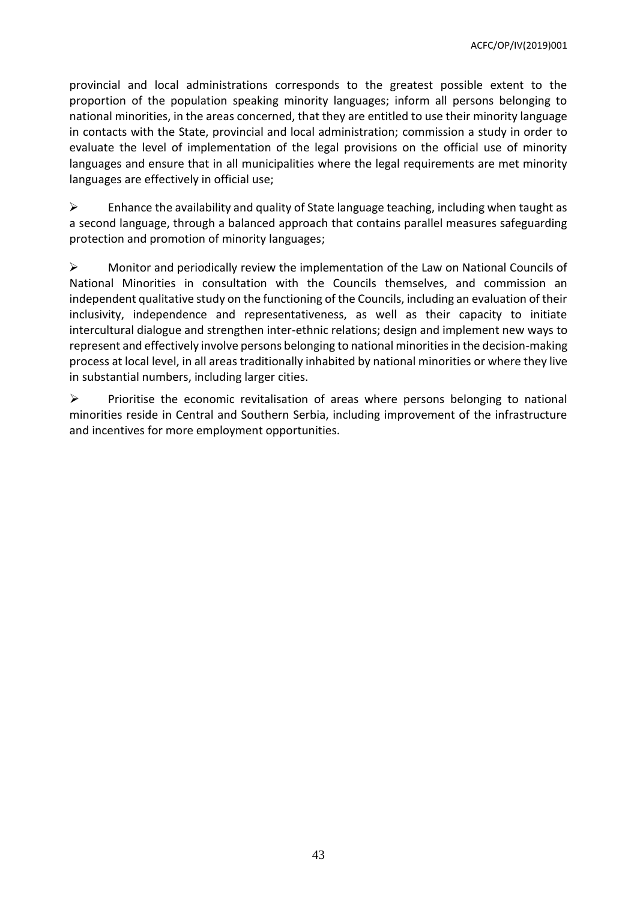provincial and local administrations corresponds to the greatest possible extent to the proportion of the population speaking minority languages; inform all persons belonging to national minorities, in the areas concerned, that they are entitled to use their minority language in contacts with the State, provincial and local administration; commission a study in order to evaluate the level of implementation of the legal provisions on the official use of minority languages and ensure that in all municipalities where the legal requirements are met minority languages are effectively in official use;

- Enhance the availability and quality of State language teaching, including when taught as a second language, through a balanced approach that contains parallel measures safeguarding protection and promotion of minority languages;

- Monitor and periodically review the implementation of the Law on National Councils of National Minorities in consultation with the Councils themselves, and commission an independent qualitative study on the functioning of the Councils, including an evaluation of their inclusivity, independence and representativeness, as well as their capacity to initiate intercultural dialogue and strengthen inter-ethnic relations; design and implement new ways to represent and effectively involve persons belonging to national minorities in the decision-making process at local level, in all areas traditionally inhabited by national minorities or where they live in substantial numbers, including larger cities.

- Prioritise the economic revitalisation of areas where persons belonging to national minorities reside in Central and Southern Serbia, including improvement of the infrastructure and incentives for more employment opportunities.